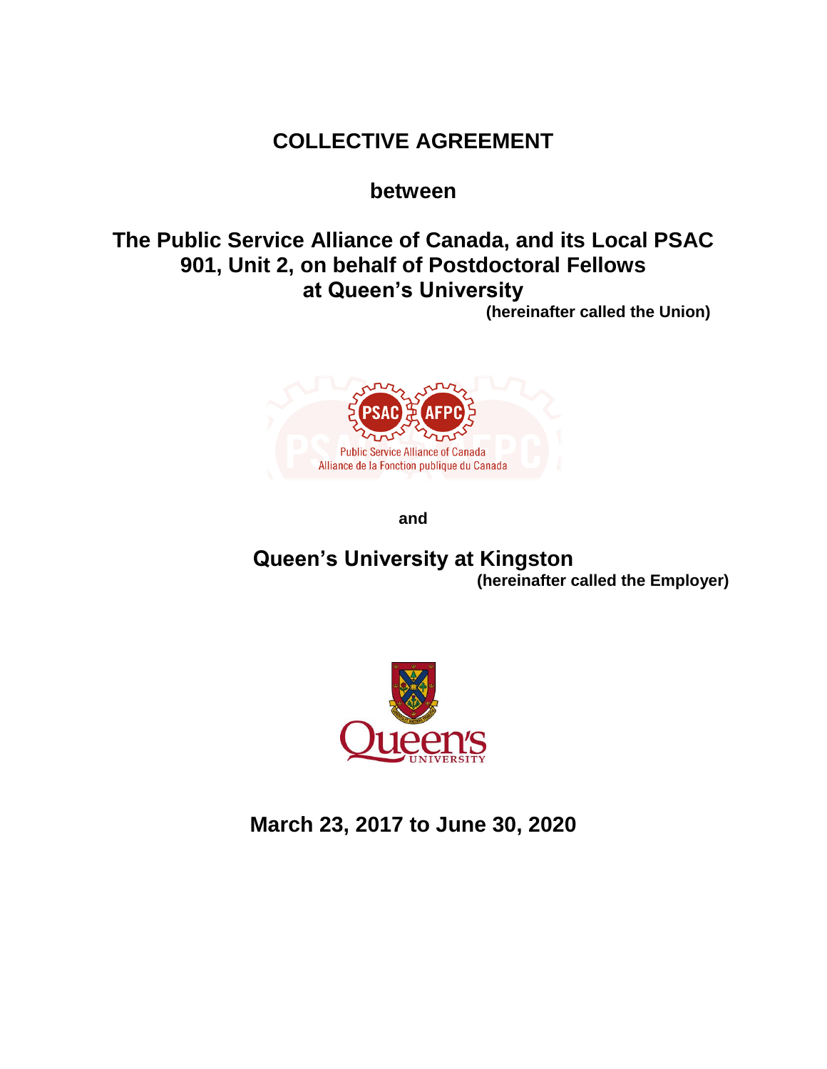# COLLECTIVE AGREEMENT

## between

## The Public Service Alliance of Canada, and its Local PSAC 901, Unit 2, on behalf of Postdoctoral Fellows at Queen's University

**(hereinafter called the Union)**

Public Service Alliance of Canada
Alliance de la Fonction publique du Canada

**and**

## Queen's University at Kingston

**(hereinafter called the Employer)**

## March 23, 2017 to June 30, 2020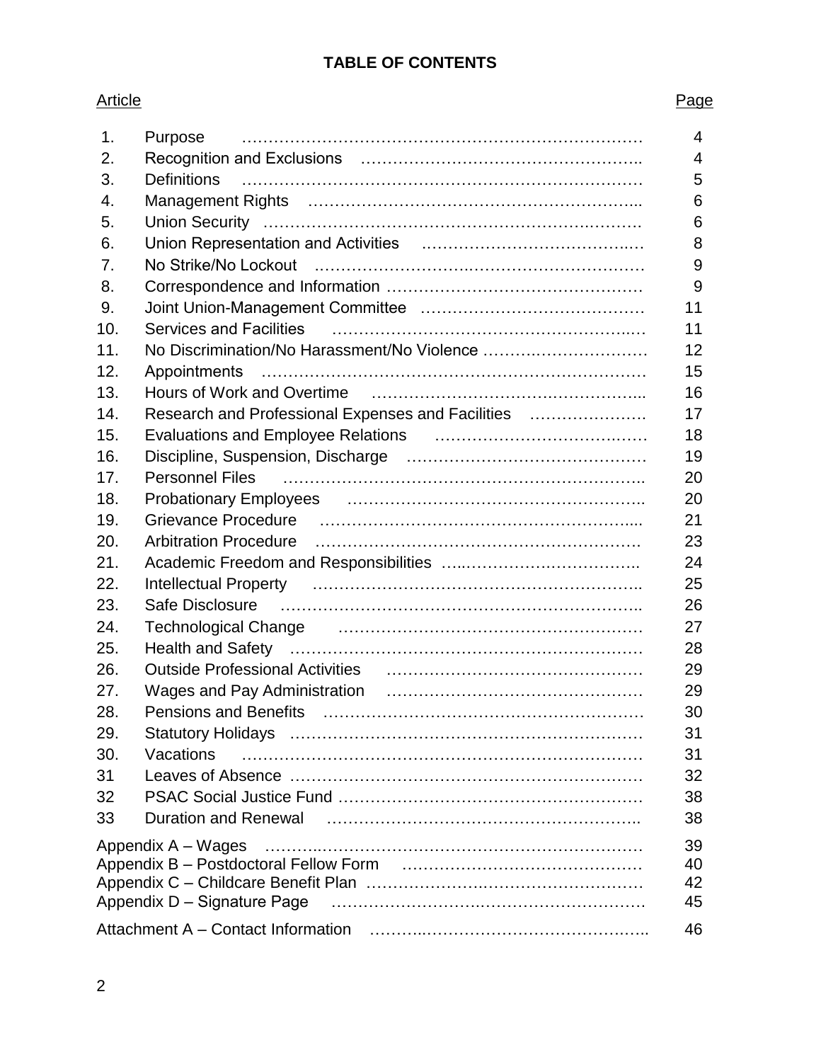# TABLE OF CONTENTS

| Article | | Page |
|---|---|---|
| 1. | Purpose | 4 |
| 2. | Recognition and Exclusions | 4 |
| 3. | Definitions | 5 |
| 4. | Management Rights | 6 |
| 5. | Union Security | 6 |
| 6. | Union Representation and Activities | 8 |
| 7. | No Strike/No Lockout | 9 |
| 8. | Correspondence and Information | 9 |
| 9. | Joint Union-Management Committee | 11 |
| 10. | Services and Facilities | 11 |
| 11. | No Discrimination/No Harassment/No Violence | 12 |
| 12. | Appointments | 15 |
| 13. | Hours of Work and Overtime | 16 |
| 14. | Research and Professional Expenses and Facilities | 17 |
| 15. | Evaluations and Employee Relations | 18 |
| 16. | Discipline, Suspension, Discharge | 19 |
| 17. | Personnel Files | 20 |
| 18. | Probationary Employees | 20 |
| 19. | Grievance Procedure | 21 |
| 20. | Arbitration Procedure | 23 |
| 21. | Academic Freedom and Responsibilities | 24 |
| 22. | Intellectual Property | 25 |
| 23. | Safe Disclosure | 26 |
| 24. | Technological Change | 27 |
| 25. | Health and Safety | 28 |
| 26. | Outside Professional Activities | 29 |
| 27. | Wages and Pay Administration | 29 |
| 28. | Pensions and Benefits | 30 |
| 29. | Statutory Holidays | 31 |
| 30. | Vacations | 31 |
| 31 | Leaves of Absence | 32 |
| 32 | PSAC Social Justice Fund | 38 |
| 33 | Duration and Renewal | 38 |
| Appendix A – Wages | | 39 |
| Appendix B – Postdoctoral Fellow Form | | 40 |
| Appendix C – Childcare Benefit Plan | | 42 |
| Appendix D – Signature Page | | 45 |
| Attachment A – Contact Information | | 46 |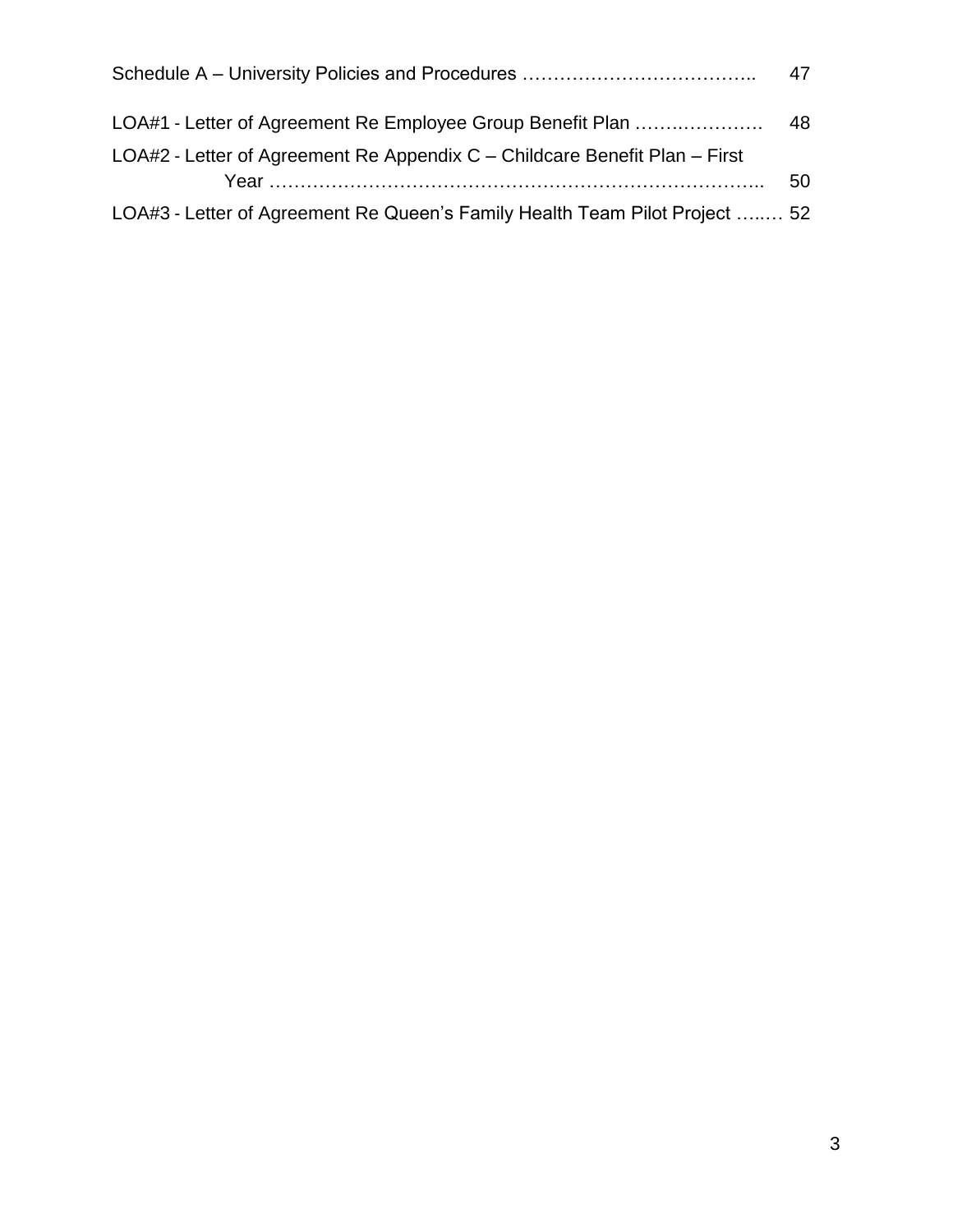Schedule A – University Policies and Procedures ……………………………….. 47

LOA#1 - Letter of Agreement Re Employee Group Benefit Plan …………………. 48

LOA#2 - Letter of Agreement Re Appendix C – Childcare Benefit Plan – First Year ……………………………………………………………………….. 50

LOA#3 - Letter of Agreement Re Queen's Family Health Team Pilot Project …..… 52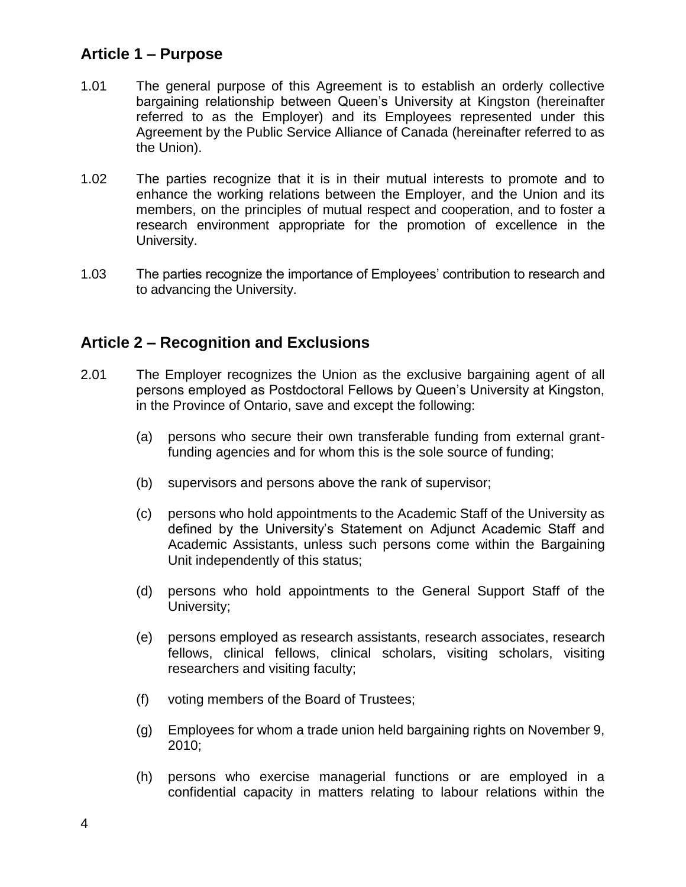## Article 1 – Purpose

1.01 The general purpose of this Agreement is to establish an orderly collective bargaining relationship between Queen's University at Kingston (hereinafter referred to as the Employer) and its Employees represented under this Agreement by the Public Service Alliance of Canada (hereinafter referred to as the Union).

1.02 The parties recognize that it is in their mutual interests to promote and to enhance the working relations between the Employer, and the Union and its members, on the principles of mutual respect and cooperation, and to foster a research environment appropriate for the promotion of excellence in the University.

1.03 The parties recognize the importance of Employees' contribution to research and to advancing the University.

## Article 2 – Recognition and Exclusions

2.01 The Employer recognizes the Union as the exclusive bargaining agent of all persons employed as Postdoctoral Fellows by Queen's University at Kingston, in the Province of Ontario, save and except the following:

(a) persons who secure their own transferable funding from external grant-funding agencies and for whom this is the sole source of funding;

(b) supervisors and persons above the rank of supervisor;

(c) persons who hold appointments to the Academic Staff of the University as defined by the University's Statement on Adjunct Academic Staff and Academic Assistants, unless such persons come within the Bargaining Unit independently of this status;

(d) persons who hold appointments to the General Support Staff of the University;

(e) persons employed as research assistants, research associates, research fellows, clinical fellows, clinical scholars, visiting scholars, visiting researchers and visiting faculty;

(f) voting members of the Board of Trustees;

(g) Employees for whom a trade union held bargaining rights on November 9, 2010;

(h) persons who exercise managerial functions or are employed in a confidential capacity in matters relating to labour relations within the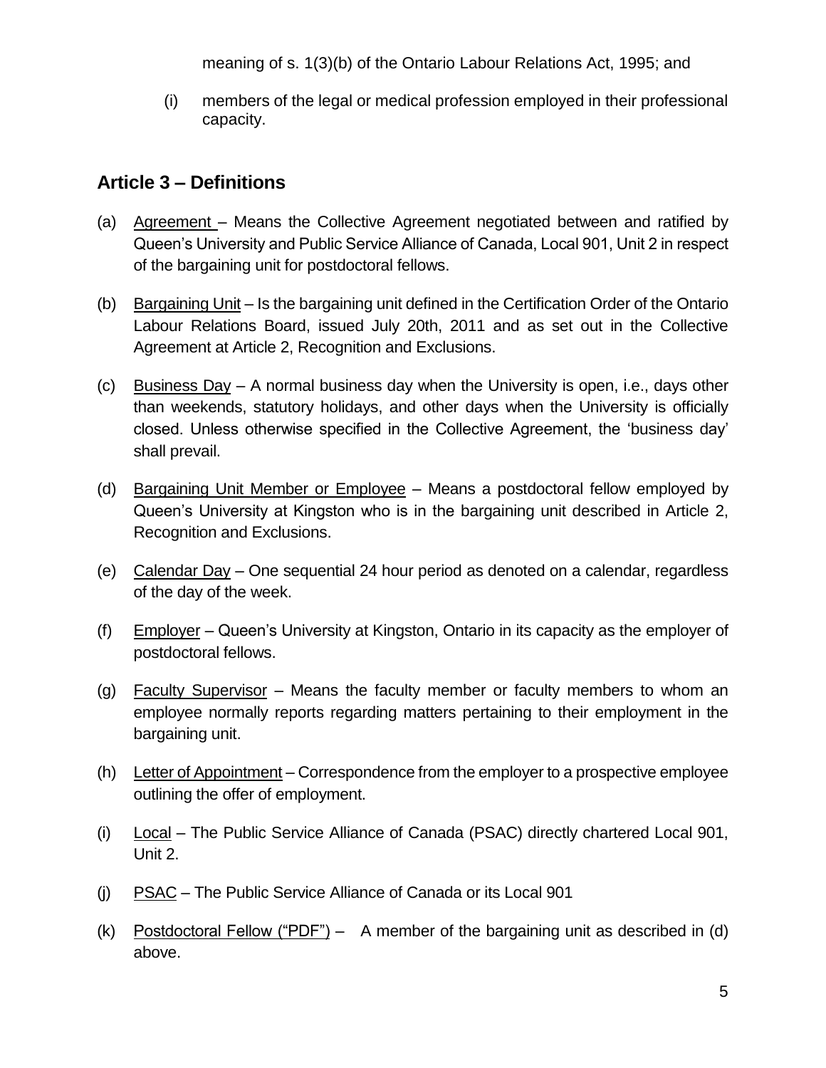meaning of s. 1(3)(b) of the Ontario Labour Relations Act, 1995; and

(i) members of the legal or medical profession employed in their professional capacity.

## Article 3 – Definitions

(a) Agreement – Means the Collective Agreement negotiated between and ratified by Queen's University and Public Service Alliance of Canada, Local 901, Unit 2 in respect of the bargaining unit for postdoctoral fellows.

(b) Bargaining Unit – Is the bargaining unit defined in the Certification Order of the Ontario Labour Relations Board, issued July 20th, 2011 and as set out in the Collective Agreement at Article 2, Recognition and Exclusions.

(c) Business Day – A normal business day when the University is open, i.e., days other than weekends, statutory holidays, and other days when the University is officially closed. Unless otherwise specified in the Collective Agreement, the 'business day' shall prevail.

(d) Bargaining Unit Member or Employee – Means a postdoctoral fellow employed by Queen's University at Kingston who is in the bargaining unit described in Article 2, Recognition and Exclusions.

(e) Calendar Day – One sequential 24 hour period as denoted on a calendar, regardless of the day of the week.

(f) Employer – Queen's University at Kingston, Ontario in its capacity as the employer of postdoctoral fellows.

(g) Faculty Supervisor – Means the faculty member or faculty members to whom an employee normally reports regarding matters pertaining to their employment in the bargaining unit.

(h) Letter of Appointment – Correspondence from the employer to a prospective employee outlining the offer of employment.

(i) Local – The Public Service Alliance of Canada (PSAC) directly chartered Local 901, Unit 2.

(j) PSAC – The Public Service Alliance of Canada or its Local 901

(k) Postdoctoral Fellow ("PDF") – A member of the bargaining unit as described in (d) above.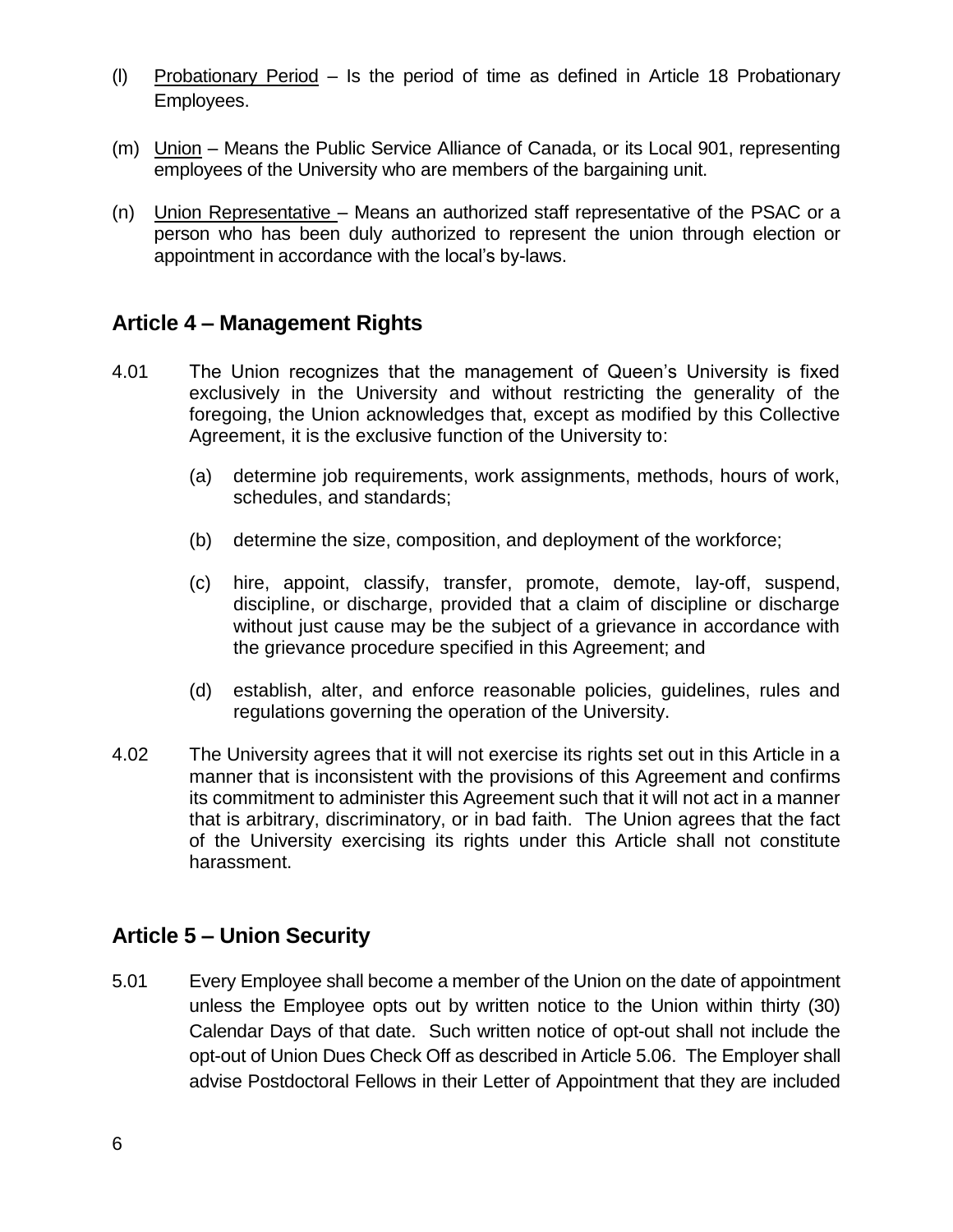(l) Probationary Period – Is the period of time as defined in Article 18 Probationary Employees.

(m) Union – Means the Public Service Alliance of Canada, or its Local 901, representing employees of the University who are members of the bargaining unit.

(n) Union Representative – Means an authorized staff representative of the PSAC or a person who has been duly authorized to represent the union through election or appointment in accordance with the local's by-laws.

## Article 4 – Management Rights

4.01 The Union recognizes that the management of Queen's University is fixed exclusively in the University and without restricting the generality of the foregoing, the Union acknowledges that, except as modified by this Collective Agreement, it is the exclusive function of the University to:

(a) determine job requirements, work assignments, methods, hours of work, schedules, and standards;

(b) determine the size, composition, and deployment of the workforce;

(c) hire, appoint, classify, transfer, promote, demote, lay-off, suspend, discipline, or discharge, provided that a claim of discipline or discharge without just cause may be the subject of a grievance in accordance with the grievance procedure specified in this Agreement; and

(d) establish, alter, and enforce reasonable policies, guidelines, rules and regulations governing the operation of the University.

4.02 The University agrees that it will not exercise its rights set out in this Article in a manner that is inconsistent with the provisions of this Agreement and confirms its commitment to administer this Agreement such that it will not act in a manner that is arbitrary, discriminatory, or in bad faith. The Union agrees that the fact of the University exercising its rights under this Article shall not constitute harassment.

## Article 5 – Union Security

5.01 Every Employee shall become a member of the Union on the date of appointment unless the Employee opts out by written notice to the Union within thirty (30) Calendar Days of that date. Such written notice of opt-out shall not include the opt-out of Union Dues Check Off as described in Article 5.06. The Employer shall advise Postdoctoral Fellows in their Letter of Appointment that they are included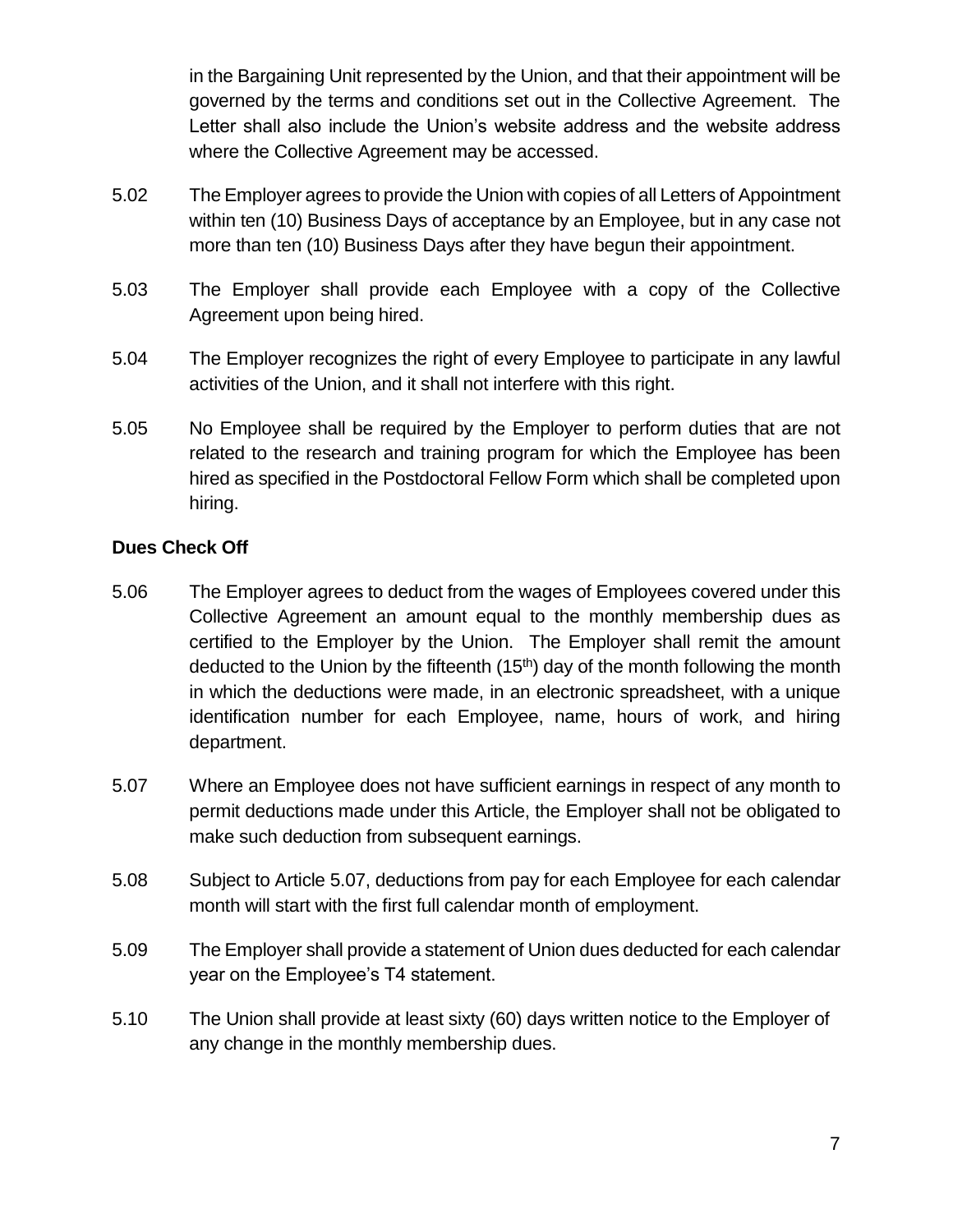in the Bargaining Unit represented by the Union, and that their appointment will be governed by the terms and conditions set out in the Collective Agreement. The Letter shall also include the Union's website address and the website address where the Collective Agreement may be accessed.

5.02 The Employer agrees to provide the Union with copies of all Letters of Appointment within ten (10) Business Days of acceptance by an Employee, but in any case not more than ten (10) Business Days after they have begun their appointment.

5.03 The Employer shall provide each Employee with a copy of the Collective Agreement upon being hired.

5.04 The Employer recognizes the right of every Employee to participate in any lawful activities of the Union, and it shall not interfere with this right.

5.05 No Employee shall be required by the Employer to perform duties that are not related to the research and training program for which the Employee has been hired as specified in the Postdoctoral Fellow Form which shall be completed upon hiring.

**Dues Check Off**

5.06 The Employer agrees to deduct from the wages of Employees covered under this Collective Agreement an amount equal to the monthly membership dues as certified to the Employer by the Union. The Employer shall remit the amount deducted to the Union by the fifteenth (15th) day of the month following the month in which the deductions were made, in an electronic spreadsheet, with a unique identification number for each Employee, name, hours of work, and hiring department.

5.07 Where an Employee does not have sufficient earnings in respect of any month to permit deductions made under this Article, the Employer shall not be obligated to make such deduction from subsequent earnings.

5.08 Subject to Article 5.07, deductions from pay for each Employee for each calendar month will start with the first full calendar month of employment.

5.09 The Employer shall provide a statement of Union dues deducted for each calendar year on the Employee's T4 statement.

5.10 The Union shall provide at least sixty (60) days written notice to the Employer of any change in the monthly membership dues.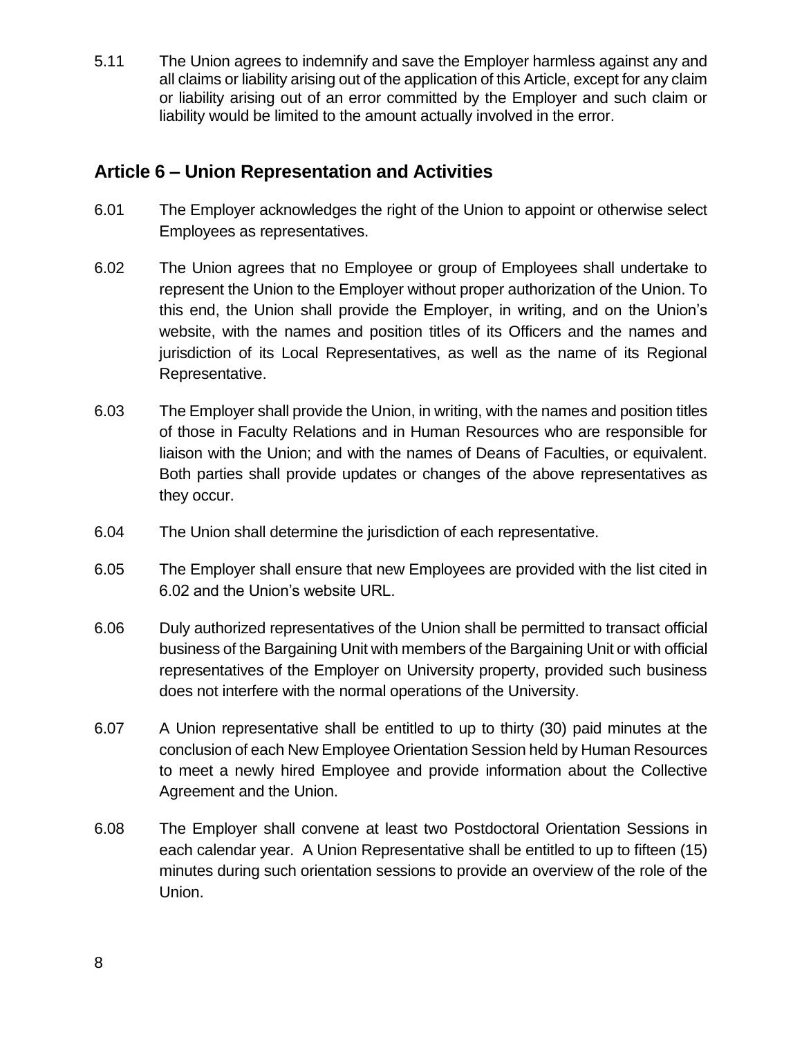5.11 The Union agrees to indemnify and save the Employer harmless against any and all claims or liability arising out of the application of this Article, except for any claim or liability arising out of an error committed by the Employer and such claim or liability would be limited to the amount actually involved in the error.

## Article 6 – Union Representation and Activities

6.01 The Employer acknowledges the right of the Union to appoint or otherwise select Employees as representatives.

6.02 The Union agrees that no Employee or group of Employees shall undertake to represent the Union to the Employer without proper authorization of the Union. To this end, the Union shall provide the Employer, in writing, and on the Union's website, with the names and position titles of its Officers and the names and jurisdiction of its Local Representatives, as well as the name of its Regional Representative.

6.03 The Employer shall provide the Union, in writing, with the names and position titles of those in Faculty Relations and in Human Resources who are responsible for liaison with the Union; and with the names of Deans of Faculties, or equivalent. Both parties shall provide updates or changes of the above representatives as they occur.

6.04 The Union shall determine the jurisdiction of each representative.

6.05 The Employer shall ensure that new Employees are provided with the list cited in 6.02 and the Union's website URL.

6.06 Duly authorized representatives of the Union shall be permitted to transact official business of the Bargaining Unit with members of the Bargaining Unit or with official representatives of the Employer on University property, provided such business does not interfere with the normal operations of the University.

6.07 A Union representative shall be entitled to up to thirty (30) paid minutes at the conclusion of each New Employee Orientation Session held by Human Resources to meet a newly hired Employee and provide information about the Collective Agreement and the Union.

6.08 The Employer shall convene at least two Postdoctoral Orientation Sessions in each calendar year. A Union Representative shall be entitled to up to fifteen (15) minutes during such orientation sessions to provide an overview of the role of the Union.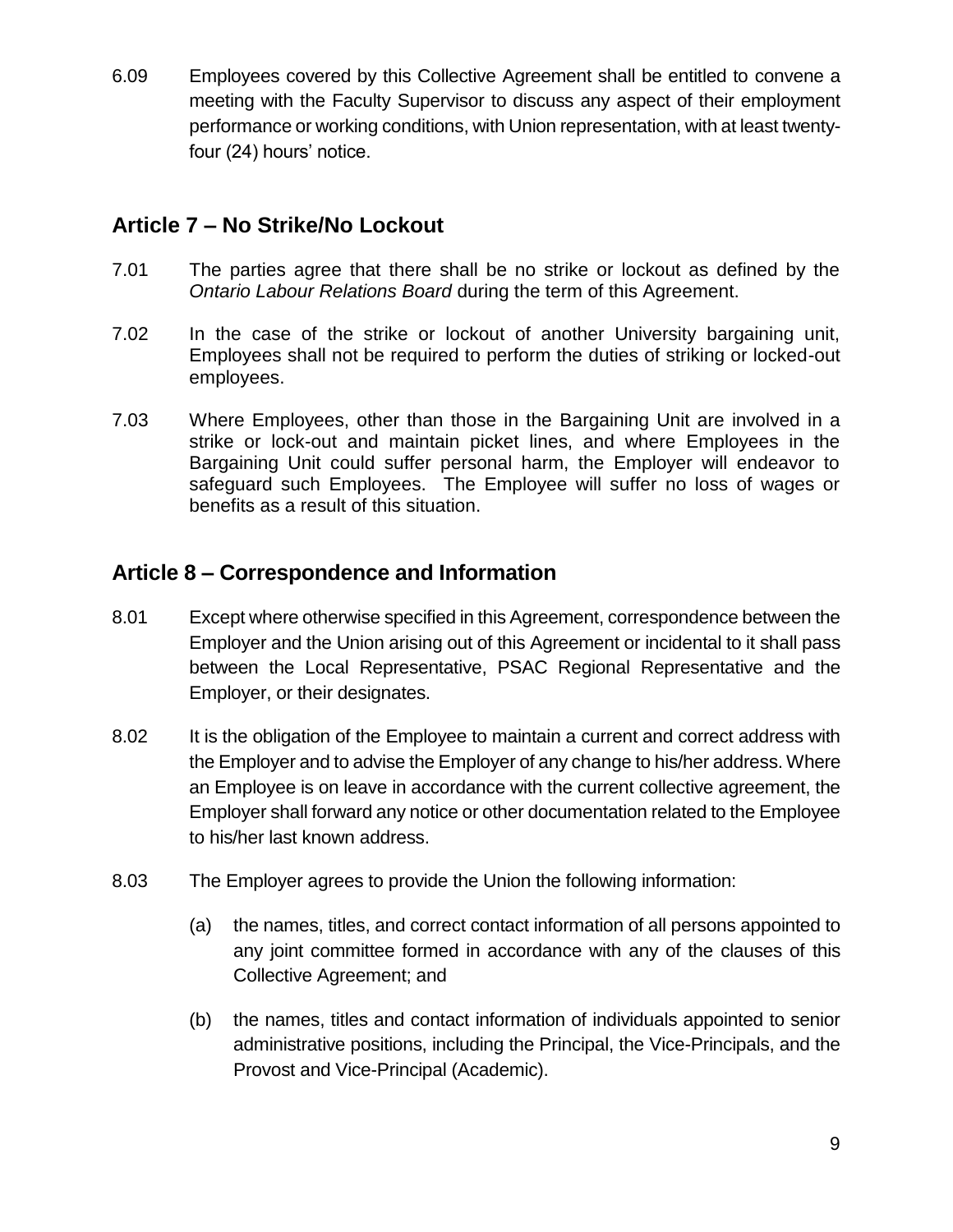6.09 Employees covered by this Collective Agreement shall be entitled to convene a meeting with the Faculty Supervisor to discuss any aspect of their employment performance or working conditions, with Union representation, with at least twenty-four (24) hours' notice.

## Article 7 – No Strike/No Lockout

7.01 The parties agree that there shall be no strike or lockout as defined by the *Ontario Labour Relations Board* during the term of this Agreement.

7.02 In the case of the strike or lockout of another University bargaining unit, Employees shall not be required to perform the duties of striking or locked-out employees.

7.03 Where Employees, other than those in the Bargaining Unit are involved in a strike or lock-out and maintain picket lines, and where Employees in the Bargaining Unit could suffer personal harm, the Employer will endeavor to safeguard such Employees. The Employee will suffer no loss of wages or benefits as a result of this situation.

## Article 8 – Correspondence and Information

8.01 Except where otherwise specified in this Agreement, correspondence between the Employer and the Union arising out of this Agreement or incidental to it shall pass between the Local Representative, PSAC Regional Representative and the Employer, or their designates.

8.02 It is the obligation of the Employee to maintain a current and correct address with the Employer and to advise the Employer of any change to his/her address. Where an Employee is on leave in accordance with the current collective agreement, the Employer shall forward any notice or other documentation related to the Employee to his/her last known address.

8.03 The Employer agrees to provide the Union the following information:

(a) the names, titles, and correct contact information of all persons appointed to any joint committee formed in accordance with any of the clauses of this Collective Agreement; and

(b) the names, titles and contact information of individuals appointed to senior administrative positions, including the Principal, the Vice-Principals, and the Provost and Vice-Principal (Academic).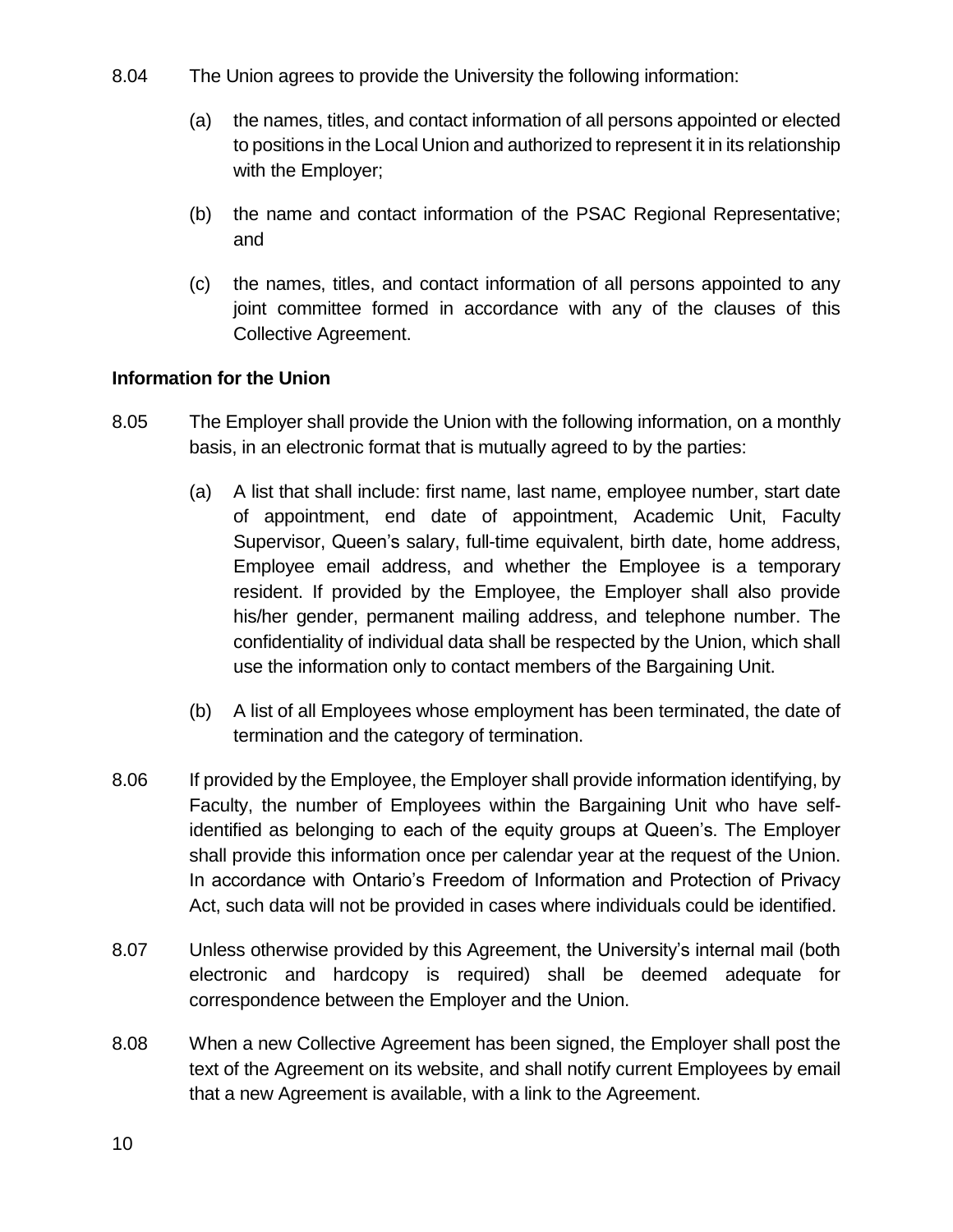8.04 The Union agrees to provide the University the following information:

- (a) the names, titles, and contact information of all persons appointed or elected to positions in the Local Union and authorized to represent it in its relationship with the Employer;
- (b) the name and contact information of the PSAC Regional Representative; and
- (c) the names, titles, and contact information of all persons appointed to any joint committee formed in accordance with any of the clauses of this Collective Agreement.

**Information for the Union**

8.05 The Employer shall provide the Union with the following information, on a monthly basis, in an electronic format that is mutually agreed to by the parties:

- (a) A list that shall include: first name, last name, employee number, start date of appointment, end date of appointment, Academic Unit, Faculty Supervisor, Queen's salary, full-time equivalent, birth date, home address, Employee email address, and whether the Employee is a temporary resident. If provided by the Employee, the Employer shall also provide his/her gender, permanent mailing address, and telephone number. The confidentiality of individual data shall be respected by the Union, which shall use the information only to contact members of the Bargaining Unit.
- (b) A list of all Employees whose employment has been terminated, the date of termination and the category of termination.

8.06 If provided by the Employee, the Employer shall provide information identifying, by Faculty, the number of Employees within the Bargaining Unit who have self-identified as belonging to each of the equity groups at Queen's. The Employer shall provide this information once per calendar year at the request of the Union. In accordance with Ontario's Freedom of Information and Protection of Privacy Act, such data will not be provided in cases where individuals could be identified.

8.07 Unless otherwise provided by this Agreement, the University's internal mail (both electronic and hardcopy is required) shall be deemed adequate for correspondence between the Employer and the Union.

8.08 When a new Collective Agreement has been signed, the Employer shall post the text of the Agreement on its website, and shall notify current Employees by email that a new Agreement is available, with a link to the Agreement.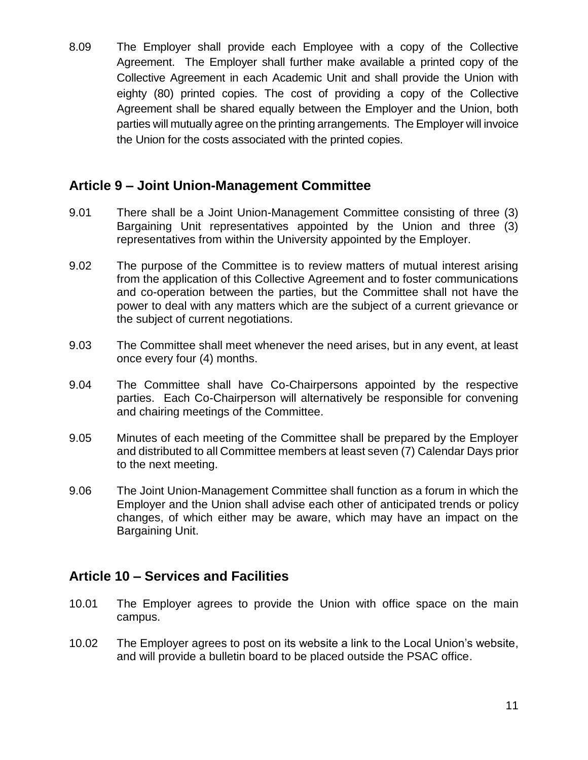8.09 The Employer shall provide each Employee with a copy of the Collective Agreement. The Employer shall further make available a printed copy of the Collective Agreement in each Academic Unit and shall provide the Union with eighty (80) printed copies. The cost of providing a copy of the Collective Agreement shall be shared equally between the Employer and the Union, both parties will mutually agree on the printing arrangements. The Employer will invoice the Union for the costs associated with the printed copies.

## Article 9 – Joint Union-Management Committee

9.01 There shall be a Joint Union-Management Committee consisting of three (3) Bargaining Unit representatives appointed by the Union and three (3) representatives from within the University appointed by the Employer.

9.02 The purpose of the Committee is to review matters of mutual interest arising from the application of this Collective Agreement and to foster communications and co-operation between the parties, but the Committee shall not have the power to deal with any matters which are the subject of a current grievance or the subject of current negotiations.

9.03 The Committee shall meet whenever the need arises, but in any event, at least once every four (4) months.

9.04 The Committee shall have Co-Chairpersons appointed by the respective parties. Each Co-Chairperson will alternatively be responsible for convening and chairing meetings of the Committee.

9.05 Minutes of each meeting of the Committee shall be prepared by the Employer and distributed to all Committee members at least seven (7) Calendar Days prior to the next meeting.

9.06 The Joint Union-Management Committee shall function as a forum in which the Employer and the Union shall advise each other of anticipated trends or policy changes, of which either may be aware, which may have an impact on the Bargaining Unit.

## Article 10 – Services and Facilities

10.01 The Employer agrees to provide the Union with office space on the main campus.

10.02 The Employer agrees to post on its website a link to the Local Union's website, and will provide a bulletin board to be placed outside the PSAC office.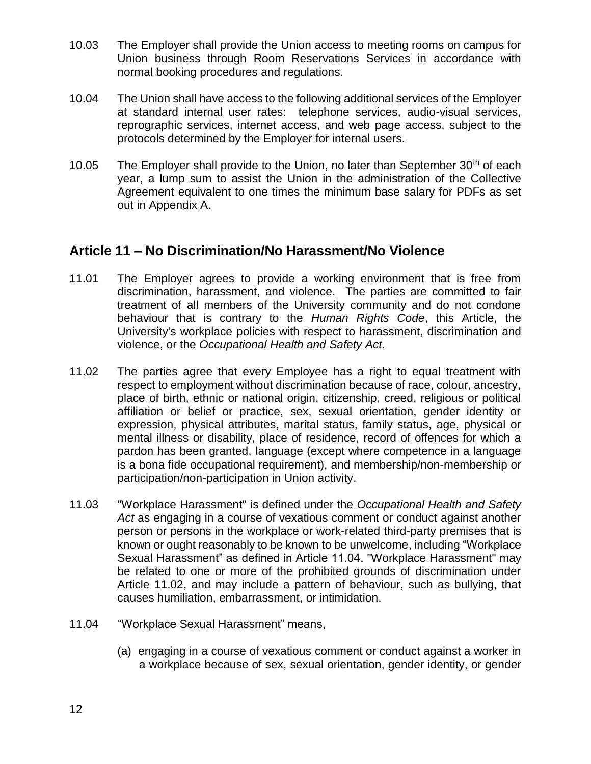10.03 The Employer shall provide the Union access to meeting rooms on campus for Union business through Room Reservations Services in accordance with normal booking procedures and regulations.

10.04 The Union shall have access to the following additional services of the Employer at standard internal user rates: telephone services, audio-visual services, reprographic services, internet access, and web page access, subject to the protocols determined by the Employer for internal users.

10.05 The Employer shall provide to the Union, no later than September 30th of each year, a lump sum to assist the Union in the administration of the Collective Agreement equivalent to one times the minimum base salary for PDFs as set out in Appendix A.

## Article 11 – No Discrimination/No Harassment/No Violence

11.01 The Employer agrees to provide a working environment that is free from discrimination, harassment, and violence. The parties are committed to fair treatment of all members of the University community and do not condone behaviour that is contrary to the *Human Rights Code*, this Article, the University's workplace policies with respect to harassment, discrimination and violence, or the *Occupational Health and Safety Act*.

11.02 The parties agree that every Employee has a right to equal treatment with respect to employment without discrimination because of race, colour, ancestry, place of birth, ethnic or national origin, citizenship, creed, religious or political affiliation or belief or practice, sex, sexual orientation, gender identity or expression, physical attributes, marital status, family status, age, physical or mental illness or disability, place of residence, record of offences for which a pardon has been granted, language (except where competence in a language is a bona fide occupational requirement), and membership/non-membership or participation/non-participation in Union activity.

11.03 "Workplace Harassment" is defined under the *Occupational Health and Safety Act* as engaging in a course of vexatious comment or conduct against another person or persons in the workplace or work-related third-party premises that is known or ought reasonably to be known to be unwelcome, including "Workplace Sexual Harassment" as defined in Article 11.04. "Workplace Harassment" may be related to one or more of the prohibited grounds of discrimination under Article 11.02, and may include a pattern of behaviour, such as bullying, that causes humiliation, embarrassment, or intimidation.

11.04 "Workplace Sexual Harassment" means,

(a) engaging in a course of vexatious comment or conduct against a worker in a workplace because of sex, sexual orientation, gender identity, or gender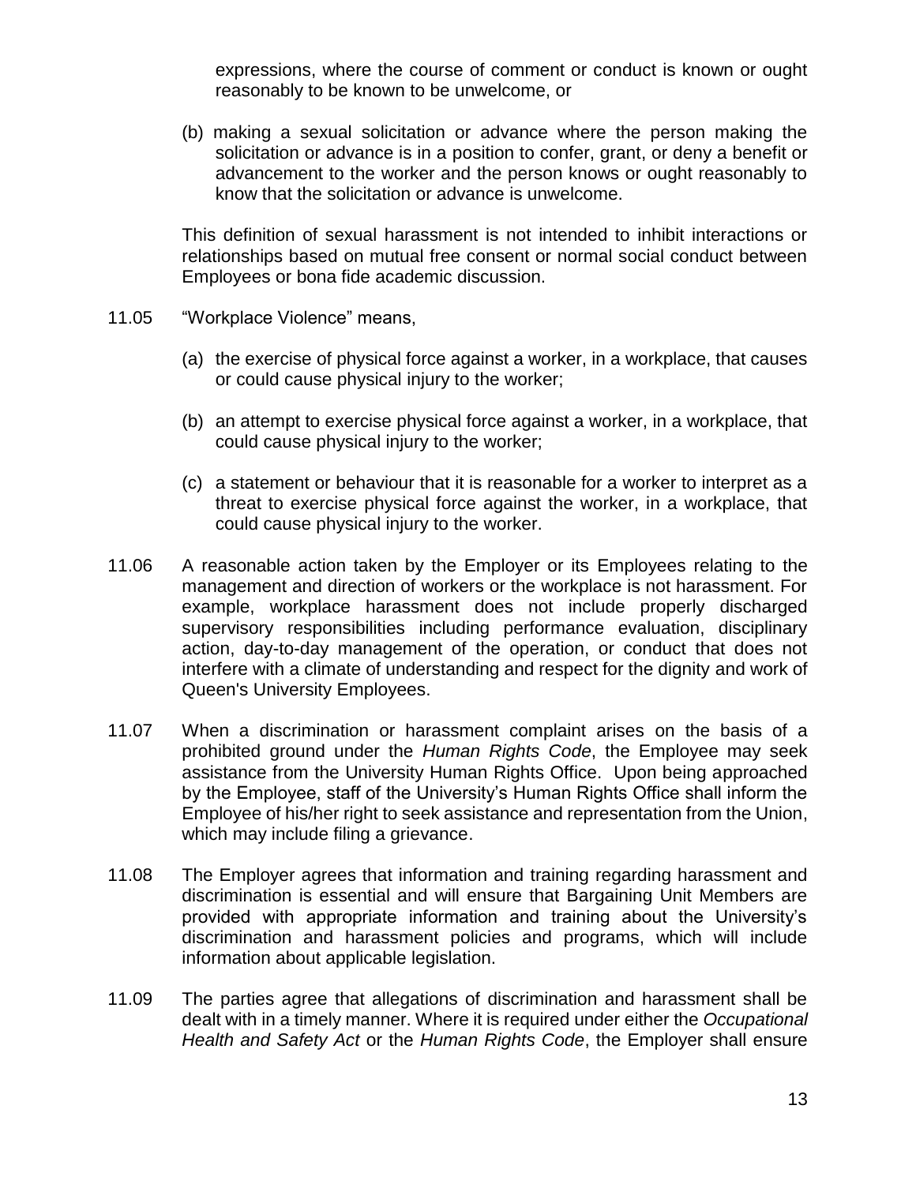expressions, where the course of comment or conduct is known or ought reasonably to be known to be unwelcome, or

(b) making a sexual solicitation or advance where the person making the solicitation or advance is in a position to confer, grant, or deny a benefit or advancement to the worker and the person knows or ought reasonably to know that the solicitation or advance is unwelcome.

This definition of sexual harassment is not intended to inhibit interactions or relationships based on mutual free consent or normal social conduct between Employees or bona fide academic discussion.

11.05 "Workplace Violence" means,

(a) the exercise of physical force against a worker, in a workplace, that causes or could cause physical injury to the worker;

(b) an attempt to exercise physical force against a worker, in a workplace, that could cause physical injury to the worker;

(c) a statement or behaviour that it is reasonable for a worker to interpret as a threat to exercise physical force against the worker, in a workplace, that could cause physical injury to the worker.

11.06 A reasonable action taken by the Employer or its Employees relating to the management and direction of workers or the workplace is not harassment. For example, workplace harassment does not include properly discharged supervisory responsibilities including performance evaluation, disciplinary action, day-to-day management of the operation, or conduct that does not interfere with a climate of understanding and respect for the dignity and work of Queen's University Employees.

11.07 When a discrimination or harassment complaint arises on the basis of a prohibited ground under the *Human Rights Code*, the Employee may seek assistance from the University Human Rights Office. Upon being approached by the Employee, staff of the University's Human Rights Office shall inform the Employee of his/her right to seek assistance and representation from the Union, which may include filing a grievance.

11.08 The Employer agrees that information and training regarding harassment and discrimination is essential and will ensure that Bargaining Unit Members are provided with appropriate information and training about the University's discrimination and harassment policies and programs, which will include information about applicable legislation.

11.09 The parties agree that allegations of discrimination and harassment shall be dealt with in a timely manner. Where it is required under either the *Occupational Health and Safety Act* or the *Human Rights Code*, the Employer shall ensure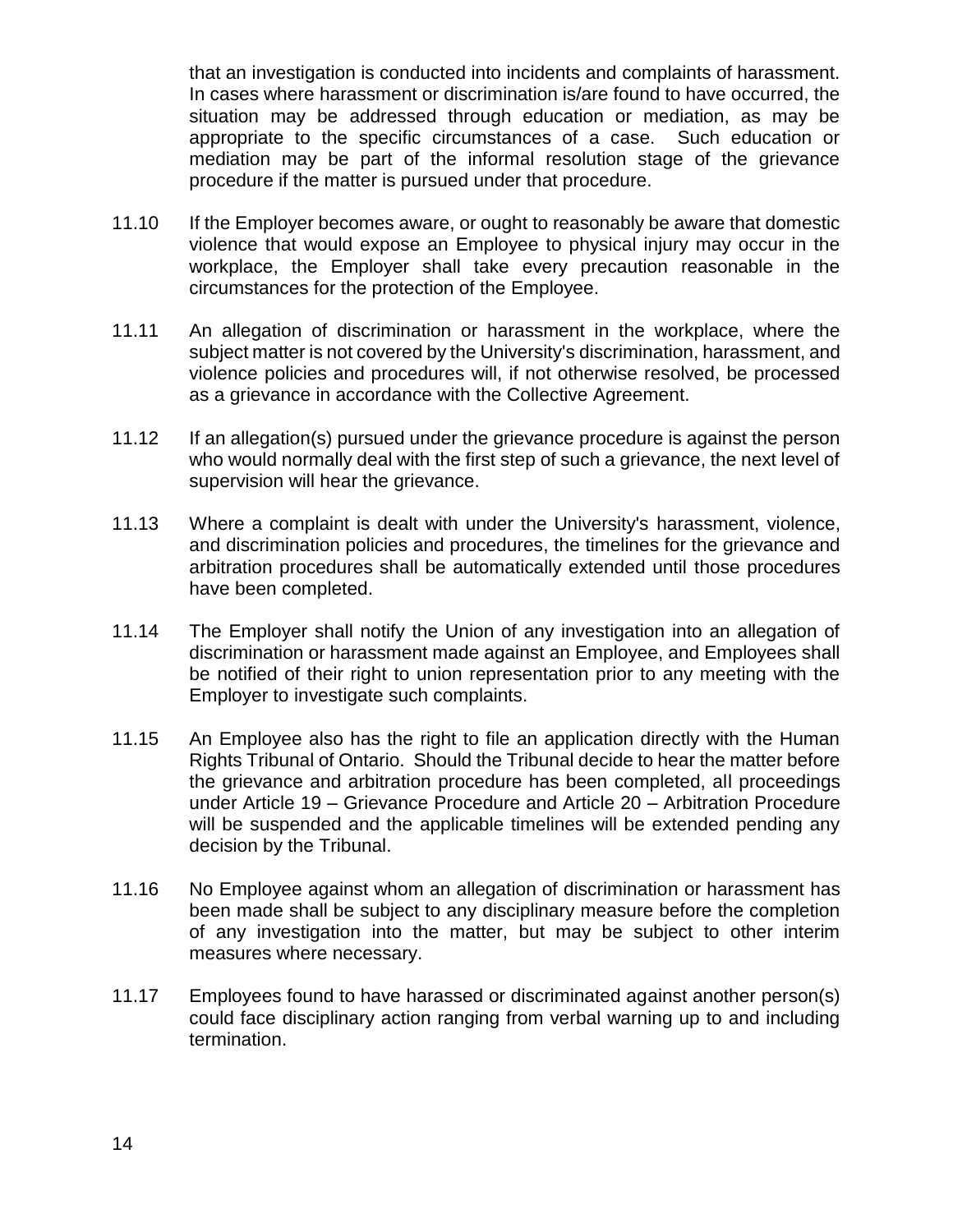that an investigation is conducted into incidents and complaints of harassment. In cases where harassment or discrimination is/are found to have occurred, the situation may be addressed through education or mediation, as may be appropriate to the specific circumstances of a case. Such education or mediation may be part of the informal resolution stage of the grievance procedure if the matter is pursued under that procedure.

11.10 If the Employer becomes aware, or ought to reasonably be aware that domestic violence that would expose an Employee to physical injury may occur in the workplace, the Employer shall take every precaution reasonable in the circumstances for the protection of the Employee.

11.11 An allegation of discrimination or harassment in the workplace, where the subject matter is not covered by the University's discrimination, harassment, and violence policies and procedures will, if not otherwise resolved, be processed as a grievance in accordance with the Collective Agreement.

11.12 If an allegation(s) pursued under the grievance procedure is against the person who would normally deal with the first step of such a grievance, the next level of supervision will hear the grievance.

11.13 Where a complaint is dealt with under the University's harassment, violence, and discrimination policies and procedures, the timelines for the grievance and arbitration procedures shall be automatically extended until those procedures have been completed.

11.14 The Employer shall notify the Union of any investigation into an allegation of discrimination or harassment made against an Employee, and Employees shall be notified of their right to union representation prior to any meeting with the Employer to investigate such complaints.

11.15 An Employee also has the right to file an application directly with the Human Rights Tribunal of Ontario. Should the Tribunal decide to hear the matter before the grievance and arbitration procedure has been completed, all proceedings under Article 19 – Grievance Procedure and Article 20 – Arbitration Procedure will be suspended and the applicable timelines will be extended pending any decision by the Tribunal.

11.16 No Employee against whom an allegation of discrimination or harassment has been made shall be subject to any disciplinary measure before the completion of any investigation into the matter, but may be subject to other interim measures where necessary.

11.17 Employees found to have harassed or discriminated against another person(s) could face disciplinary action ranging from verbal warning up to and including termination.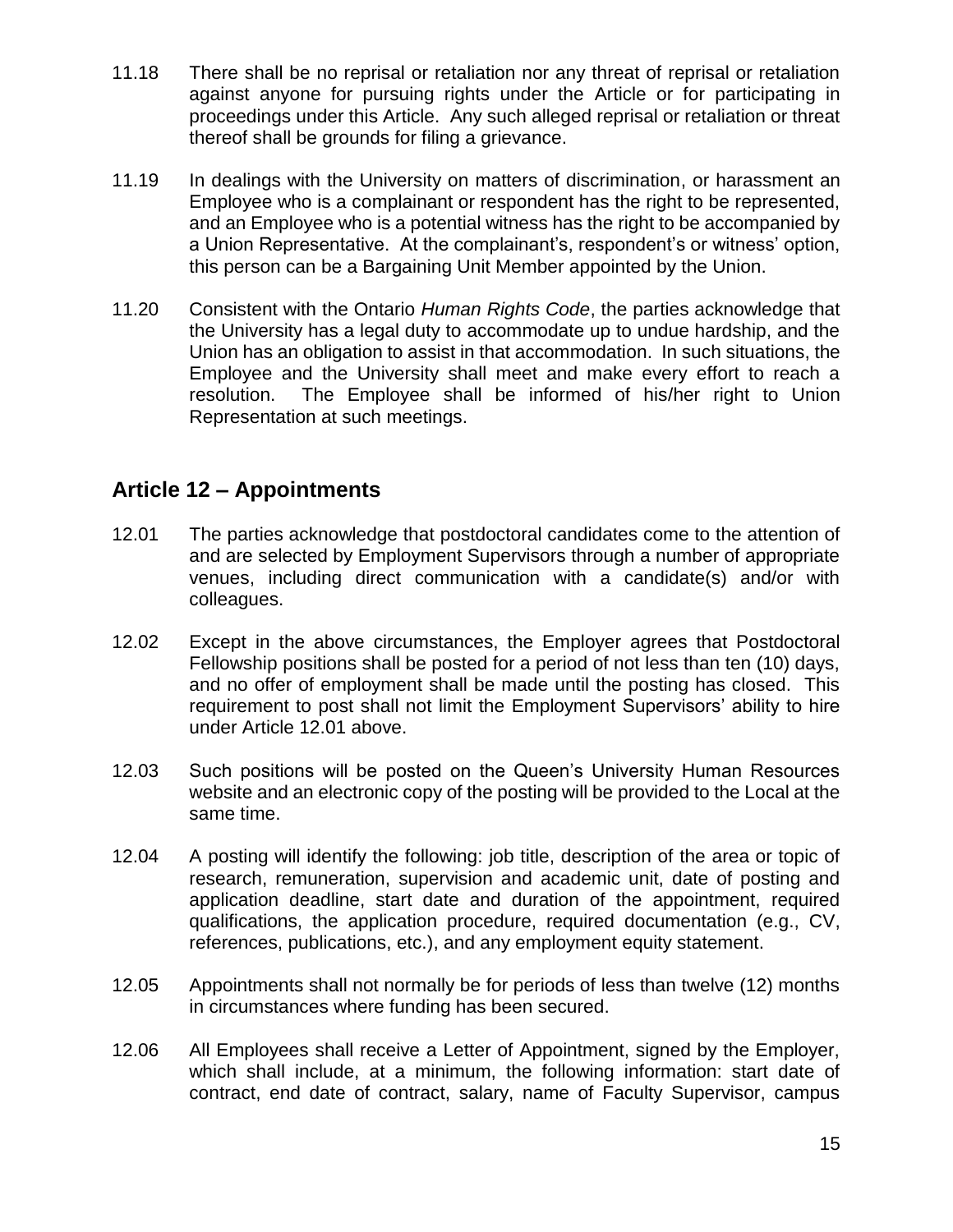11.18 There shall be no reprisal or retaliation nor any threat of reprisal or retaliation against anyone for pursuing rights under the Article or for participating in proceedings under this Article. Any such alleged reprisal or retaliation or threat thereof shall be grounds for filing a grievance.

11.19 In dealings with the University on matters of discrimination, or harassment an Employee who is a complainant or respondent has the right to be represented, and an Employee who is a potential witness has the right to be accompanied by a Union Representative. At the complainant's, respondent's or witness' option, this person can be a Bargaining Unit Member appointed by the Union.

11.20 Consistent with the Ontario *Human Rights Code*, the parties acknowledge that the University has a legal duty to accommodate up to undue hardship, and the Union has an obligation to assist in that accommodation. In such situations, the Employee and the University shall meet and make every effort to reach a resolution. The Employee shall be informed of his/her right to Union Representation at such meetings.

## Article 12 – Appointments

12.01 The parties acknowledge that postdoctoral candidates come to the attention of and are selected by Employment Supervisors through a number of appropriate venues, including direct communication with a candidate(s) and/or with colleagues.

12.02 Except in the above circumstances, the Employer agrees that Postdoctoral Fellowship positions shall be posted for a period of not less than ten (10) days, and no offer of employment shall be made until the posting has closed. This requirement to post shall not limit the Employment Supervisors' ability to hire under Article 12.01 above.

12.03 Such positions will be posted on the Queen's University Human Resources website and an electronic copy of the posting will be provided to the Local at the same time.

12.04 A posting will identify the following: job title, description of the area or topic of research, remuneration, supervision and academic unit, date of posting and application deadline, start date and duration of the appointment, required qualifications, the application procedure, required documentation (e.g., CV, references, publications, etc.), and any employment equity statement.

12.05 Appointments shall not normally be for periods of less than twelve (12) months in circumstances where funding has been secured.

12.06 All Employees shall receive a Letter of Appointment, signed by the Employer, which shall include, at a minimum, the following information: start date of contract, end date of contract, salary, name of Faculty Supervisor, campus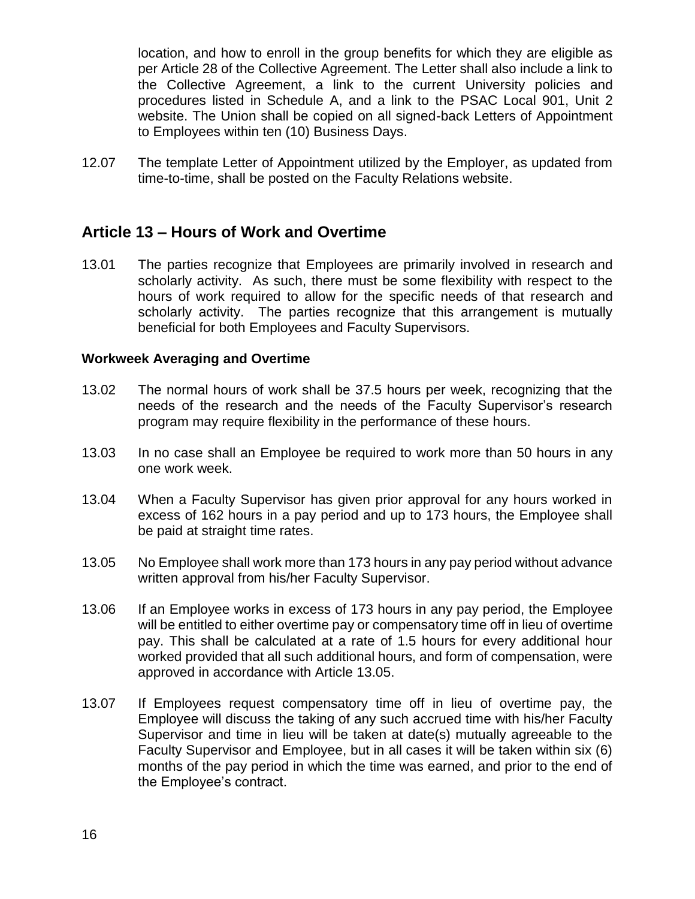location, and how to enroll in the group benefits for which they are eligible as per Article 28 of the Collective Agreement. The Letter shall also include a link to the Collective Agreement, a link to the current University policies and procedures listed in Schedule A, and a link to the PSAC Local 901, Unit 2 website. The Union shall be copied on all signed-back Letters of Appointment to Employees within ten (10) Business Days.

12.07 The template Letter of Appointment utilized by the Employer, as updated from time-to-time, shall be posted on the Faculty Relations website.

## Article 13 – Hours of Work and Overtime

13.01 The parties recognize that Employees are primarily involved in research and scholarly activity. As such, there must be some flexibility with respect to the hours of work required to allow for the specific needs of that research and scholarly activity. The parties recognize that this arrangement is mutually beneficial for both Employees and Faculty Supervisors.

### Workweek Averaging and Overtime

13.02 The normal hours of work shall be 37.5 hours per week, recognizing that the needs of the research and the needs of the Faculty Supervisor's research program may require flexibility in the performance of these hours.

13.03 In no case shall an Employee be required to work more than 50 hours in any one work week.

13.04 When a Faculty Supervisor has given prior approval for any hours worked in excess of 162 hours in a pay period and up to 173 hours, the Employee shall be paid at straight time rates.

13.05 No Employee shall work more than 173 hours in any pay period without advance written approval from his/her Faculty Supervisor.

13.06 If an Employee works in excess of 173 hours in any pay period, the Employee will be entitled to either overtime pay or compensatory time off in lieu of overtime pay. This shall be calculated at a rate of 1.5 hours for every additional hour worked provided that all such additional hours, and form of compensation, were approved in accordance with Article 13.05.

13.07 If Employees request compensatory time off in lieu of overtime pay, the Employee will discuss the taking of any such accrued time with his/her Faculty Supervisor and time in lieu will be taken at date(s) mutually agreeable to the Faculty Supervisor and Employee, but in all cases it will be taken within six (6) months of the pay period in which the time was earned, and prior to the end of the Employee's contract.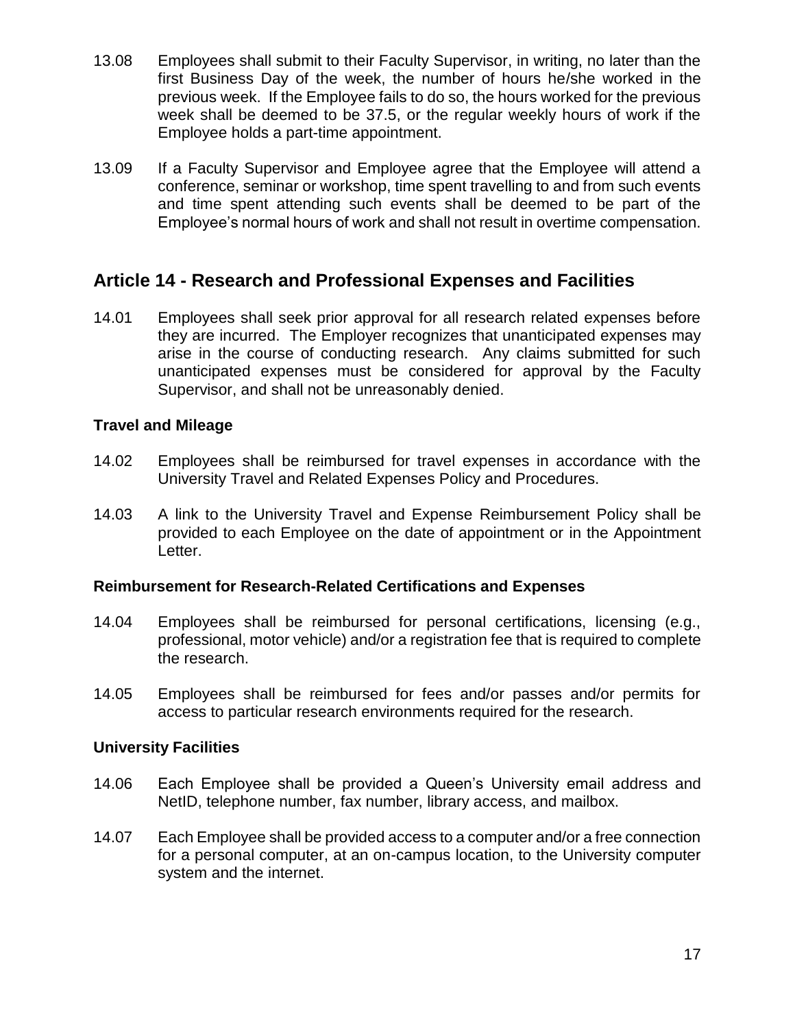13.08 Employees shall submit to their Faculty Supervisor, in writing, no later than the first Business Day of the week, the number of hours he/she worked in the previous week. If the Employee fails to do so, the hours worked for the previous week shall be deemed to be 37.5, or the regular weekly hours of work if the Employee holds a part-time appointment.

13.09 If a Faculty Supervisor and Employee agree that the Employee will attend a conference, seminar or workshop, time spent travelling to and from such events and time spent attending such events shall be deemed to be part of the Employee's normal hours of work and shall not result in overtime compensation.

## Article 14 - Research and Professional Expenses and Facilities

14.01 Employees shall seek prior approval for all research related expenses before they are incurred. The Employer recognizes that unanticipated expenses may arise in the course of conducting research. Any claims submitted for such unanticipated expenses must be considered for approval by the Faculty Supervisor, and shall not be unreasonably denied.

### Travel and Mileage

14.02 Employees shall be reimbursed for travel expenses in accordance with the University Travel and Related Expenses Policy and Procedures.

14.03 A link to the University Travel and Expense Reimbursement Policy shall be provided to each Employee on the date of appointment or in the Appointment Letter.

### Reimbursement for Research-Related Certifications and Expenses

14.04 Employees shall be reimbursed for personal certifications, licensing (e.g., professional, motor vehicle) and/or a registration fee that is required to complete the research.

14.05 Employees shall be reimbursed for fees and/or passes and/or permits for access to particular research environments required for the research.

### University Facilities

14.06 Each Employee shall be provided a Queen's University email address and NetID, telephone number, fax number, library access, and mailbox.

14.07 Each Employee shall be provided access to a computer and/or a free connection for a personal computer, at an on-campus location, to the University computer system and the internet.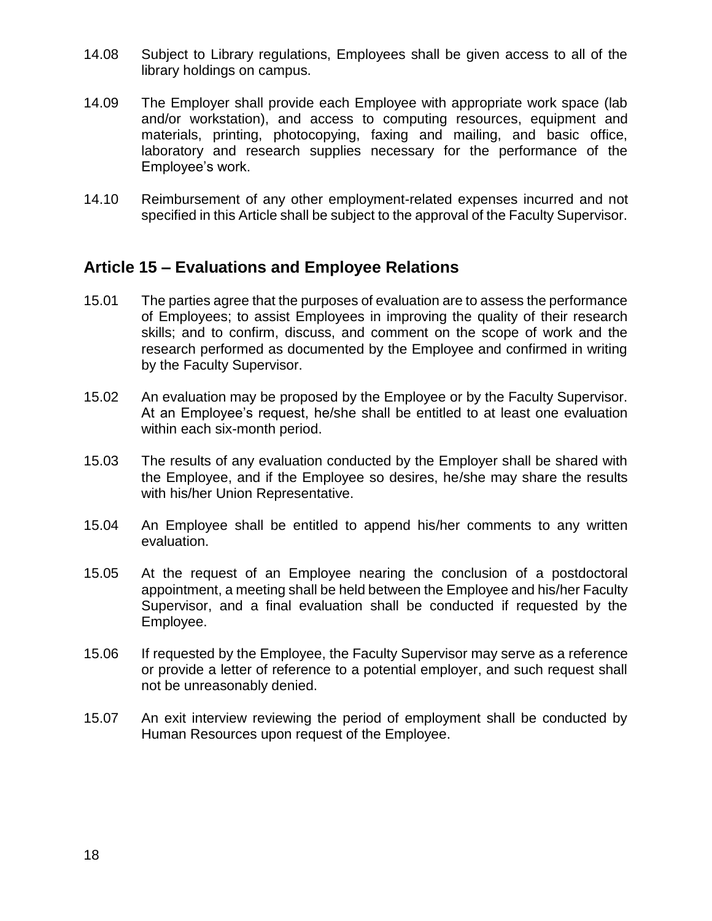14.08 Subject to Library regulations, Employees shall be given access to all of the library holdings on campus.

14.09 The Employer shall provide each Employee with appropriate work space (lab and/or workstation), and access to computing resources, equipment and materials, printing, photocopying, faxing and mailing, and basic office, laboratory and research supplies necessary for the performance of the Employee's work.

14.10 Reimbursement of any other employment-related expenses incurred and not specified in this Article shall be subject to the approval of the Faculty Supervisor.

## Article 15 – Evaluations and Employee Relations

15.01 The parties agree that the purposes of evaluation are to assess the performance of Employees; to assist Employees in improving the quality of their research skills; and to confirm, discuss, and comment on the scope of work and the research performed as documented by the Employee and confirmed in writing by the Faculty Supervisor.

15.02 An evaluation may be proposed by the Employee or by the Faculty Supervisor. At an Employee's request, he/she shall be entitled to at least one evaluation within each six-month period.

15.03 The results of any evaluation conducted by the Employer shall be shared with the Employee, and if the Employee so desires, he/she may share the results with his/her Union Representative.

15.04 An Employee shall be entitled to append his/her comments to any written evaluation.

15.05 At the request of an Employee nearing the conclusion of a postdoctoral appointment, a meeting shall be held between the Employee and his/her Faculty Supervisor, and a final evaluation shall be conducted if requested by the Employee.

15.06 If requested by the Employee, the Faculty Supervisor may serve as a reference or provide a letter of reference to a potential employer, and such request shall not be unreasonably denied.

15.07 An exit interview reviewing the period of employment shall be conducted by Human Resources upon request of the Employee.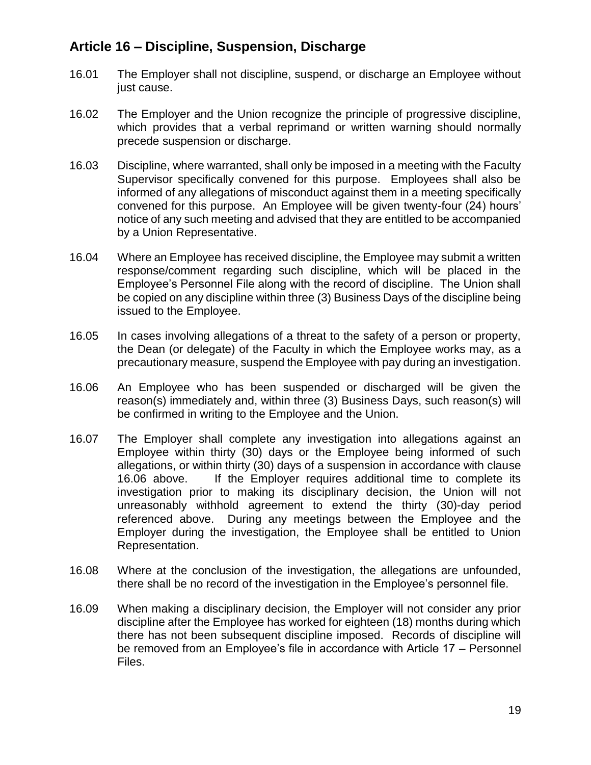## Article 16 – Discipline, Suspension, Discharge

16.01 The Employer shall not discipline, suspend, or discharge an Employee without just cause.

16.02 The Employer and the Union recognize the principle of progressive discipline, which provides that a verbal reprimand or written warning should normally precede suspension or discharge.

16.03 Discipline, where warranted, shall only be imposed in a meeting with the Faculty Supervisor specifically convened for this purpose. Employees shall also be informed of any allegations of misconduct against them in a meeting specifically convened for this purpose. An Employee will be given twenty-four (24) hours' notice of any such meeting and advised that they are entitled to be accompanied by a Union Representative.

16.04 Where an Employee has received discipline, the Employee may submit a written response/comment regarding such discipline, which will be placed in the Employee's Personnel File along with the record of discipline. The Union shall be copied on any discipline within three (3) Business Days of the discipline being issued to the Employee.

16.05 In cases involving allegations of a threat to the safety of a person or property, the Dean (or delegate) of the Faculty in which the Employee works may, as a precautionary measure, suspend the Employee with pay during an investigation.

16.06 An Employee who has been suspended or discharged will be given the reason(s) immediately and, within three (3) Business Days, such reason(s) will be confirmed in writing to the Employee and the Union.

16.07 The Employer shall complete any investigation into allegations against an Employee within thirty (30) days or the Employee being informed of such allegations, or within thirty (30) days of a suspension in accordance with clause 16.06 above. If the Employer requires additional time to complete its investigation prior to making its disciplinary decision, the Union will not unreasonably withhold agreement to extend the thirty (30)-day period referenced above. During any meetings between the Employee and the Employer during the investigation, the Employee shall be entitled to Union Representation.

16.08 Where at the conclusion of the investigation, the allegations are unfounded, there shall be no record of the investigation in the Employee's personnel file.

16.09 When making a disciplinary decision, the Employer will not consider any prior discipline after the Employee has worked for eighteen (18) months during which there has not been subsequent discipline imposed. Records of discipline will be removed from an Employee's file in accordance with Article 17 – Personnel Files.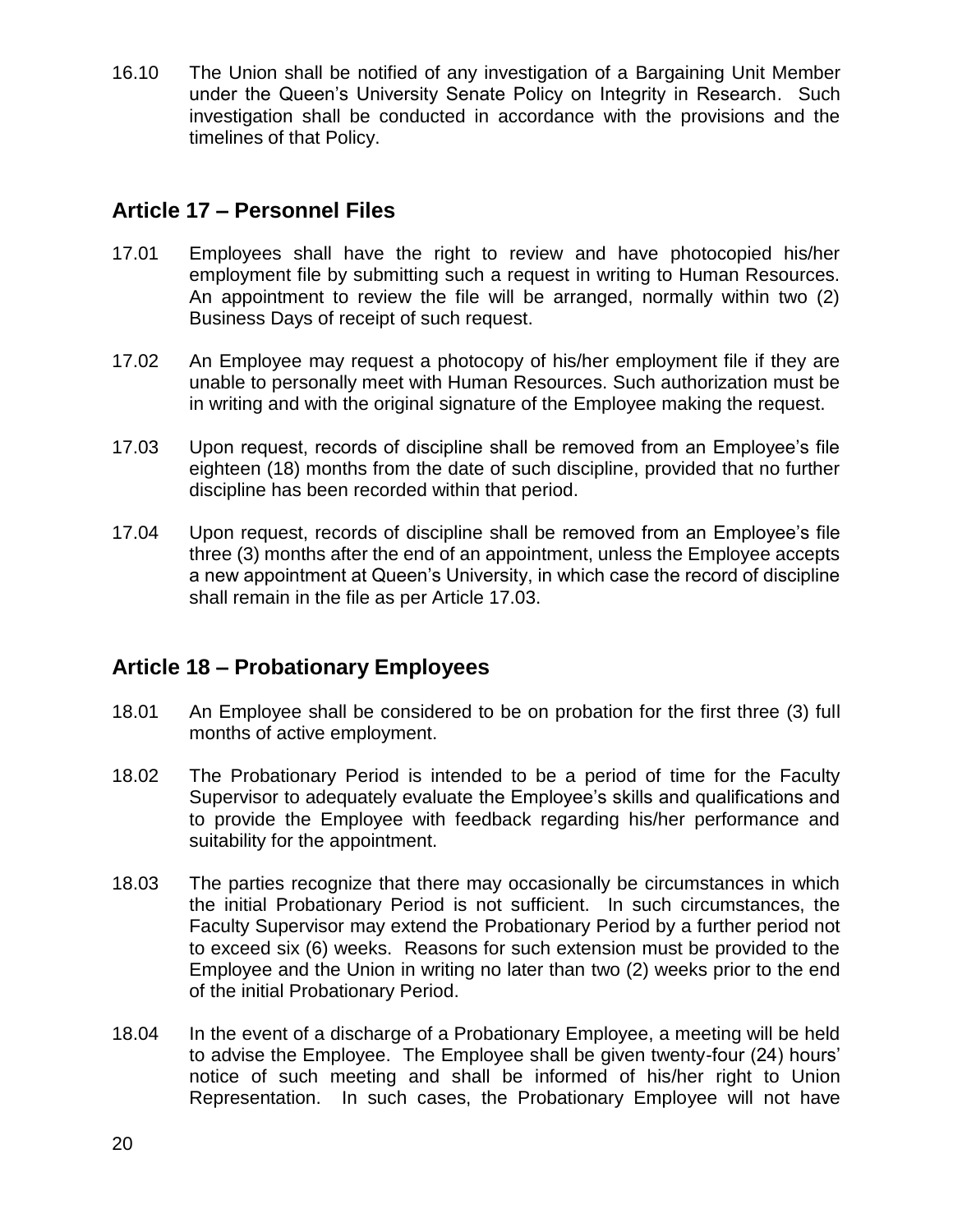16.10 The Union shall be notified of any investigation of a Bargaining Unit Member under the Queen's University Senate Policy on Integrity in Research. Such investigation shall be conducted in accordance with the provisions and the timelines of that Policy.

## Article 17 – Personnel Files

17.01 Employees shall have the right to review and have photocopied his/her employment file by submitting such a request in writing to Human Resources. An appointment to review the file will be arranged, normally within two (2) Business Days of receipt of such request.

17.02 An Employee may request a photocopy of his/her employment file if they are unable to personally meet with Human Resources. Such authorization must be in writing and with the original signature of the Employee making the request.

17.03 Upon request, records of discipline shall be removed from an Employee's file eighteen (18) months from the date of such discipline, provided that no further discipline has been recorded within that period.

17.04 Upon request, records of discipline shall be removed from an Employee's file three (3) months after the end of an appointment, unless the Employee accepts a new appointment at Queen's University, in which case the record of discipline shall remain in the file as per Article 17.03.

## Article 18 – Probationary Employees

18.01 An Employee shall be considered to be on probation for the first three (3) full months of active employment.

18.02 The Probationary Period is intended to be a period of time for the Faculty Supervisor to adequately evaluate the Employee's skills and qualifications and to provide the Employee with feedback regarding his/her performance and suitability for the appointment.

18.03 The parties recognize that there may occasionally be circumstances in which the initial Probationary Period is not sufficient. In such circumstances, the Faculty Supervisor may extend the Probationary Period by a further period not to exceed six (6) weeks. Reasons for such extension must be provided to the Employee and the Union in writing no later than two (2) weeks prior to the end of the initial Probationary Period.

18.04 In the event of a discharge of a Probationary Employee, a meeting will be held to advise the Employee. The Employee shall be given twenty-four (24) hours' notice of such meeting and shall be informed of his/her right to Union Representation. In such cases, the Probationary Employee will not have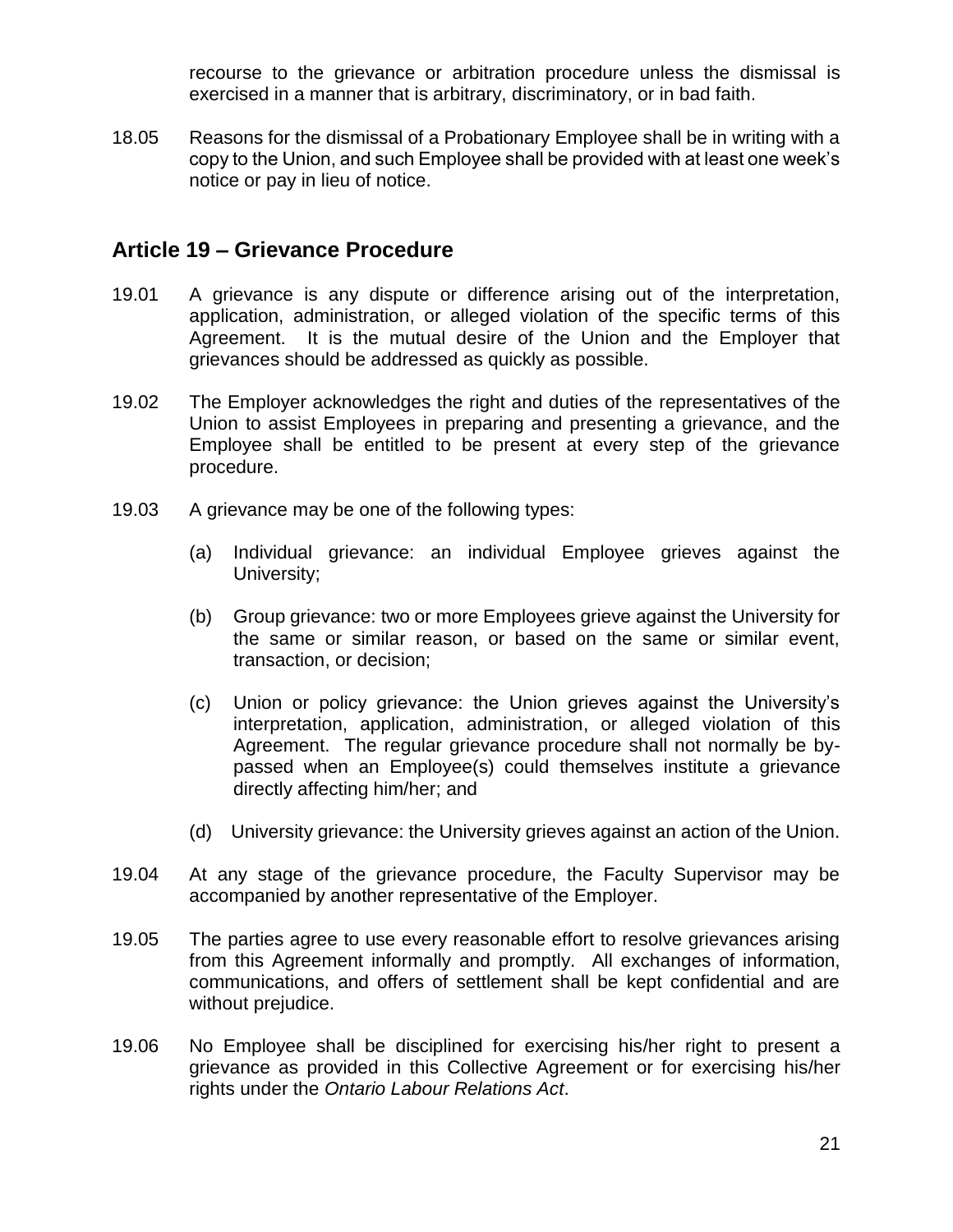recourse to the grievance or arbitration procedure unless the dismissal is exercised in a manner that is arbitrary, discriminatory, or in bad faith.

18.05 Reasons for the dismissal of a Probationary Employee shall be in writing with a copy to the Union, and such Employee shall be provided with at least one week's notice or pay in lieu of notice.

## Article 19 – Grievance Procedure

19.01 A grievance is any dispute or difference arising out of the interpretation, application, administration, or alleged violation of the specific terms of this Agreement. It is the mutual desire of the Union and the Employer that grievances should be addressed as quickly as possible.

19.02 The Employer acknowledges the right and duties of the representatives of the Union to assist Employees in preparing and presenting a grievance, and the Employee shall be entitled to be present at every step of the grievance procedure.

19.03 A grievance may be one of the following types:

(a) Individual grievance: an individual Employee grieves against the University;

(b) Group grievance: two or more Employees grieve against the University for the same or similar reason, or based on the same or similar event, transaction, or decision;

(c) Union or policy grievance: the Union grieves against the University's interpretation, application, administration, or alleged violation of this Agreement. The regular grievance procedure shall not normally be by-passed when an Employee(s) could themselves institute a grievance directly affecting him/her; and

(d) University grievance: the University grieves against an action of the Union.

19.04 At any stage of the grievance procedure, the Faculty Supervisor may be accompanied by another representative of the Employer.

19.05 The parties agree to use every reasonable effort to resolve grievances arising from this Agreement informally and promptly. All exchanges of information, communications, and offers of settlement shall be kept confidential and are without prejudice.

19.06 No Employee shall be disciplined for exercising his/her right to present a grievance as provided in this Collective Agreement or for exercising his/her rights under the *Ontario Labour Relations Act*.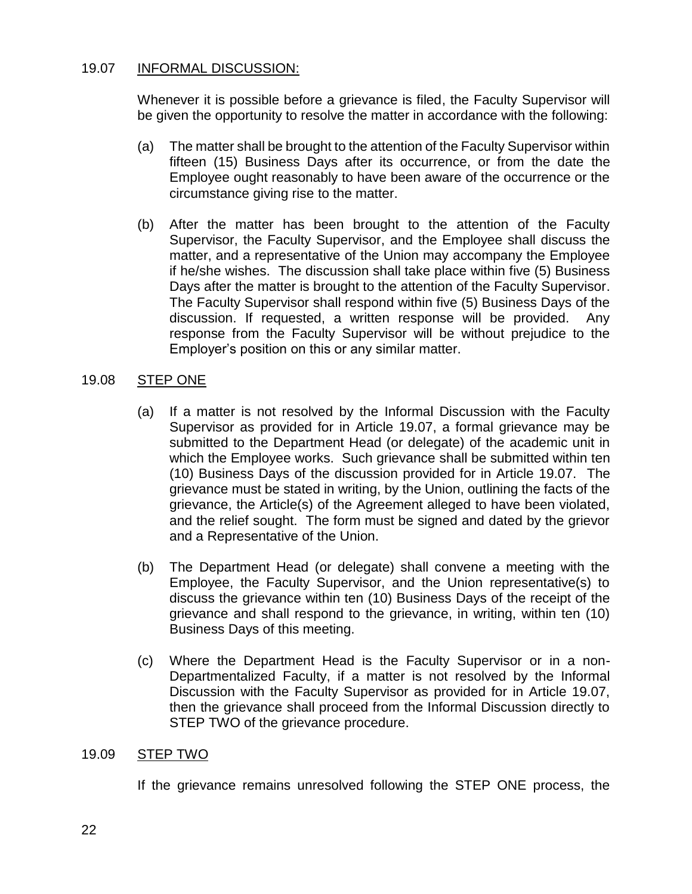## 19.07 INFORMAL DISCUSSION:

Whenever it is possible before a grievance is filed, the Faculty Supervisor will be given the opportunity to resolve the matter in accordance with the following:

(a) The matter shall be brought to the attention of the Faculty Supervisor within fifteen (15) Business Days after its occurrence, or from the date the Employee ought reasonably to have been aware of the occurrence or the circumstance giving rise to the matter.

(b) After the matter has been brought to the attention of the Faculty Supervisor, the Faculty Supervisor, and the Employee shall discuss the matter, and a representative of the Union may accompany the Employee if he/she wishes. The discussion shall take place within five (5) Business Days after the matter is brought to the attention of the Faculty Supervisor. The Faculty Supervisor shall respond within five (5) Business Days of the discussion. If requested, a written response will be provided. Any response from the Faculty Supervisor will be without prejudice to the Employer's position on this or any similar matter.

## 19.08 STEP ONE

(a) If a matter is not resolved by the Informal Discussion with the Faculty Supervisor as provided for in Article 19.07, a formal grievance may be submitted to the Department Head (or delegate) of the academic unit in which the Employee works. Such grievance shall be submitted within ten (10) Business Days of the discussion provided for in Article 19.07. The grievance must be stated in writing, by the Union, outlining the facts of the grievance, the Article(s) of the Agreement alleged to have been violated, and the relief sought. The form must be signed and dated by the grievor and a Representative of the Union.

(b) The Department Head (or delegate) shall convene a meeting with the Employee, the Faculty Supervisor, and the Union representative(s) to discuss the grievance within ten (10) Business Days of the receipt of the grievance and shall respond to the grievance, in writing, within ten (10) Business Days of this meeting.

(c) Where the Department Head is the Faculty Supervisor or in a non-Departmentalized Faculty, if a matter is not resolved by the Informal Discussion with the Faculty Supervisor as provided for in Article 19.07, then the grievance shall proceed from the Informal Discussion directly to STEP TWO of the grievance procedure.

## 19.09 STEP TWO

If the grievance remains unresolved following the STEP ONE process, the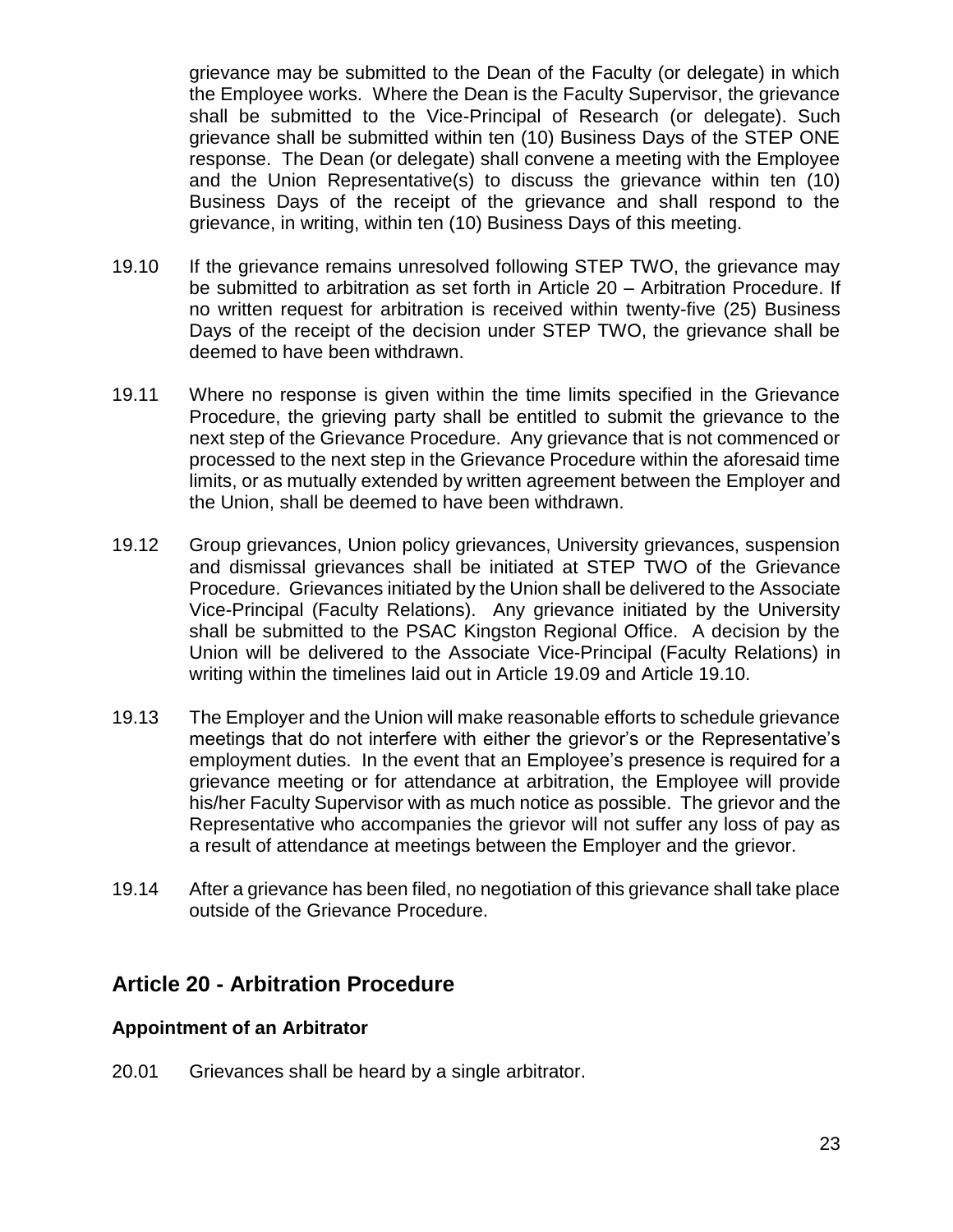grievance may be submitted to the Dean of the Faculty (or delegate) in which the Employee works. Where the Dean is the Faculty Supervisor, the grievance shall be submitted to the Vice-Principal of Research (or delegate). Such grievance shall be submitted within ten (10) Business Days of the STEP ONE response. The Dean (or delegate) shall convene a meeting with the Employee and the Union Representative(s) to discuss the grievance within ten (10) Business Days of the receipt of the grievance and shall respond to the grievance, in writing, within ten (10) Business Days of this meeting.

19.10 If the grievance remains unresolved following STEP TWO, the grievance may be submitted to arbitration as set forth in Article 20 – Arbitration Procedure. If no written request for arbitration is received within twenty-five (25) Business Days of the receipt of the decision under STEP TWO, the grievance shall be deemed to have been withdrawn.

19.11 Where no response is given within the time limits specified in the Grievance Procedure, the grieving party shall be entitled to submit the grievance to the next step of the Grievance Procedure. Any grievance that is not commenced or processed to the next step in the Grievance Procedure within the aforesaid time limits, or as mutually extended by written agreement between the Employer and the Union, shall be deemed to have been withdrawn.

19.12 Group grievances, Union policy grievances, University grievances, suspension and dismissal grievances shall be initiated at STEP TWO of the Grievance Procedure. Grievances initiated by the Union shall be delivered to the Associate Vice-Principal (Faculty Relations). Any grievance initiated by the University shall be submitted to the PSAC Kingston Regional Office. A decision by the Union will be delivered to the Associate Vice-Principal (Faculty Relations) in writing within the timelines laid out in Article 19.09 and Article 19.10.

19.13 The Employer and the Union will make reasonable efforts to schedule grievance meetings that do not interfere with either the grievor's or the Representative's employment duties. In the event that an Employee's presence is required for a grievance meeting or for attendance at arbitration, the Employee will provide his/her Faculty Supervisor with as much notice as possible. The grievor and the Representative who accompanies the grievor will not suffer any loss of pay as a result of attendance at meetings between the Employer and the grievor.

19.14 After a grievance has been filed, no negotiation of this grievance shall take place outside of the Grievance Procedure.

## Article 20 - Arbitration Procedure

### Appointment of an Arbitrator

20.01 Grievances shall be heard by a single arbitrator.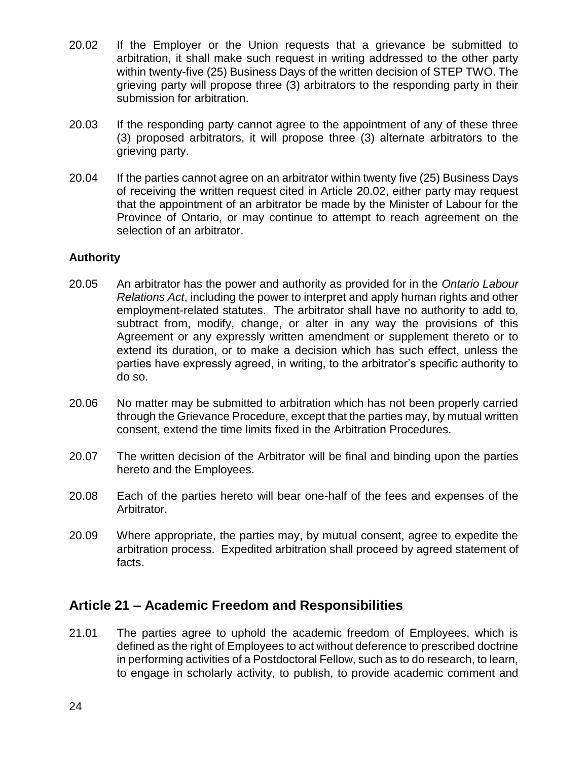20.02 If the Employer or the Union requests that a grievance be submitted to arbitration, it shall make such request in writing addressed to the other party within twenty-five (25) Business Days of the written decision of STEP TWO. The grieving party will propose three (3) arbitrators to the responding party in their submission for arbitration.

20.03 If the responding party cannot agree to the appointment of any of these three (3) proposed arbitrators, it will propose three (3) alternate arbitrators to the grieving party.

20.04 If the parties cannot agree on an arbitrator within twenty five (25) Business Days of receiving the written request cited in Article 20.02, either party may request that the appointment of an arbitrator be made by the Minister of Labour for the Province of Ontario, or may continue to attempt to reach agreement on the selection of an arbitrator.

**Authority**

20.05 An arbitrator has the power and authority as provided for in the *Ontario Labour Relations Act*, including the power to interpret and apply human rights and other employment-related statutes. The arbitrator shall have no authority to add to, subtract from, modify, change, or alter in any way the provisions of this Agreement or any expressly written amendment or supplement thereto or to extend its duration, or to make a decision which has such effect, unless the parties have expressly agreed, in writing, to the arbitrator's specific authority to do so.

20.06 No matter may be submitted to arbitration which has not been properly carried through the Grievance Procedure, except that the parties may, by mutual written consent, extend the time limits fixed in the Arbitration Procedures.

20.07 The written decision of the Arbitrator will be final and binding upon the parties hereto and the Employees.

20.08 Each of the parties hereto will bear one-half of the fees and expenses of the Arbitrator.

20.09 Where appropriate, the parties may, by mutual consent, agree to expedite the arbitration process. Expedited arbitration shall proceed by agreed statement of facts.

## Article 21 – Academic Freedom and Responsibilities

21.01 The parties agree to uphold the academic freedom of Employees, which is defined as the right of Employees to act without deference to prescribed doctrine in performing activities of a Postdoctoral Fellow, such as to do research, to learn, to engage in scholarly activity, to publish, to provide academic comment and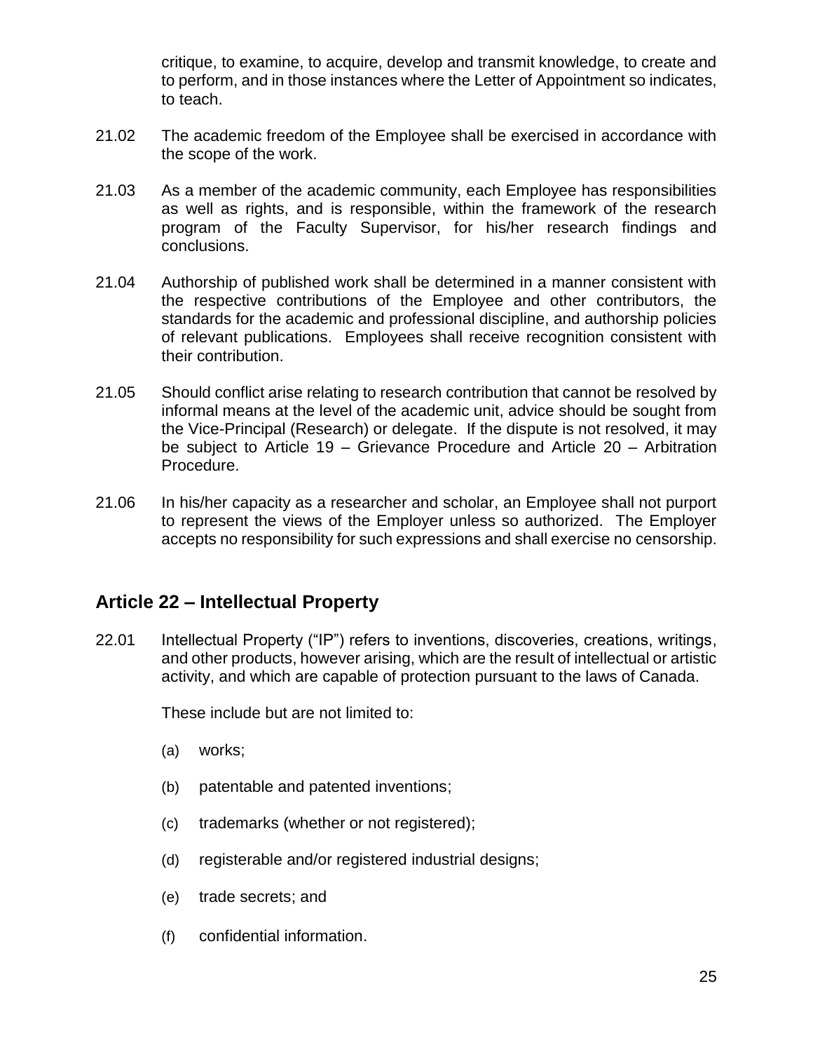critique, to examine, to acquire, develop and transmit knowledge, to create and to perform, and in those instances where the Letter of Appointment so indicates, to teach.

21.02 The academic freedom of the Employee shall be exercised in accordance with the scope of the work.

21.03 As a member of the academic community, each Employee has responsibilities as well as rights, and is responsible, within the framework of the research program of the Faculty Supervisor, for his/her research findings and conclusions.

21.04 Authorship of published work shall be determined in a manner consistent with the respective contributions of the Employee and other contributors, the standards for the academic and professional discipline, and authorship policies of relevant publications. Employees shall receive recognition consistent with their contribution.

21.05 Should conflict arise relating to research contribution that cannot be resolved by informal means at the level of the academic unit, advice should be sought from the Vice-Principal (Research) or delegate. If the dispute is not resolved, it may be subject to Article 19 – Grievance Procedure and Article 20 – Arbitration Procedure.

21.06 In his/her capacity as a researcher and scholar, an Employee shall not purport to represent the views of the Employer unless so authorized. The Employer accepts no responsibility for such expressions and shall exercise no censorship.

## Article 22 – Intellectual Property

22.01 Intellectual Property ("IP") refers to inventions, discoveries, creations, writings, and other products, however arising, which are the result of intellectual or artistic activity, and which are capable of protection pursuant to the laws of Canada.

These include but are not limited to:

(a) works;

(b) patentable and patented inventions;

(c) trademarks (whether or not registered);

(d) registerable and/or registered industrial designs;

(e) trade secrets; and

(f) confidential information.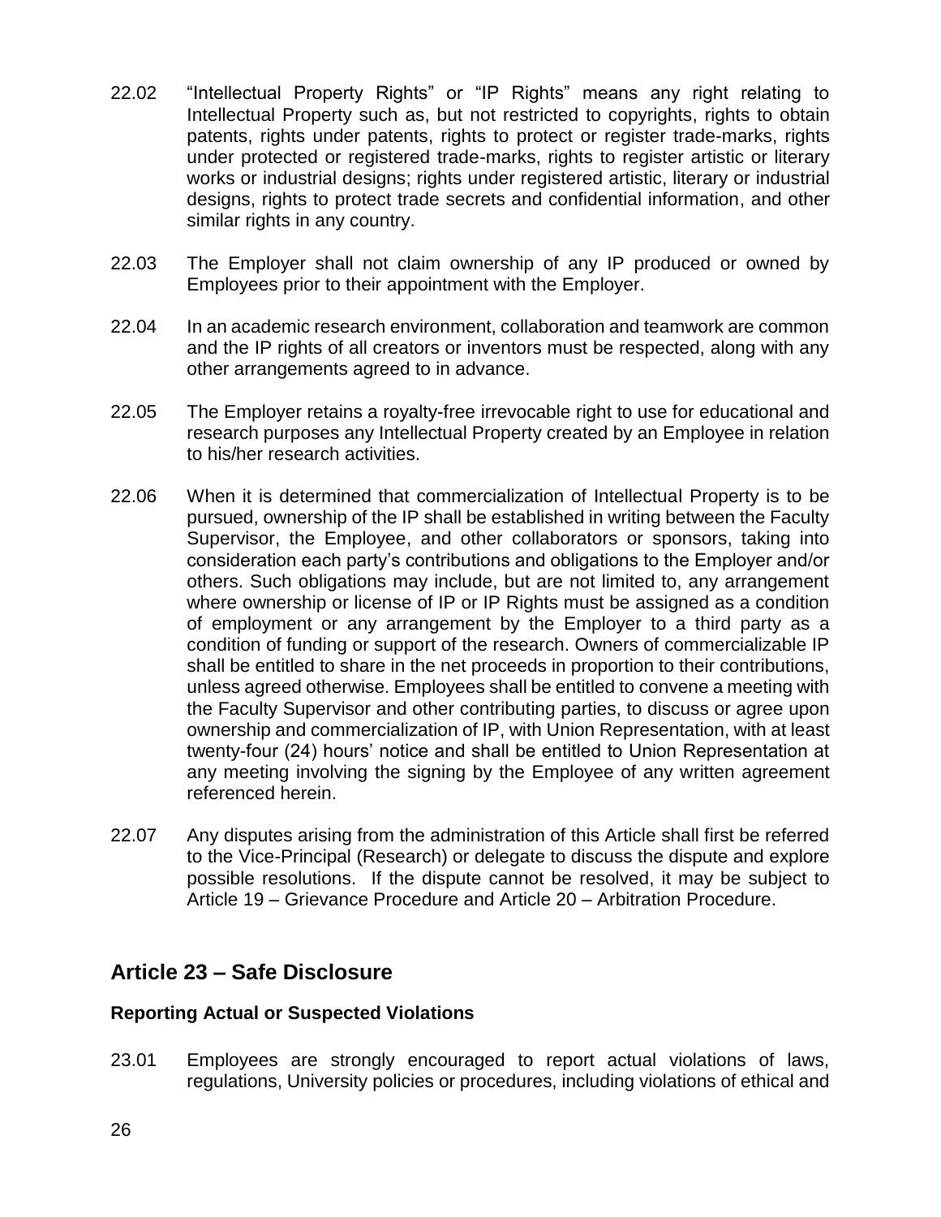22.02 "Intellectual Property Rights" or "IP Rights" means any right relating to Intellectual Property such as, but not restricted to copyrights, rights to obtain patents, rights under patents, rights to protect or register trade-marks, rights under protected or registered trade-marks, rights to register artistic or literary works or industrial designs; rights under registered artistic, literary or industrial designs, rights to protect trade secrets and confidential information, and other similar rights in any country.

22.03 The Employer shall not claim ownership of any IP produced or owned by Employees prior to their appointment with the Employer.

22.04 In an academic research environment, collaboration and teamwork are common and the IP rights of all creators or inventors must be respected, along with any other arrangements agreed to in advance.

22.05 The Employer retains a royalty-free irrevocable right to use for educational and research purposes any Intellectual Property created by an Employee in relation to his/her research activities.

22.06 When it is determined that commercialization of Intellectual Property is to be pursued, ownership of the IP shall be established in writing between the Faculty Supervisor, the Employee, and other collaborators or sponsors, taking into consideration each party's contributions and obligations to the Employer and/or others. Such obligations may include, but are not limited to, any arrangement where ownership or license of IP or IP Rights must be assigned as a condition of employment or any arrangement by the Employer to a third party as a condition of funding or support of the research. Owners of commercializable IP shall be entitled to share in the net proceeds in proportion to their contributions, unless agreed otherwise. Employees shall be entitled to convene a meeting with the Faculty Supervisor and other contributing parties, to discuss or agree upon ownership and commercialization of IP, with Union Representation, with at least twenty-four (24) hours' notice and shall be entitled to Union Representation at any meeting involving the signing by the Employee of any written agreement referenced herein.

22.07 Any disputes arising from the administration of this Article shall first be referred to the Vice-Principal (Research) or delegate to discuss the dispute and explore possible resolutions. If the dispute cannot be resolved, it may be subject to Article 19 – Grievance Procedure and Article 20 – Arbitration Procedure.

## Article 23 – Safe Disclosure

### Reporting Actual or Suspected Violations

23.01 Employees are strongly encouraged to report actual violations of laws, regulations, University policies or procedures, including violations of ethical and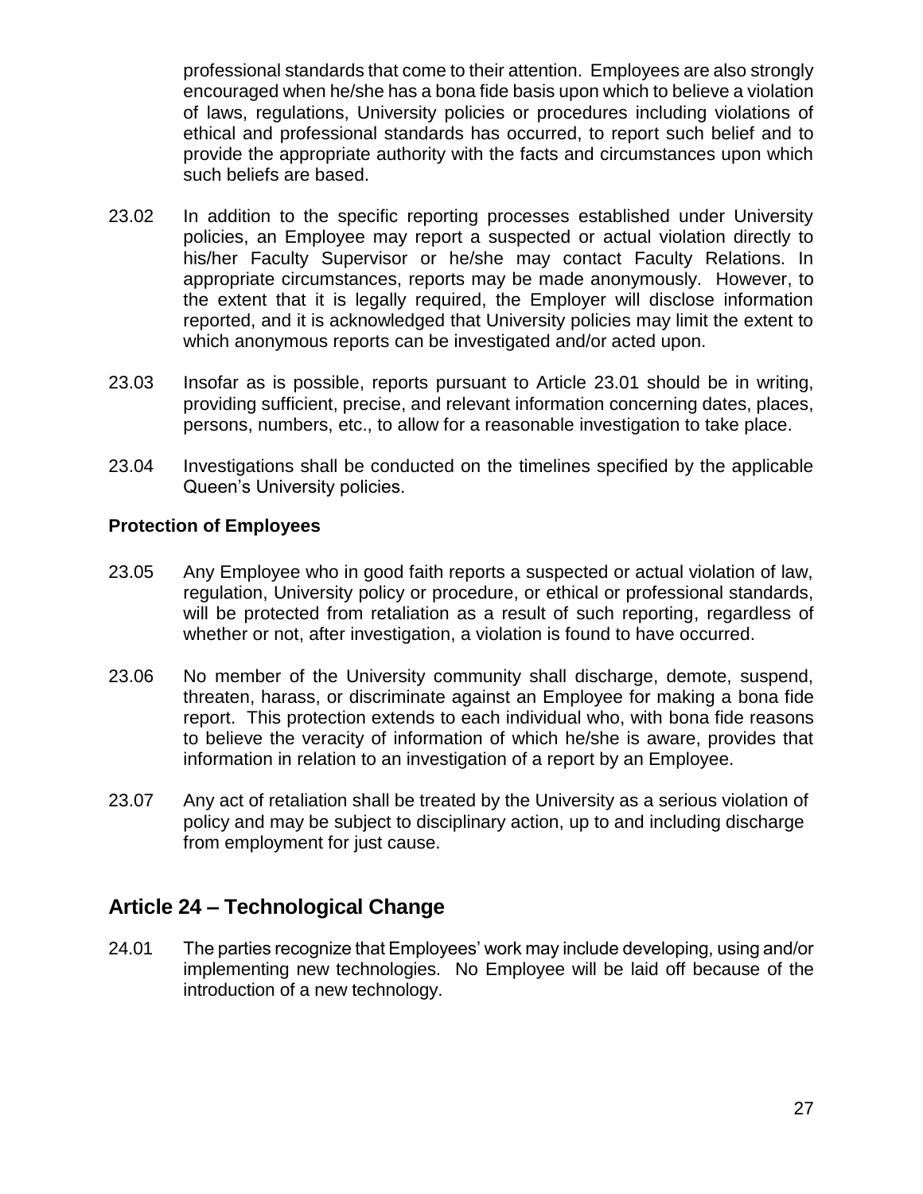professional standards that come to their attention. Employees are also strongly encouraged when he/she has a bona fide basis upon which to believe a violation of laws, regulations, University policies or procedures including violations of ethical and professional standards has occurred, to report such belief and to provide the appropriate authority with the facts and circumstances upon which such beliefs are based.

23.02 In addition to the specific reporting processes established under University policies, an Employee may report a suspected or actual violation directly to his/her Faculty Supervisor or he/she may contact Faculty Relations. In appropriate circumstances, reports may be made anonymously. However, to the extent that it is legally required, the Employer will disclose information reported, and it is acknowledged that University policies may limit the extent to which anonymous reports can be investigated and/or acted upon.

23.03 Insofar as is possible, reports pursuant to Article 23.01 should be in writing, providing sufficient, precise, and relevant information concerning dates, places, persons, numbers, etc., to allow for a reasonable investigation to take place.

23.04 Investigations shall be conducted on the timelines specified by the applicable Queen's University policies.

**Protection of Employees**

23.05 Any Employee who in good faith reports a suspected or actual violation of law, regulation, University policy or procedure, or ethical or professional standards, will be protected from retaliation as a result of such reporting, regardless of whether or not, after investigation, a violation is found to have occurred.

23.06 No member of the University community shall discharge, demote, suspend, threaten, harass, or discriminate against an Employee for making a bona fide report. This protection extends to each individual who, with bona fide reasons to believe the veracity of information of which he/she is aware, provides that information in relation to an investigation of a report by an Employee.

23.07 Any act of retaliation shall be treated by the University as a serious violation of policy and may be subject to disciplinary action, up to and including discharge from employment for just cause.

## Article 24 – Technological Change

24.01 The parties recognize that Employees' work may include developing, using and/or implementing new technologies. No Employee will be laid off because of the introduction of a new technology.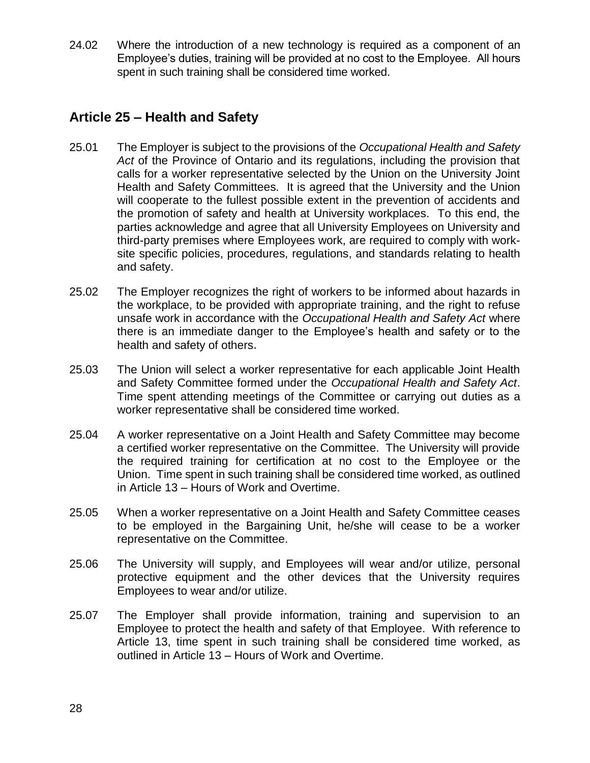24.02 Where the introduction of a new technology is required as a component of an Employee's duties, training will be provided at no cost to the Employee. All hours spent in such training shall be considered time worked.

## Article 25 – Health and Safety

25.01 The Employer is subject to the provisions of the *Occupational Health and Safety Act* of the Province of Ontario and its regulations, including the provision that calls for a worker representative selected by the Union on the University Joint Health and Safety Committees. It is agreed that the University and the Union will cooperate to the fullest possible extent in the prevention of accidents and the promotion of safety and health at University workplaces. To this end, the parties acknowledge and agree that all University Employees on University and third-party premises where Employees work, are required to comply with work-site specific policies, procedures, regulations, and standards relating to health and safety.

25.02 The Employer recognizes the right of workers to be informed about hazards in the workplace, to be provided with appropriate training, and the right to refuse unsafe work in accordance with the *Occupational Health and Safety Act* where there is an immediate danger to the Employee's health and safety or to the health and safety of others.

25.03 The Union will select a worker representative for each applicable Joint Health and Safety Committee formed under the *Occupational Health and Safety Act*. Time spent attending meetings of the Committee or carrying out duties as a worker representative shall be considered time worked.

25.04 A worker representative on a Joint Health and Safety Committee may become a certified worker representative on the Committee. The University will provide the required training for certification at no cost to the Employee or the Union. Time spent in such training shall be considered time worked, as outlined in Article 13 – Hours of Work and Overtime.

25.05 When a worker representative on a Joint Health and Safety Committee ceases to be employed in the Bargaining Unit, he/she will cease to be a worker representative on the Committee.

25.06 The University will supply, and Employees will wear and/or utilize, personal protective equipment and the other devices that the University requires Employees to wear and/or utilize.

25.07 The Employer shall provide information, training and supervision to an Employee to protect the health and safety of that Employee. With reference to Article 13, time spent in such training shall be considered time worked, as outlined in Article 13 – Hours of Work and Overtime.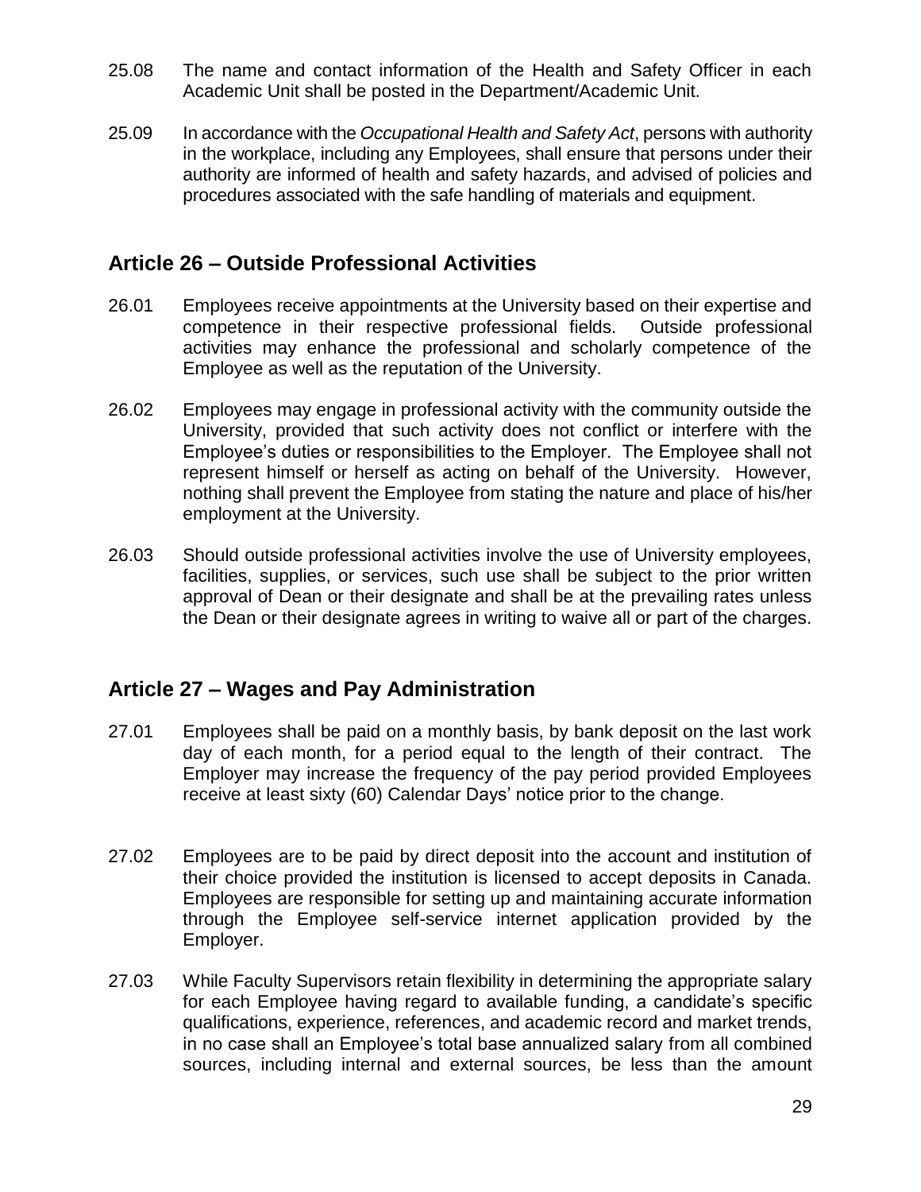25.08 The name and contact information of the Health and Safety Officer in each Academic Unit shall be posted in the Department/Academic Unit.

25.09 In accordance with the *Occupational Health and Safety Act*, persons with authority in the workplace, including any Employees, shall ensure that persons under their authority are informed of health and safety hazards, and advised of policies and procedures associated with the safe handling of materials and equipment.

## Article 26 – Outside Professional Activities

26.01 Employees receive appointments at the University based on their expertise and competence in their respective professional fields. Outside professional activities may enhance the professional and scholarly competence of the Employee as well as the reputation of the University.

26.02 Employees may engage in professional activity with the community outside the University, provided that such activity does not conflict or interfere with the Employee's duties or responsibilities to the Employer. The Employee shall not represent himself or herself as acting on behalf of the University. However, nothing shall prevent the Employee from stating the nature and place of his/her employment at the University.

26.03 Should outside professional activities involve the use of University employees, facilities, supplies, or services, such use shall be subject to the prior written approval of Dean or their designate and shall be at the prevailing rates unless the Dean or their designate agrees in writing to waive all or part of the charges.

## Article 27 – Wages and Pay Administration

27.01 Employees shall be paid on a monthly basis, by bank deposit on the last work day of each month, for a period equal to the length of their contract. The Employer may increase the frequency of the pay period provided Employees receive at least sixty (60) Calendar Days' notice prior to the change.

27.02 Employees are to be paid by direct deposit into the account and institution of their choice provided the institution is licensed to accept deposits in Canada. Employees are responsible for setting up and maintaining accurate information through the Employee self-service internet application provided by the Employer.

27.03 While Faculty Supervisors retain flexibility in determining the appropriate salary for each Employee having regard to available funding, a candidate's specific qualifications, experience, references, and academic record and market trends, in no case shall an Employee's total base annualized salary from all combined sources, including internal and external sources, be less than the amount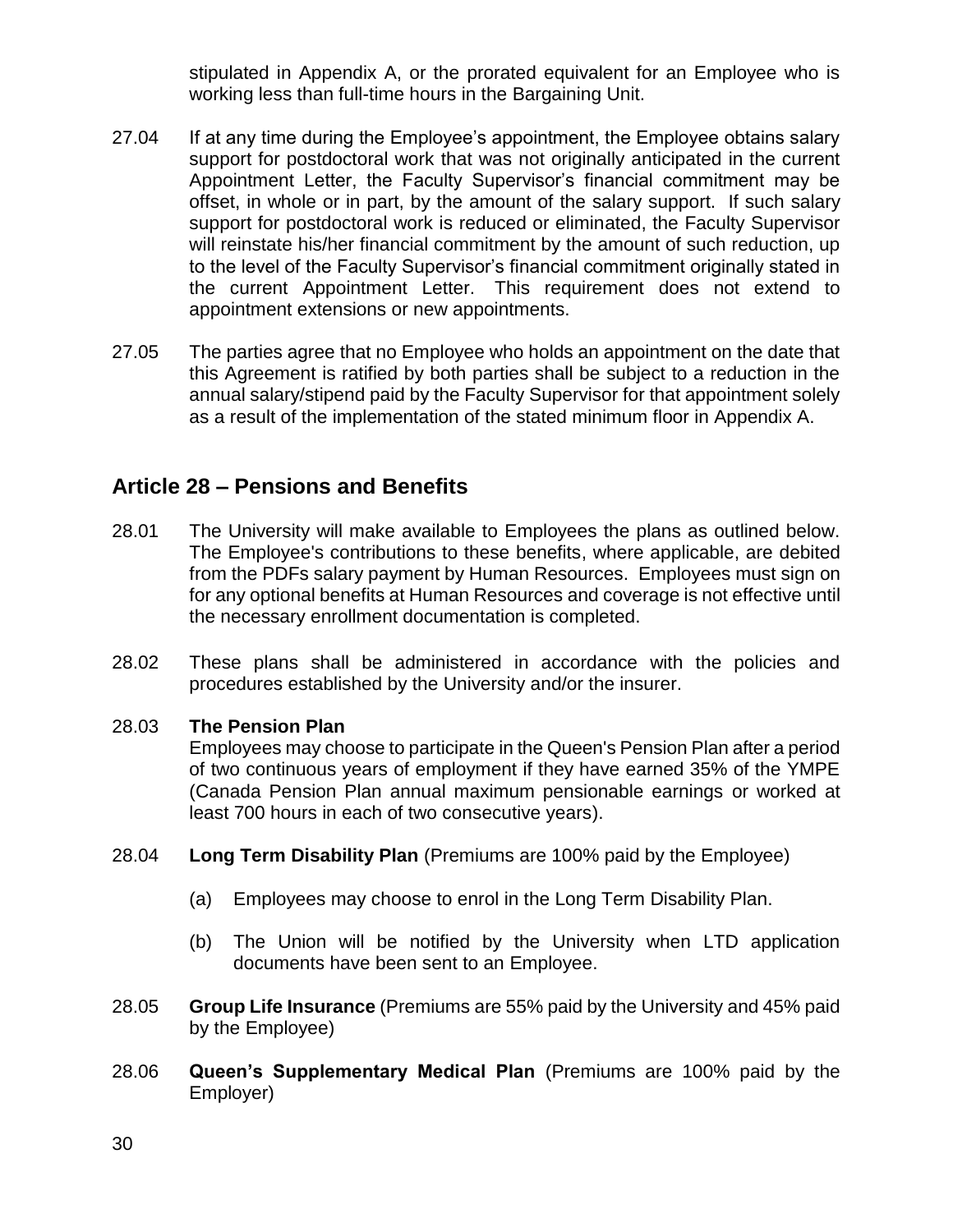stipulated in Appendix A, or the prorated equivalent for an Employee who is working less than full-time hours in the Bargaining Unit.

27.04 If at any time during the Employee's appointment, the Employee obtains salary support for postdoctoral work that was not originally anticipated in the current Appointment Letter, the Faculty Supervisor's financial commitment may be offset, in whole or in part, by the amount of the salary support. If such salary support for postdoctoral work is reduced or eliminated, the Faculty Supervisor will reinstate his/her financial commitment by the amount of such reduction, up to the level of the Faculty Supervisor's financial commitment originally stated in the current Appointment Letter. This requirement does not extend to appointment extensions or new appointments.

27.05 The parties agree that no Employee who holds an appointment on the date that this Agreement is ratified by both parties shall be subject to a reduction in the annual salary/stipend paid by the Faculty Supervisor for that appointment solely as a result of the implementation of the stated minimum floor in Appendix A.

## Article 28 – Pensions and Benefits

28.01 The University will make available to Employees the plans as outlined below. The Employee's contributions to these benefits, where applicable, are debited from the PDFs salary payment by Human Resources. Employees must sign on for any optional benefits at Human Resources and coverage is not effective until the necessary enrollment documentation is completed.

28.02 These plans shall be administered in accordance with the policies and procedures established by the University and/or the insurer.

28.03 **The Pension Plan**
Employees may choose to participate in the Queen's Pension Plan after a period of two continuous years of employment if they have earned 35% of the YMPE (Canada Pension Plan annual maximum pensionable earnings or worked at least 700 hours in each of two consecutive years).

28.04 **Long Term Disability Plan** (Premiums are 100% paid by the Employee)

(a) Employees may choose to enrol in the Long Term Disability Plan.

(b) The Union will be notified by the University when LTD application documents have been sent to an Employee.

28.05 **Group Life Insurance** (Premiums are 55% paid by the University and 45% paid by the Employee)

28.06 **Queen's Supplementary Medical Plan** (Premiums are 100% paid by the Employer)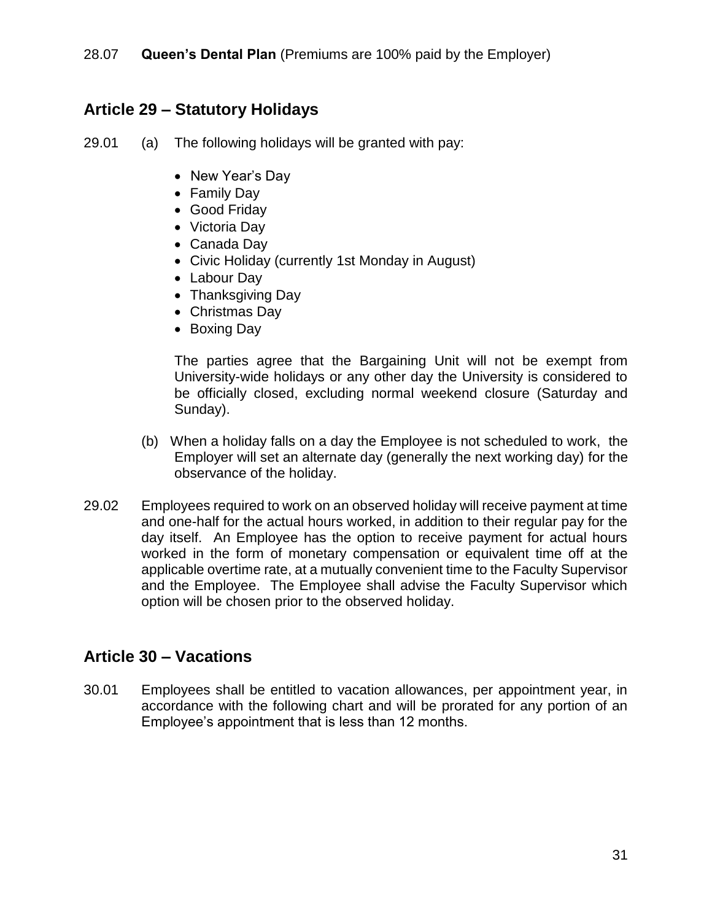28.07 **Queen's Dental Plan** (Premiums are 100% paid by the Employer)

## Article 29 – Statutory Holidays

29.01 (a) The following holidays will be granted with pay:

- New Year's Day
- Family Day
- Good Friday
- Victoria Day
- Canada Day
- Civic Holiday (currently 1st Monday in August)
- Labour Day
- Thanksgiving Day
- Christmas Day
- Boxing Day

The parties agree that the Bargaining Unit will not be exempt from University-wide holidays or any other day the University is considered to be officially closed, excluding normal weekend closure (Saturday and Sunday).

(b) When a holiday falls on a day the Employee is not scheduled to work, the Employer will set an alternate day (generally the next working day) for the observance of the holiday.

29.02 Employees required to work on an observed holiday will receive payment at time and one-half for the actual hours worked, in addition to their regular pay for the day itself. An Employee has the option to receive payment for actual hours worked in the form of monetary compensation or equivalent time off at the applicable overtime rate, at a mutually convenient time to the Faculty Supervisor and the Employee. The Employee shall advise the Faculty Supervisor which option will be chosen prior to the observed holiday.

## Article 30 – Vacations

30.01 Employees shall be entitled to vacation allowances, per appointment year, in accordance with the following chart and will be prorated for any portion of an Employee's appointment that is less than 12 months.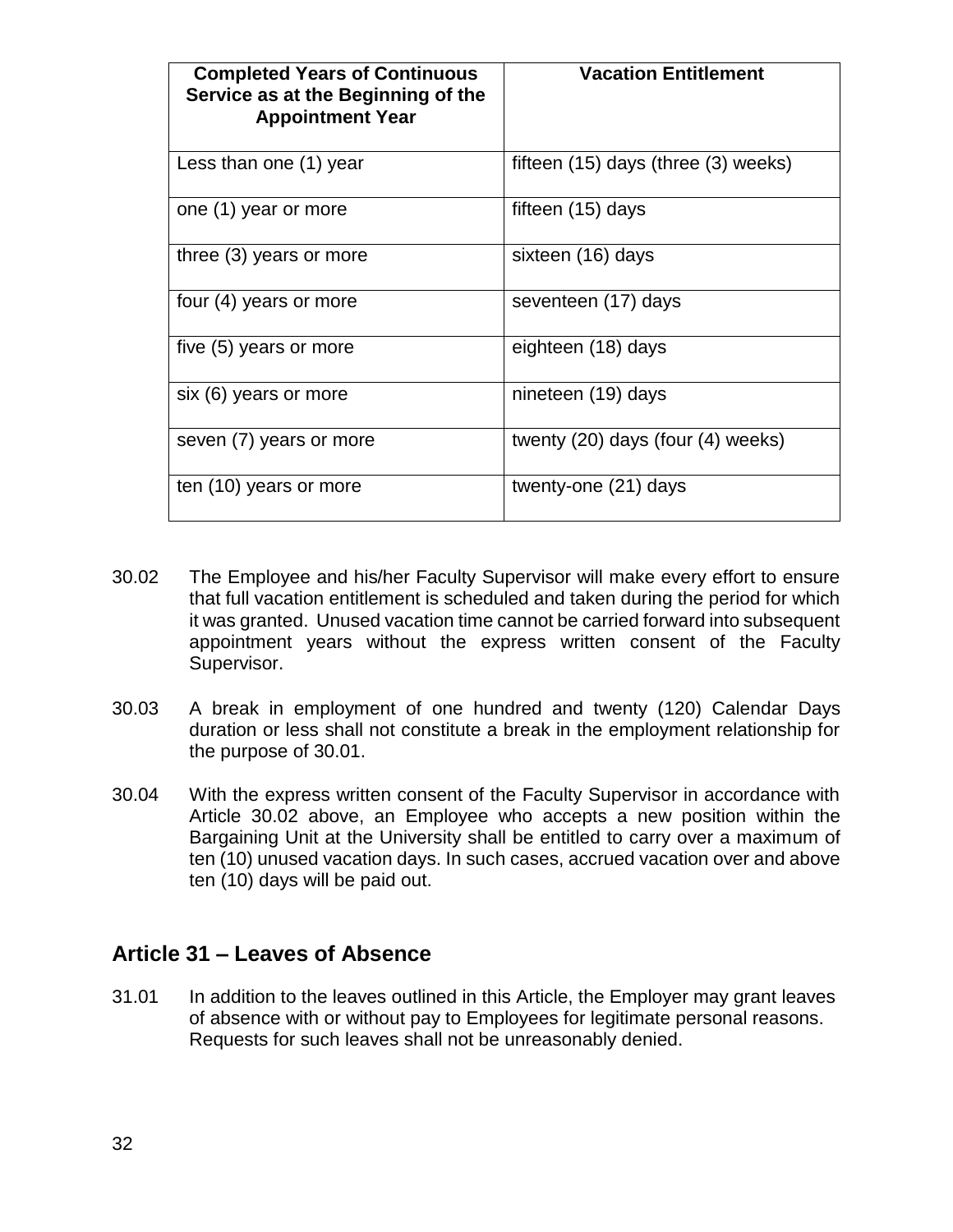| Completed Years of Continuous Service as at the Beginning of the Appointment Year | Vacation Entitlement |
| --- | --- |
| Less than one (1) year | fifteen (15) days (three (3) weeks) |
| one (1) year or more | fifteen (15) days |
| three (3) years or more | sixteen (16) days |
| four (4) years or more | seventeen (17) days |
| five (5) years or more | eighteen (18) days |
| six (6) years or more | nineteen (19) days |
| seven (7) years or more | twenty (20) days (four (4) weeks) |
| ten (10) years or more | twenty-one (21) days |

30.02 The Employee and his/her Faculty Supervisor will make every effort to ensure that full vacation entitlement is scheduled and taken during the period for which it was granted. Unused vacation time cannot be carried forward into subsequent appointment years without the express written consent of the Faculty Supervisor.

30.03 A break in employment of one hundred and twenty (120) Calendar Days duration or less shall not constitute a break in the employment relationship for the purpose of 30.01.

30.04 With the express written consent of the Faculty Supervisor in accordance with Article 30.02 above, an Employee who accepts a new position within the Bargaining Unit at the University shall be entitled to carry over a maximum of ten (10) unused vacation days. In such cases, accrued vacation over and above ten (10) days will be paid out.

## Article 31 – Leaves of Absence

31.01 In addition to the leaves outlined in this Article, the Employer may grant leaves of absence with or without pay to Employees for legitimate personal reasons. Requests for such leaves shall not be unreasonably denied.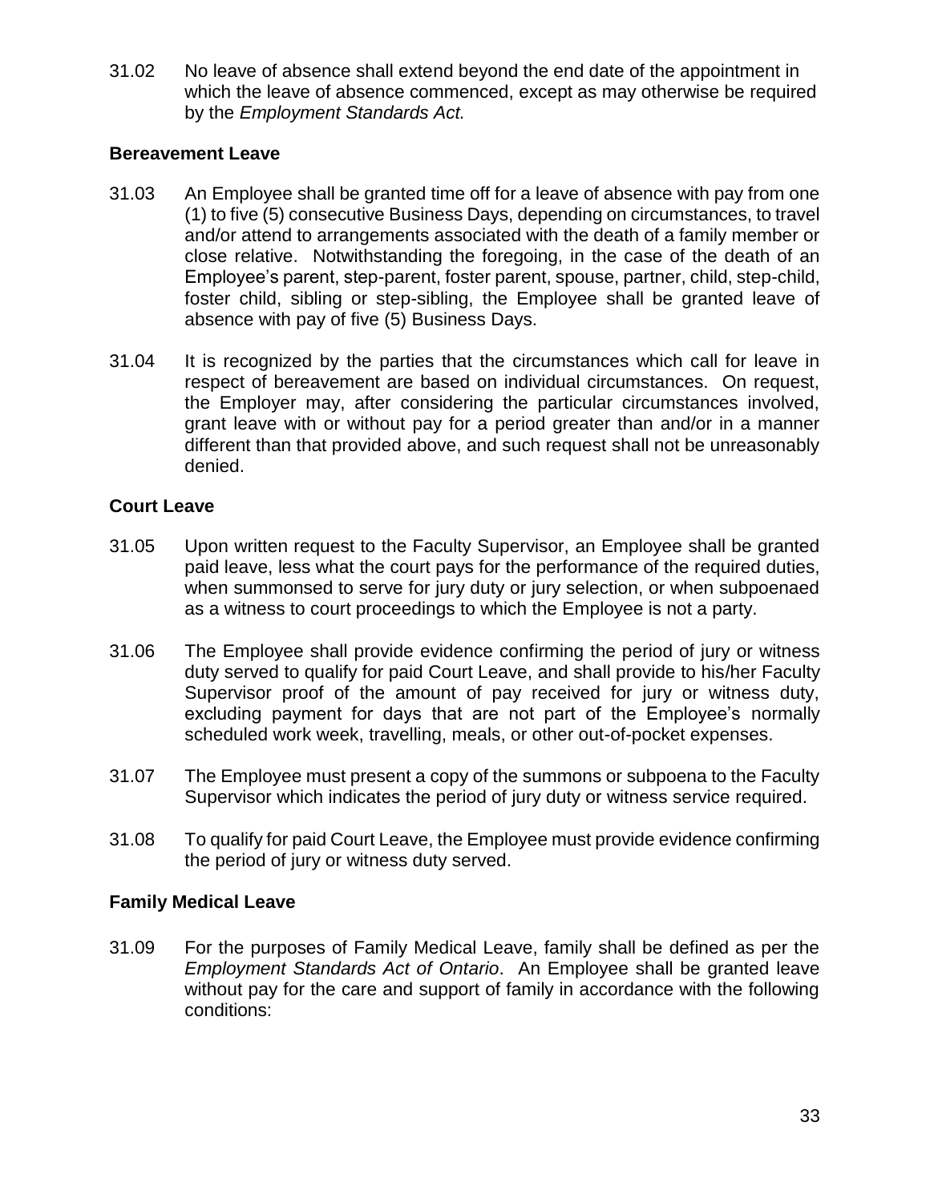31.02 No leave of absence shall extend beyond the end date of the appointment in which the leave of absence commenced, except as may otherwise be required by the *Employment Standards Act.*

### Bereavement Leave

31.03 An Employee shall be granted time off for a leave of absence with pay from one (1) to five (5) consecutive Business Days, depending on circumstances, to travel and/or attend to arrangements associated with the death of a family member or close relative. Notwithstanding the foregoing, in the case of the death of an Employee's parent, step-parent, foster parent, spouse, partner, child, step-child, foster child, sibling or step-sibling, the Employee shall be granted leave of absence with pay of five (5) Business Days.

31.04 It is recognized by the parties that the circumstances which call for leave in respect of bereavement are based on individual circumstances. On request, the Employer may, after considering the particular circumstances involved, grant leave with or without pay for a period greater than and/or in a manner different than that provided above, and such request shall not be unreasonably denied.

### Court Leave

31.05 Upon written request to the Faculty Supervisor, an Employee shall be granted paid leave, less what the court pays for the performance of the required duties, when summonsed to serve for jury duty or jury selection, or when subpoenaed as a witness to court proceedings to which the Employee is not a party.

31.06 The Employee shall provide evidence confirming the period of jury or witness duty served to qualify for paid Court Leave, and shall provide to his/her Faculty Supervisor proof of the amount of pay received for jury or witness duty, excluding payment for days that are not part of the Employee's normally scheduled work week, travelling, meals, or other out-of-pocket expenses.

31.07 The Employee must present a copy of the summons or subpoena to the Faculty Supervisor which indicates the period of jury duty or witness service required.

31.08 To qualify for paid Court Leave, the Employee must provide evidence confirming the period of jury or witness duty served.

### Family Medical Leave

31.09 For the purposes of Family Medical Leave, family shall be defined as per the *Employment Standards Act of Ontario*. An Employee shall be granted leave without pay for the care and support of family in accordance with the following conditions: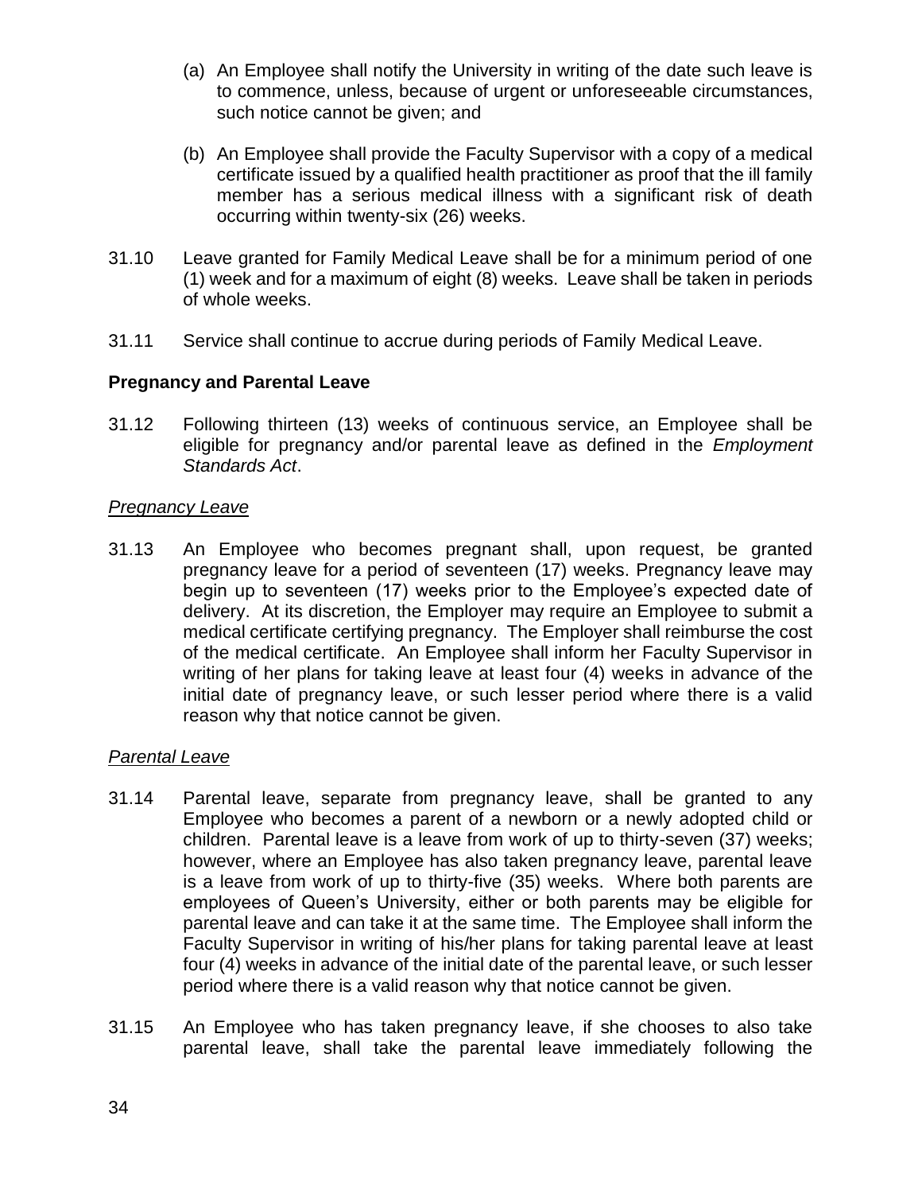(a) An Employee shall notify the University in writing of the date such leave is to commence, unless, because of urgent or unforeseeable circumstances, such notice cannot be given; and

(b) An Employee shall provide the Faculty Supervisor with a copy of a medical certificate issued by a qualified health practitioner as proof that the ill family member has a serious medical illness with a significant risk of death occurring within twenty-six (26) weeks.

31.10 Leave granted for Family Medical Leave shall be for a minimum period of one (1) week and for a maximum of eight (8) weeks. Leave shall be taken in periods of whole weeks.

31.11 Service shall continue to accrue during periods of Family Medical Leave.

**Pregnancy and Parental Leave**

31.12 Following thirteen (13) weeks of continuous service, an Employee shall be eligible for pregnancy and/or parental leave as defined in the *Employment Standards Act*.

*Pregnancy Leave*

31.13 An Employee who becomes pregnant shall, upon request, be granted pregnancy leave for a period of seventeen (17) weeks. Pregnancy leave may begin up to seventeen (17) weeks prior to the Employee's expected date of delivery. At its discretion, the Employer may require an Employee to submit a medical certificate certifying pregnancy. The Employer shall reimburse the cost of the medical certificate. An Employee shall inform her Faculty Supervisor in writing of her plans for taking leave at least four (4) weeks in advance of the initial date of pregnancy leave, or such lesser period where there is a valid reason why that notice cannot be given.

*Parental Leave*

31.14 Parental leave, separate from pregnancy leave, shall be granted to any Employee who becomes a parent of a newborn or a newly adopted child or children. Parental leave is a leave from work of up to thirty-seven (37) weeks; however, where an Employee has also taken pregnancy leave, parental leave is a leave from work of up to thirty-five (35) weeks. Where both parents are employees of Queen's University, either or both parents may be eligible for parental leave and can take it at the same time. The Employee shall inform the Faculty Supervisor in writing of his/her plans for taking parental leave at least four (4) weeks in advance of the initial date of the parental leave, or such lesser period where there is a valid reason why that notice cannot be given.

31.15 An Employee who has taken pregnancy leave, if she chooses to also take parental leave, shall take the parental leave immediately following the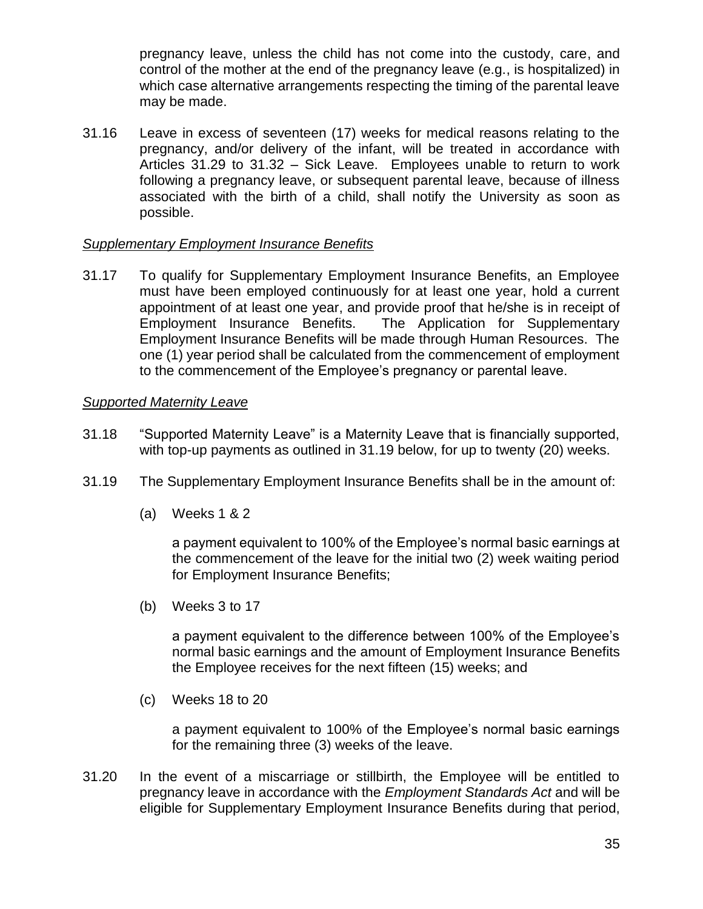pregnancy leave, unless the child has not come into the custody, care, and control of the mother at the end of the pregnancy leave (e.g., is hospitalized) in which case alternative arrangements respecting the timing of the parental leave may be made.

31.16 Leave in excess of seventeen (17) weeks for medical reasons relating to the pregnancy, and/or delivery of the infant, will be treated in accordance with Articles 31.29 to 31.32 – Sick Leave. Employees unable to return to work following a pregnancy leave, or subsequent parental leave, because of illness associated with the birth of a child, shall notify the University as soon as possible.

*Supplementary Employment Insurance Benefits*

31.17 To qualify for Supplementary Employment Insurance Benefits, an Employee must have been employed continuously for at least one year, hold a current appointment of at least one year, and provide proof that he/she is in receipt of Employment Insurance Benefits. The Application for Supplementary Employment Insurance Benefits will be made through Human Resources. The one (1) year period shall be calculated from the commencement of employment to the commencement of the Employee's pregnancy or parental leave.

*Supported Maternity Leave*

31.18 "Supported Maternity Leave" is a Maternity Leave that is financially supported, with top-up payments as outlined in 31.19 below, for up to twenty (20) weeks.

31.19 The Supplementary Employment Insurance Benefits shall be in the amount of:

(a) Weeks 1 & 2

a payment equivalent to 100% of the Employee's normal basic earnings at the commencement of the leave for the initial two (2) week waiting period for Employment Insurance Benefits;

(b) Weeks 3 to 17

a payment equivalent to the difference between 100% of the Employee's normal basic earnings and the amount of Employment Insurance Benefits the Employee receives for the next fifteen (15) weeks; and

(c) Weeks 18 to 20

a payment equivalent to 100% of the Employee's normal basic earnings for the remaining three (3) weeks of the leave.

31.20 In the event of a miscarriage or stillbirth, the Employee will be entitled to pregnancy leave in accordance with the *Employment Standards Act* and will be eligible for Supplementary Employment Insurance Benefits during that period,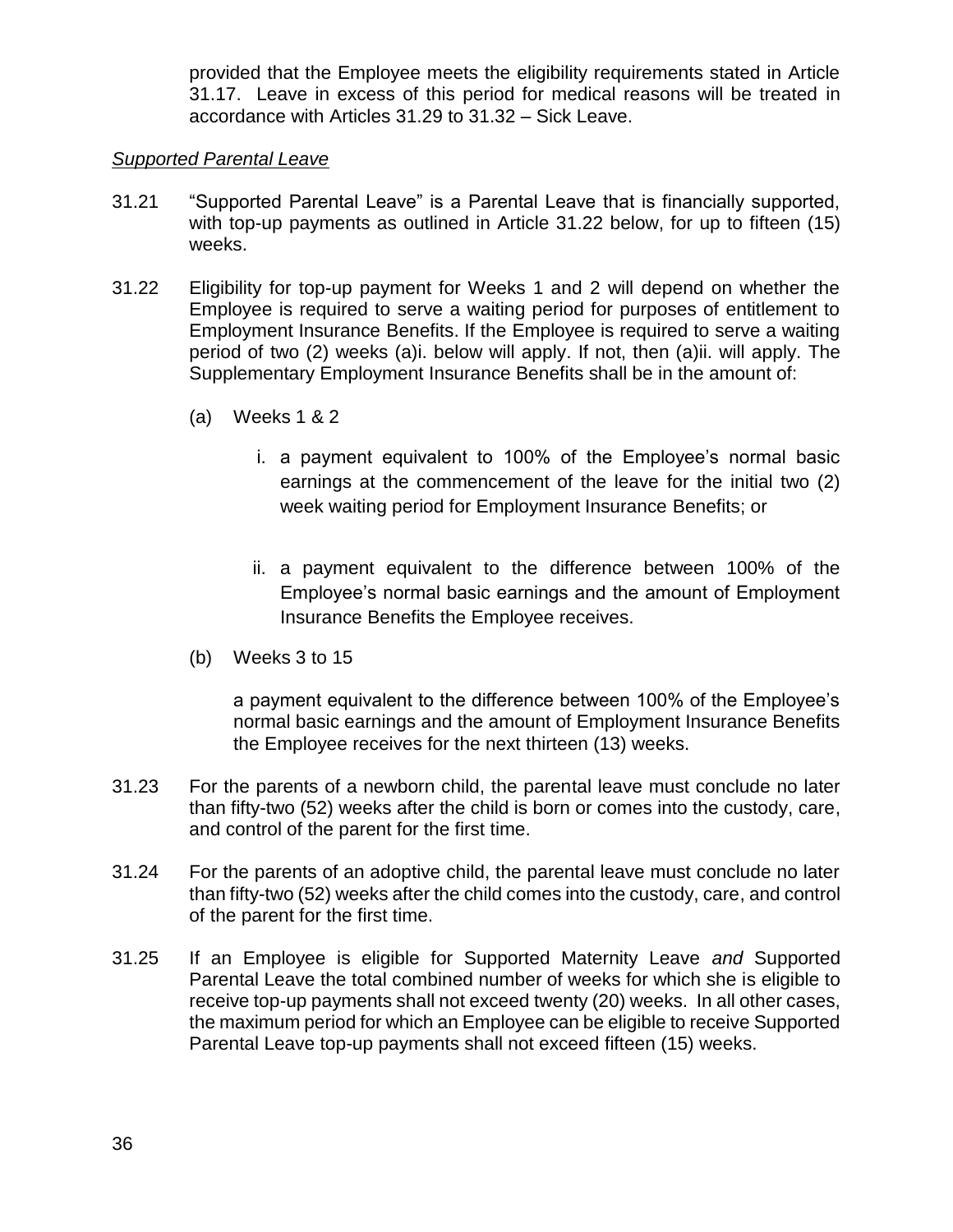provided that the Employee meets the eligibility requirements stated in Article 31.17. Leave in excess of this period for medical reasons will be treated in accordance with Articles 31.29 to 31.32 – Sick Leave.

*Supported Parental Leave*

31.21 "Supported Parental Leave" is a Parental Leave that is financially supported, with top-up payments as outlined in Article 31.22 below, for up to fifteen (15) weeks.

31.22 Eligibility for top-up payment for Weeks 1 and 2 will depend on whether the Employee is required to serve a waiting period for purposes of entitlement to Employment Insurance Benefits. If the Employee is required to serve a waiting period of two (2) weeks (a)i. below will apply. If not, then (a)ii. will apply. The Supplementary Employment Insurance Benefits shall be in the amount of:

(a) Weeks 1 & 2

i. a payment equivalent to 100% of the Employee's normal basic earnings at the commencement of the leave for the initial two (2) week waiting period for Employment Insurance Benefits; or

ii. a payment equivalent to the difference between 100% of the Employee's normal basic earnings and the amount of Employment Insurance Benefits the Employee receives.

(b) Weeks 3 to 15

a payment equivalent to the difference between 100% of the Employee's normal basic earnings and the amount of Employment Insurance Benefits the Employee receives for the next thirteen (13) weeks.

31.23 For the parents of a newborn child, the parental leave must conclude no later than fifty-two (52) weeks after the child is born or comes into the custody, care, and control of the parent for the first time.

31.24 For the parents of an adoptive child, the parental leave must conclude no later than fifty-two (52) weeks after the child comes into the custody, care, and control of the parent for the first time.

31.25 If an Employee is eligible for Supported Maternity Leave *and* Supported Parental Leave the total combined number of weeks for which she is eligible to receive top-up payments shall not exceed twenty (20) weeks. In all other cases, the maximum period for which an Employee can be eligible to receive Supported Parental Leave top-up payments shall not exceed fifteen (15) weeks.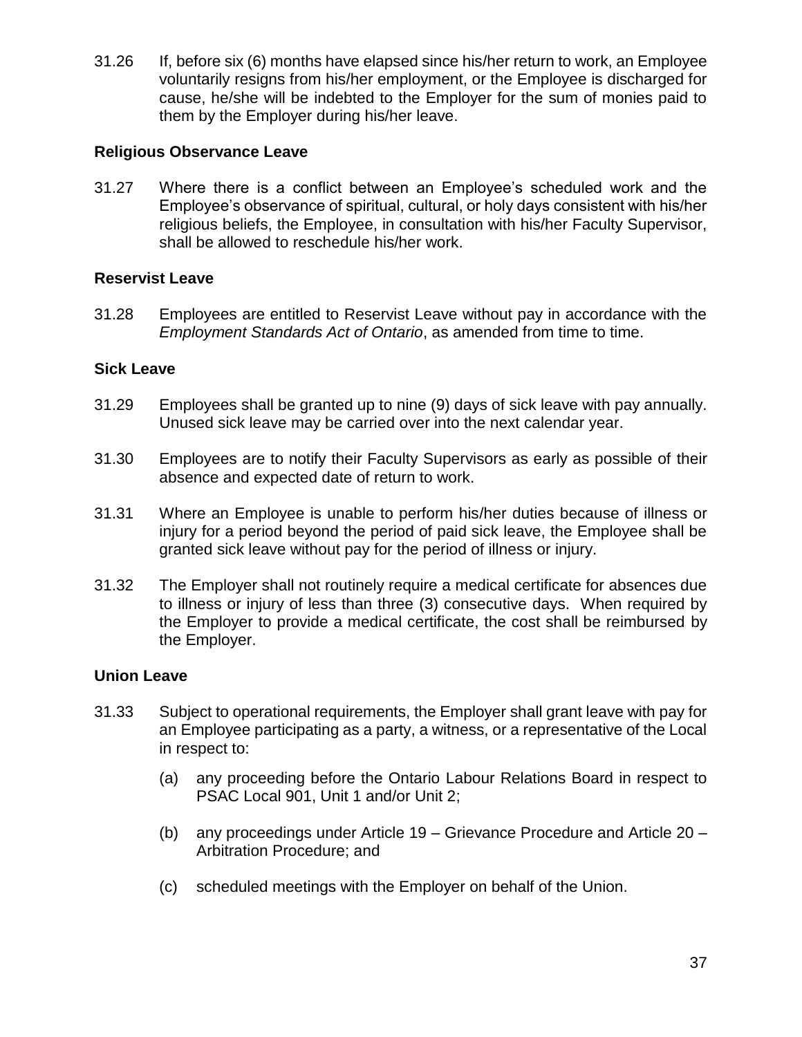31.26 If, before six (6) months have elapsed since his/her return to work, an Employee voluntarily resigns from his/her employment, or the Employee is discharged for cause, he/she will be indebted to the Employer for the sum of monies paid to them by the Employer during his/her leave.

**Religious Observance Leave**

31.27 Where there is a conflict between an Employee's scheduled work and the Employee's observance of spiritual, cultural, or holy days consistent with his/her religious beliefs, the Employee, in consultation with his/her Faculty Supervisor, shall be allowed to reschedule his/her work.

**Reservist Leave**

31.28 Employees are entitled to Reservist Leave without pay in accordance with the *Employment Standards Act of Ontario*, as amended from time to time.

**Sick Leave**

31.29 Employees shall be granted up to nine (9) days of sick leave with pay annually. Unused sick leave may be carried over into the next calendar year.

31.30 Employees are to notify their Faculty Supervisors as early as possible of their absence and expected date of return to work.

31.31 Where an Employee is unable to perform his/her duties because of illness or injury for a period beyond the period of paid sick leave, the Employee shall be granted sick leave without pay for the period of illness or injury.

31.32 The Employer shall not routinely require a medical certificate for absences due to illness or injury of less than three (3) consecutive days. When required by the Employer to provide a medical certificate, the cost shall be reimbursed by the Employer.

**Union Leave**

31.33 Subject to operational requirements, the Employer shall grant leave with pay for an Employee participating as a party, a witness, or a representative of the Local in respect to:

(a) any proceeding before the Ontario Labour Relations Board in respect to PSAC Local 901, Unit 1 and/or Unit 2;

(b) any proceedings under Article 19 – Grievance Procedure and Article 20 – Arbitration Procedure; and

(c) scheduled meetings with the Employer on behalf of the Union.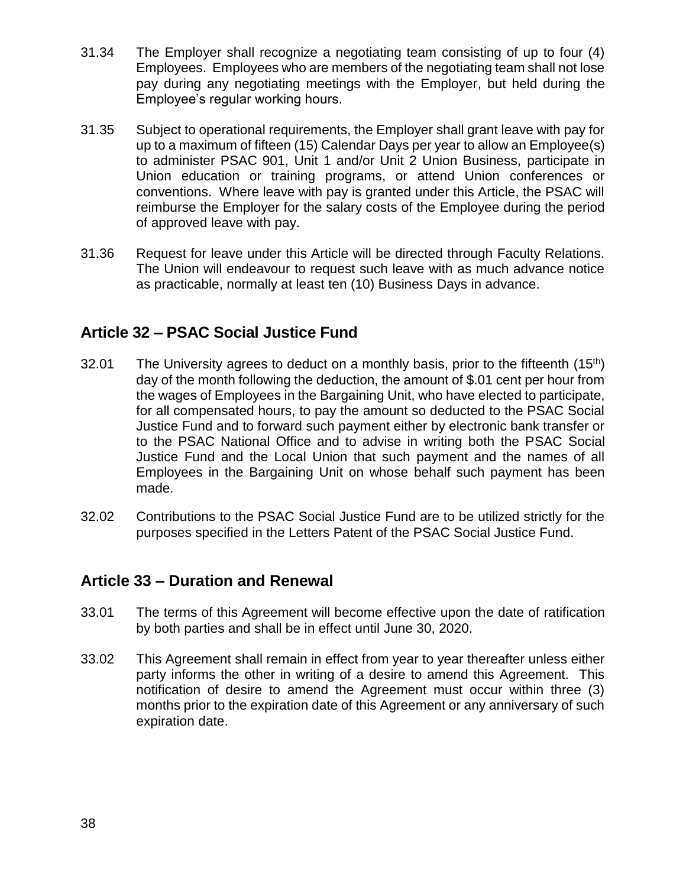31.34 The Employer shall recognize a negotiating team consisting of up to four (4) Employees. Employees who are members of the negotiating team shall not lose pay during any negotiating meetings with the Employer, but held during the Employee's regular working hours.

31.35 Subject to operational requirements, the Employer shall grant leave with pay for up to a maximum of fifteen (15) Calendar Days per year to allow an Employee(s) to administer PSAC 901, Unit 1 and/or Unit 2 Union Business, participate in Union education or training programs, or attend Union conferences or conventions. Where leave with pay is granted under this Article, the PSAC will reimburse the Employer for the salary costs of the Employee during the period of approved leave with pay.

31.36 Request for leave under this Article will be directed through Faculty Relations. The Union will endeavour to request such leave with as much advance notice as practicable, normally at least ten (10) Business Days in advance.

## Article 32 – PSAC Social Justice Fund

32.01 The University agrees to deduct on a monthly basis, prior to the fifteenth (15th) day of the month following the deduction, the amount of $.01 cent per hour from the wages of Employees in the Bargaining Unit, who have elected to participate, for all compensated hours, to pay the amount so deducted to the PSAC Social Justice Fund and to forward such payment either by electronic bank transfer or to the PSAC National Office and to advise in writing both the PSAC Social Justice Fund and the Local Union that such payment and the names of all Employees in the Bargaining Unit on whose behalf such payment has been made.

32.02 Contributions to the PSAC Social Justice Fund are to be utilized strictly for the purposes specified in the Letters Patent of the PSAC Social Justice Fund.

## Article 33 – Duration and Renewal

33.01 The terms of this Agreement will become effective upon the date of ratification by both parties and shall be in effect until June 30, 2020.

33.02 This Agreement shall remain in effect from year to year thereafter unless either party informs the other in writing of a desire to amend this Agreement. This notification of desire to amend the Agreement must occur within three (3) months prior to the expiration date of this Agreement or any anniversary of such expiration date.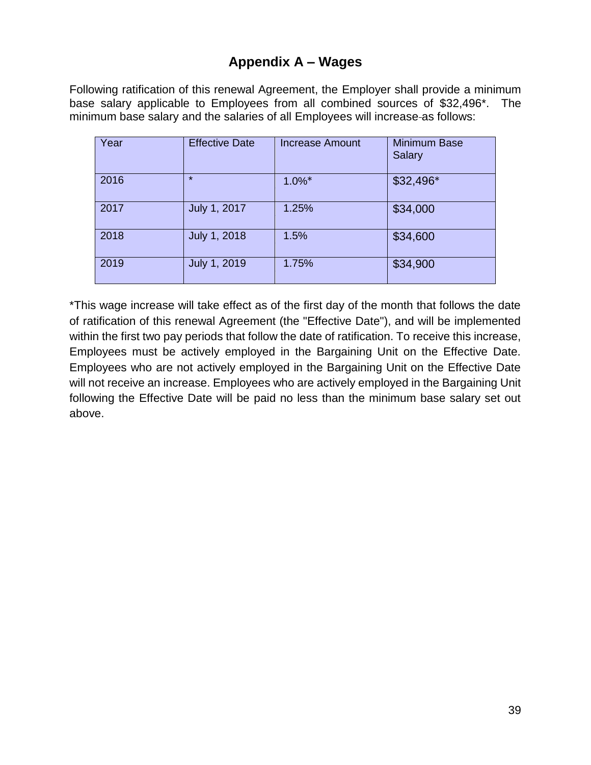# Appendix A – Wages

Following ratification of this renewal Agreement, the Employer shall provide a minimum base salary applicable to Employees from all combined sources of $32,496*. The minimum base salary and the salaries of all Employees will increase as follows:

| Year | Effective Date | Increase Amount | Minimum Base Salary |
|---|---|---|---|
| 2016 | * | 1.0%* | $32,496* |
| 2017 | July 1, 2017 | 1.25% | $34,000 |
| 2018 | July 1, 2018 | 1.5% | $34,600 |
| 2019 | July 1, 2019 | 1.75% | $34,900 |

*This wage increase will take effect as of the first day of the month that follows the date of ratification of this renewal Agreement (the "Effective Date"), and will be implemented within the first two pay periods that follow the date of ratification. To receive this increase, Employees must be actively employed in the Bargaining Unit on the Effective Date. Employees who are not actively employed in the Bargaining Unit on the Effective Date will not receive an increase. Employees who are actively employed in the Bargaining Unit following the Effective Date will be paid no less than the minimum base salary set out above.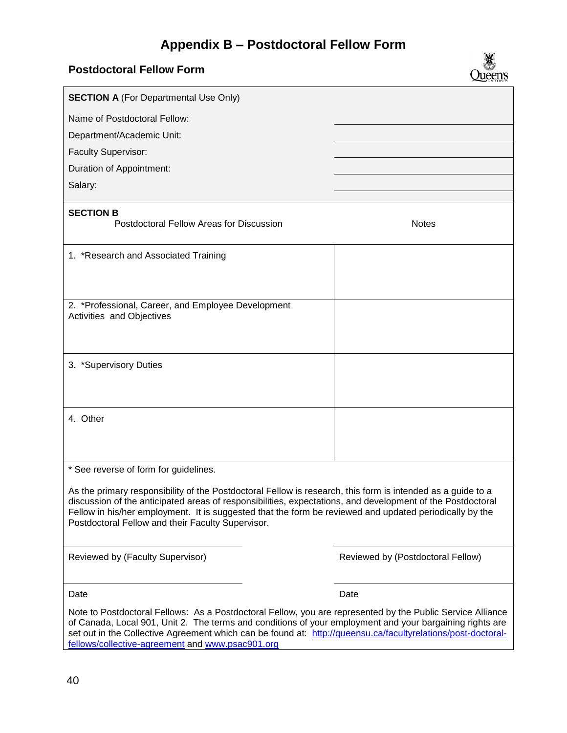# Appendix B – Postdoctoral Fellow Form

## Postdoctoral Fellow Form

**SECTION A** (For Departmental Use Only)

| | |
|---|---|
| Name of Postdoctoral Fellow: | |
| Department/Academic Unit: | |
| Faculty Supervisor: | |
| Duration of Appointment: | |
| Salary: | |

**SECTION B**

| Postdoctoral Fellow Areas for Discussion | Notes |
|---|---|
| 1. *Research and Associated Training | |
| 2. *Professional, Career, and Employee Development Activities and Objectives | |
| 3. *Supervisory Duties | |
| 4. Other | |

* See reverse of form for guidelines.

As the primary responsibility of the Postdoctoral Fellow is research, this form is intended as a guide to a discussion of the anticipated areas of responsibilities, expectations, and development of the Postdoctoral Fellow in his/her employment. It is suggested that the form be reviewed and updated periodically by the Postdoctoral Fellow and their Faculty Supervisor.

| | |
|---|---|
| Reviewed by (Faculty Supervisor) | Reviewed by (Postdoctoral Fellow) |
| Date | Date |

Note to Postdoctoral Fellows: As a Postdoctoral Fellow, you are represented by the Public Service Alliance of Canada, Local 901, Unit 2. The terms and conditions of your employment and your bargaining rights are set out in the Collective Agreement which can be found at: [http://queensu.ca/facultyrelations/post-doctoral-fellows/collective-agreement](http://queensu.ca/facultyrelations/post-doctoral-fellows/collective-agreement) and [www.psac901.org](www.psac901.org)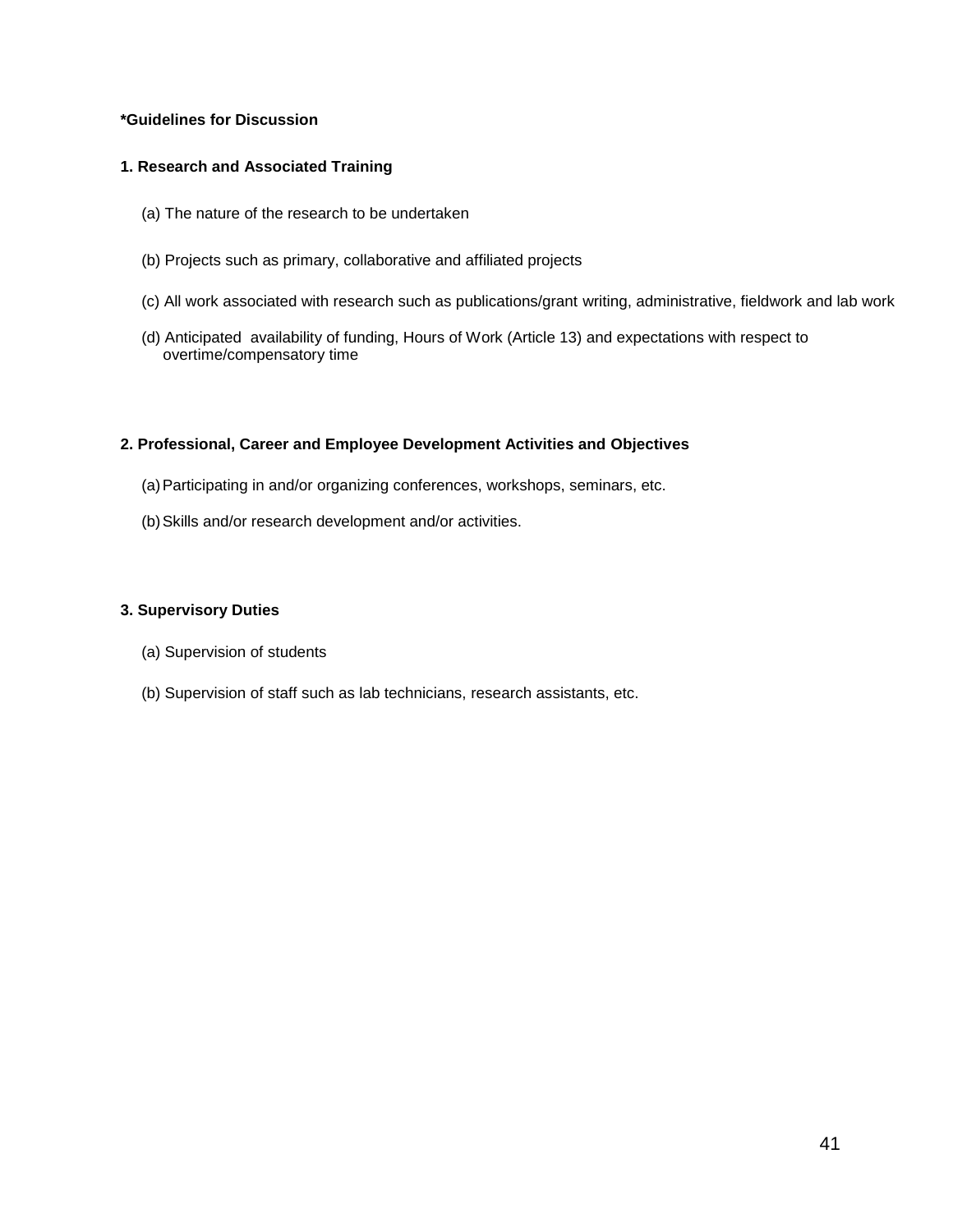**\*Guidelines for Discussion**

**1. Research and Associated Training**

(a) The nature of the research to be undertaken

(b) Projects such as primary, collaborative and affiliated projects

(c) All work associated with research such as publications/grant writing, administrative, fieldwork and lab work

(d) Anticipated availability of funding, Hours of Work (Article 13) and expectations with respect to overtime/compensatory time

**2. Professional, Career and Employee Development Activities and Objectives**

(a) Participating in and/or organizing conferences, workshops, seminars, etc.

(b) Skills and/or research development and/or activities.

**3. Supervisory Duties**

(a) Supervision of students

(b) Supervision of staff such as lab technicians, research assistants, etc.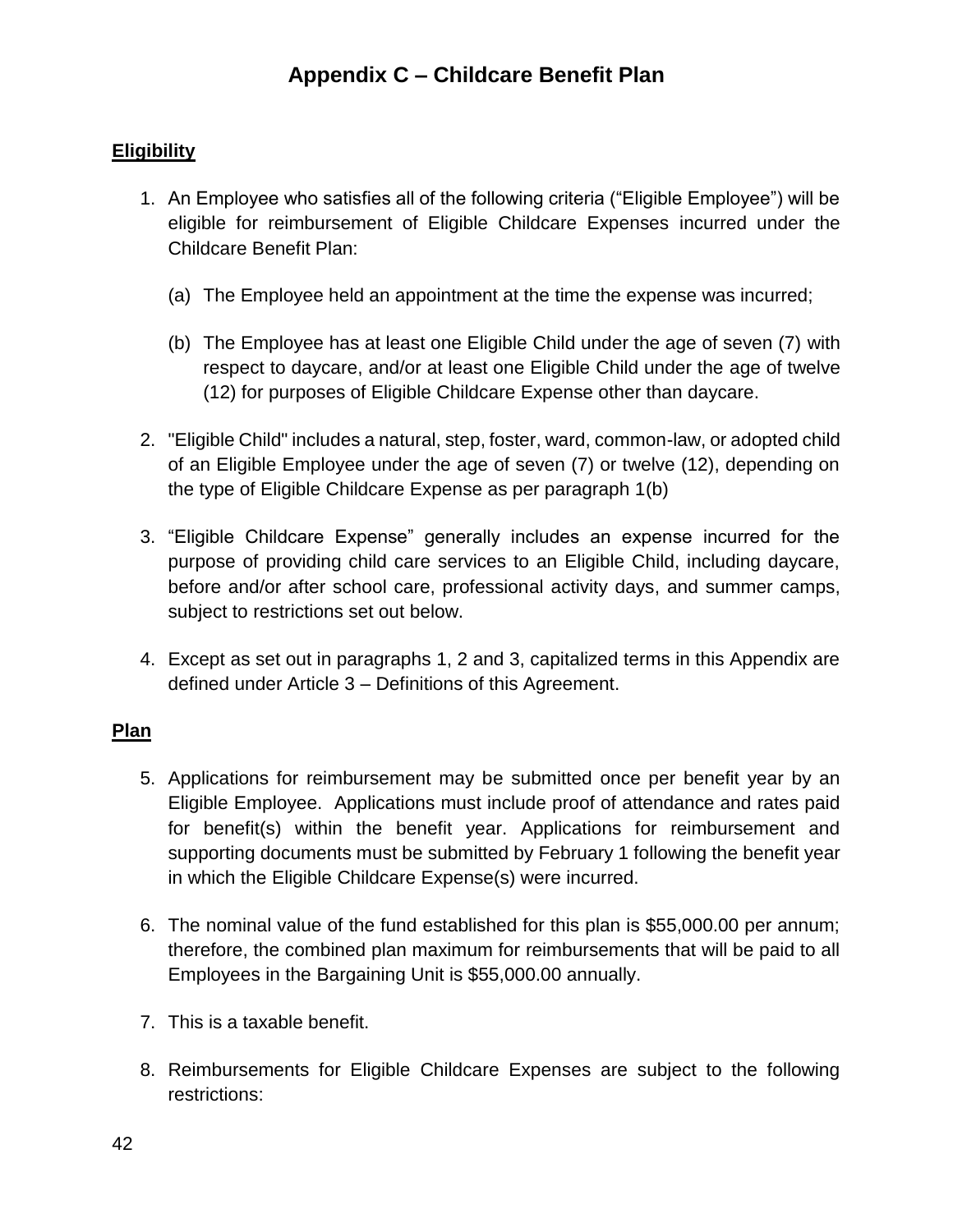# Appendix C – Childcare Benefit Plan

## Eligibility

1. An Employee who satisfies all of the following criteria ("Eligible Employee") will be eligible for reimbursement of Eligible Childcare Expenses incurred under the Childcare Benefit Plan:

   (a) The Employee held an appointment at the time the expense was incurred;

   (b) The Employee has at least one Eligible Child under the age of seven (7) with respect to daycare, and/or at least one Eligible Child under the age of twelve (12) for purposes of Eligible Childcare Expense other than daycare.

2. "Eligible Child" includes a natural, step, foster, ward, common-law, or adopted child of an Eligible Employee under the age of seven (7) or twelve (12), depending on the type of Eligible Childcare Expense as per paragraph 1(b)

3. "Eligible Childcare Expense" generally includes an expense incurred for the purpose of providing child care services to an Eligible Child, including daycare, before and/or after school care, professional activity days, and summer camps, subject to restrictions set out below.

4. Except as set out in paragraphs 1, 2 and 3, capitalized terms in this Appendix are defined under Article 3 – Definitions of this Agreement.

## Plan

5. Applications for reimbursement may be submitted once per benefit year by an Eligible Employee. Applications must include proof of attendance and rates paid for benefit(s) within the benefit year. Applications for reimbursement and supporting documents must be submitted by February 1 following the benefit year in which the Eligible Childcare Expense(s) were incurred.

6. The nominal value of the fund established for this plan is $55,000.00 per annum; therefore, the combined plan maximum for reimbursements that will be paid to all Employees in the Bargaining Unit is $55,000.00 annually.

7. This is a taxable benefit.

8. Reimbursements for Eligible Childcare Expenses are subject to the following restrictions: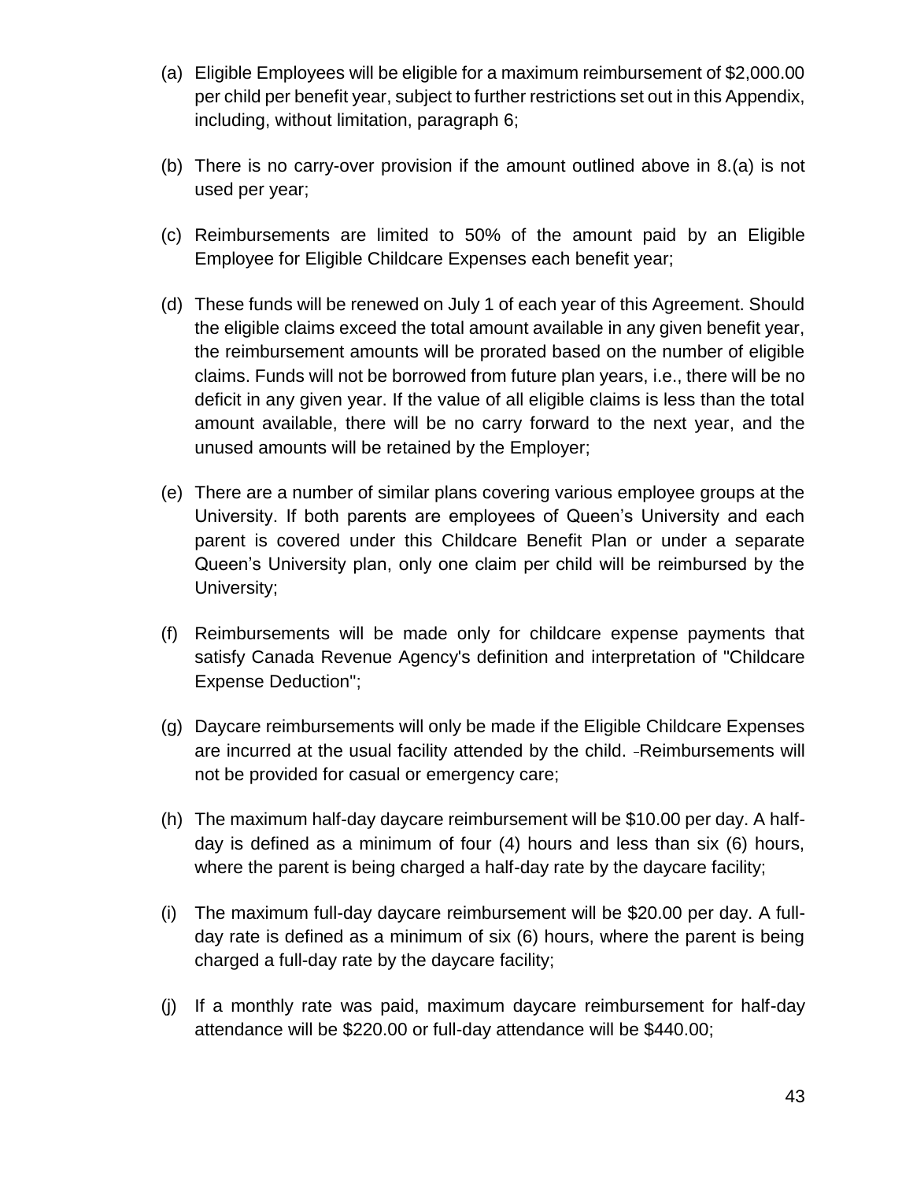(a) Eligible Employees will be eligible for a maximum reimbursement of $2,000.00 per child per benefit year, subject to further restrictions set out in this Appendix, including, without limitation, paragraph 6;

(b) There is no carry-over provision if the amount outlined above in 8.(a) is not used per year;

(c) Reimbursements are limited to 50% of the amount paid by an Eligible Employee for Eligible Childcare Expenses each benefit year;

(d) These funds will be renewed on July 1 of each year of this Agreement. Should the eligible claims exceed the total amount available in any given benefit year, the reimbursement amounts will be prorated based on the number of eligible claims. Funds will not be borrowed from future plan years, i.e., there will be no deficit in any given year. If the value of all eligible claims is less than the total amount available, there will be no carry forward to the next year, and the unused amounts will be retained by the Employer;

(e) There are a number of similar plans covering various employee groups at the University. If both parents are employees of Queen's University and each parent is covered under this Childcare Benefit Plan or under a separate Queen's University plan, only one claim per child will be reimbursed by the University;

(f) Reimbursements will be made only for childcare expense payments that satisfy Canada Revenue Agency's definition and interpretation of "Childcare Expense Deduction";

(g) Daycare reimbursements will only be made if the Eligible Childcare Expenses are incurred at the usual facility attended by the child. Reimbursements will not be provided for casual or emergency care;

(h) The maximum half-day daycare reimbursement will be $10.00 per day. A half-day is defined as a minimum of four (4) hours and less than six (6) hours, where the parent is being charged a half-day rate by the daycare facility;

(i) The maximum full-day daycare reimbursement will be $20.00 per day. A full-day rate is defined as a minimum of six (6) hours, where the parent is being charged a full-day rate by the daycare facility;

(j) If a monthly rate was paid, maximum daycare reimbursement for half-day attendance will be $220.00 or full-day attendance will be $440.00;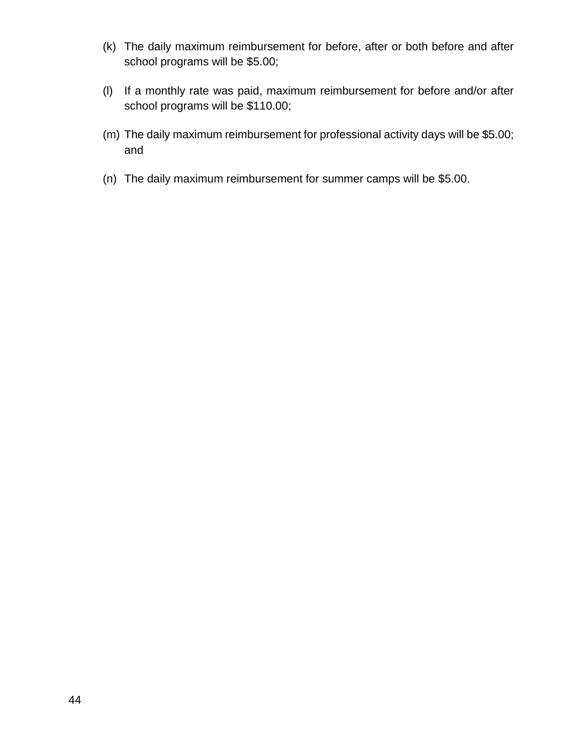(k) The daily maximum reimbursement for before, after or both before and after school programs will be $5.00;

(l) If a monthly rate was paid, maximum reimbursement for before and/or after school programs will be $110.00;

(m) The daily maximum reimbursement for professional activity days will be $5.00; and

(n) The daily maximum reimbursement for summer camps will be $5.00.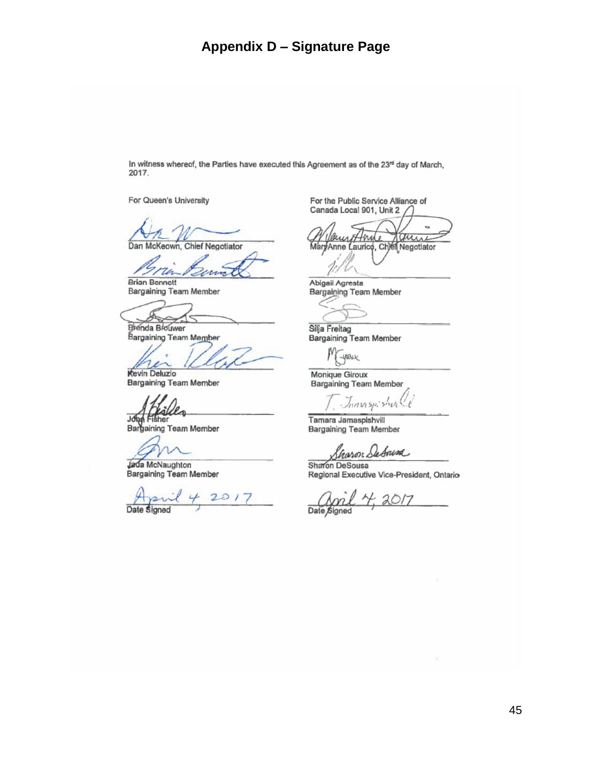# Appendix D – Signature Page

In witness whereof, the Parties have executed this Agreement as of the 23rd day of March, 2017.

For Queen's University

Dan McKeown, Chief Negotiator

Brian Bennett
Bargaining Team Member

Brenda Brouwer
Bargaining Team Member

Kevin Deluzio
Bargaining Team Member

John Fisher
Bargaining Team Member

Jada McNaughton
Bargaining Team Member

April 4, 2017
Date Signed

For the Public Service Alliance of Canada Local 901, Unit 2

MaryAnne Laurico, Chief Negotiator

Abigail Agresta
Bargaining Team Member

Silja Freitag
Bargaining Team Member

Monique Giroux
Bargaining Team Member

Tamara Jamaspishvili
Bargaining Team Member

Sharon DeSousa
Regional Executive Vice-President, Ontario

April 4, 2017
Date Signed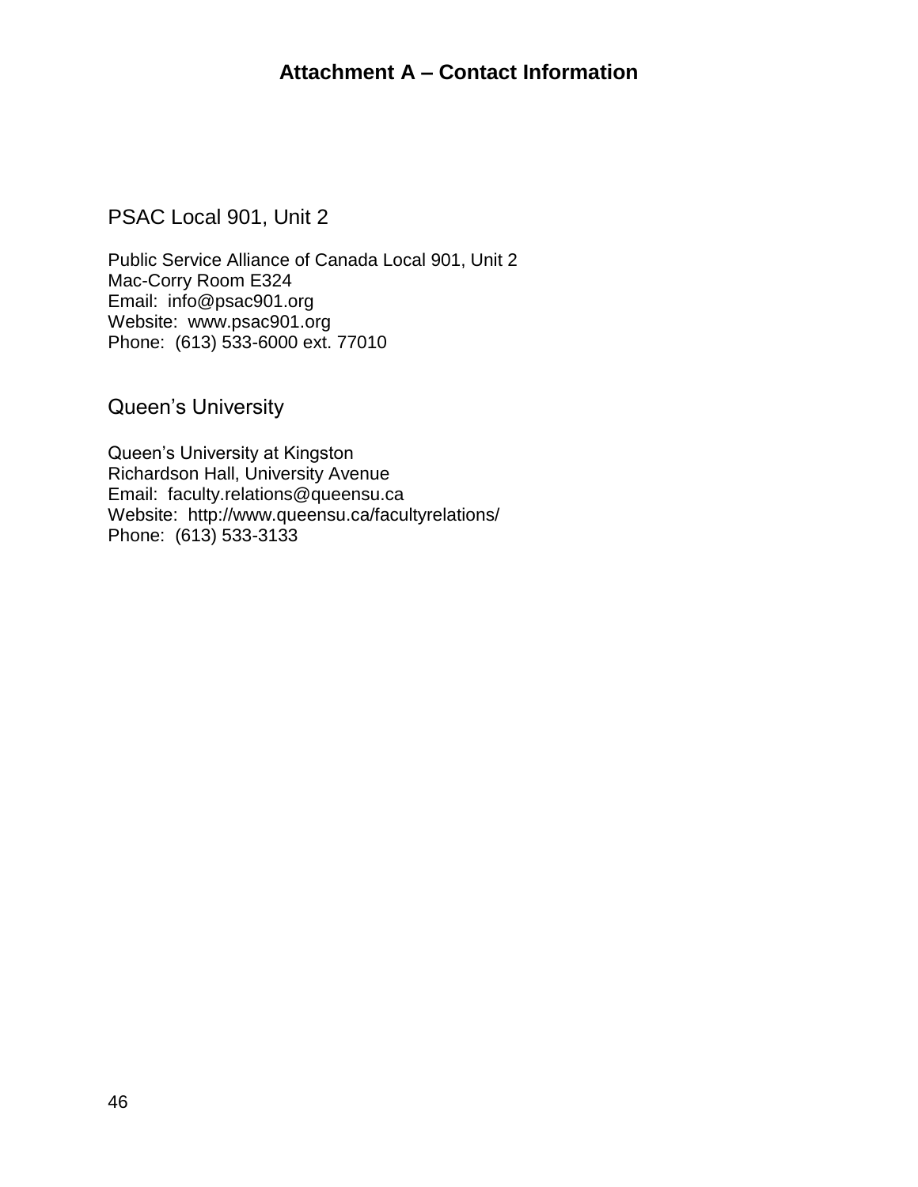# Attachment A – Contact Information

## PSAC Local 901, Unit 2

Public Service Alliance of Canada Local 901, Unit 2
Mac-Corry Room E324
Email: info@psac901.org
Website: www.psac901.org
Phone: (613) 533-6000 ext. 77010

## Queen's University

Queen's University at Kingston
Richardson Hall, University Avenue
Email: faculty.relations@queensu.ca
Website: http://www.queensu.ca/facultyrelations/
Phone: (613) 533-3133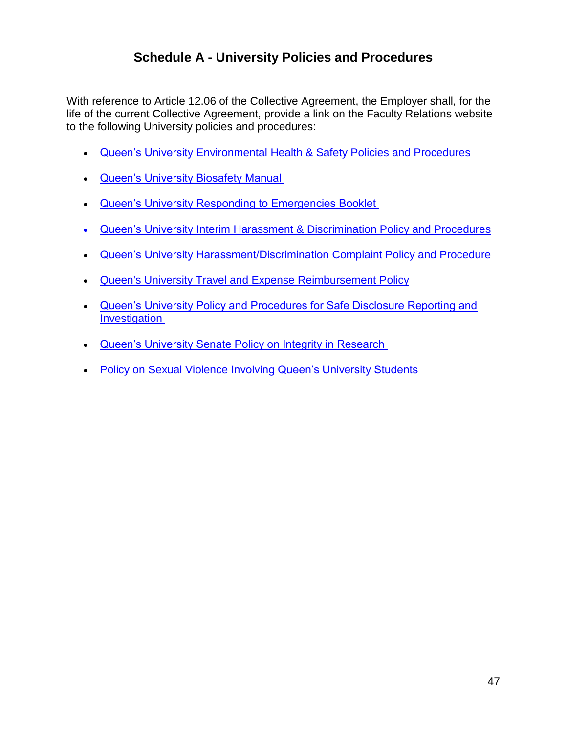# Schedule A - University Policies and Procedures

With reference to Article 12.06 of the Collective Agreement, the Employer shall, for the life of the current Collective Agreement, provide a link on the Faculty Relations website to the following University policies and procedures:

- Queen's University Environmental Health & Safety Policies and Procedures
- Queen's University Biosafety Manual
- Queen's University Responding to Emergencies Booklet
- Queen's University Interim Harassment & Discrimination Policy and Procedures
- Queen's University Harassment/Discrimination Complaint Policy and Procedure
- Queen's University Travel and Expense Reimbursement Policy
- Queen's University Policy and Procedures for Safe Disclosure Reporting and Investigation
- Queen's University Senate Policy on Integrity in Research
- Policy on Sexual Violence Involving Queen's University Students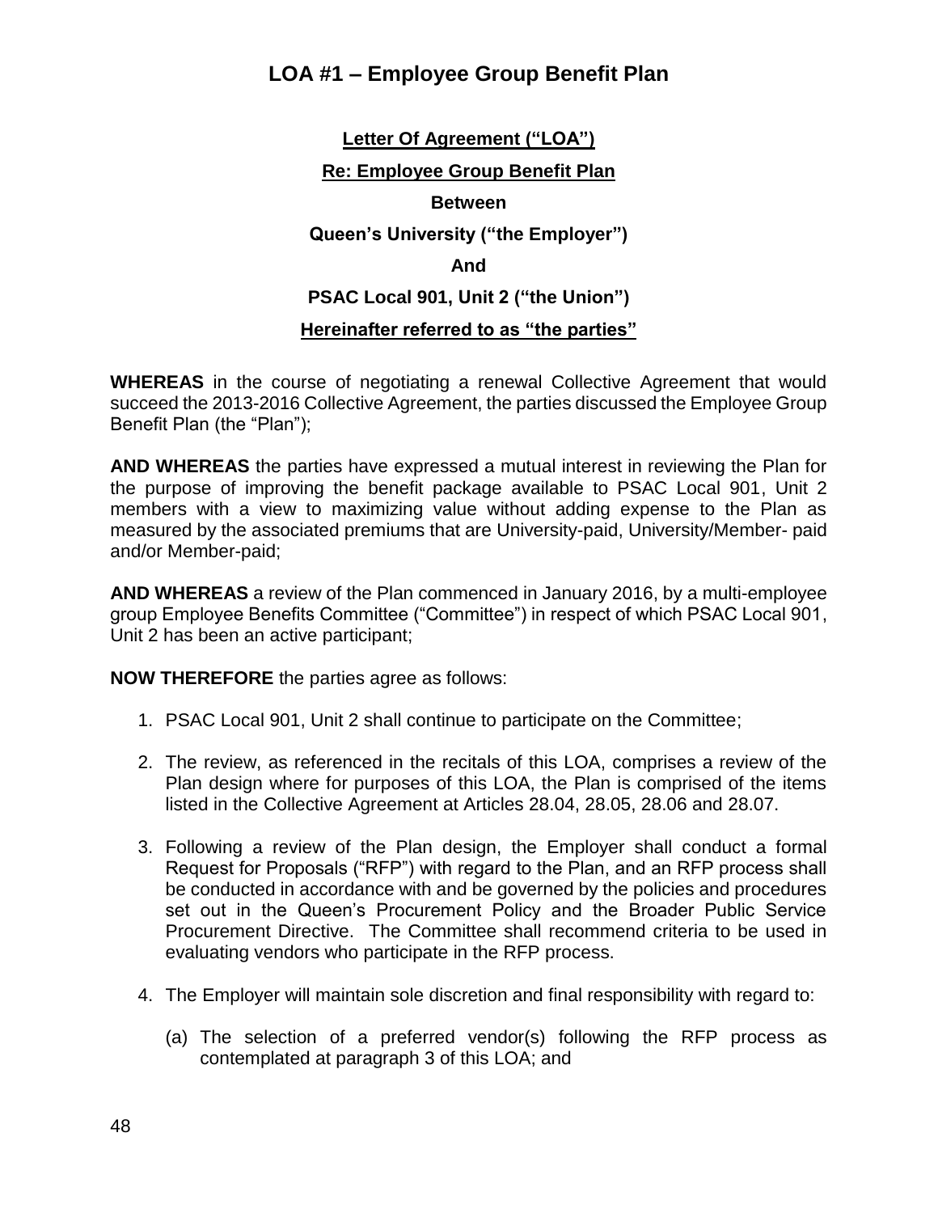## LOA #1 – Employee Group Benefit Plan

**Letter Of Agreement ("LOA")**

**Re: Employee Group Benefit Plan**

**Between**

**Queen's University ("the Employer")**

**And**

**PSAC Local 901, Unit 2 ("the Union")**

**Hereinafter referred to as "the parties"**

**WHEREAS** in the course of negotiating a renewal Collective Agreement that would succeed the 2013-2016 Collective Agreement, the parties discussed the Employee Group Benefit Plan (the "Plan");

**AND WHEREAS** the parties have expressed a mutual interest in reviewing the Plan for the purpose of improving the benefit package available to PSAC Local 901, Unit 2 members with a view to maximizing value without adding expense to the Plan as measured by the associated premiums that are University-paid, University/Member- paid and/or Member-paid;

**AND WHEREAS** a review of the Plan commenced in January 2016, by a multi-employee group Employee Benefits Committee ("Committee") in respect of which PSAC Local 901, Unit 2 has been an active participant;

**NOW THEREFORE** the parties agree as follows:

1. PSAC Local 901, Unit 2 shall continue to participate on the Committee;

2. The review, as referenced in the recitals of this LOA, comprises a review of the Plan design where for purposes of this LOA, the Plan is comprised of the items listed in the Collective Agreement at Articles 28.04, 28.05, 28.06 and 28.07.

3. Following a review of the Plan design, the Employer shall conduct a formal Request for Proposals ("RFP") with regard to the Plan, and an RFP process shall be conducted in accordance with and be governed by the policies and procedures set out in the Queen's Procurement Policy and the Broader Public Service Procurement Directive. The Committee shall recommend criteria to be used in evaluating vendors who participate in the RFP process.

4. The Employer will maintain sole discretion and final responsibility with regard to:

   (a) The selection of a preferred vendor(s) following the RFP process as contemplated at paragraph 3 of this LOA; and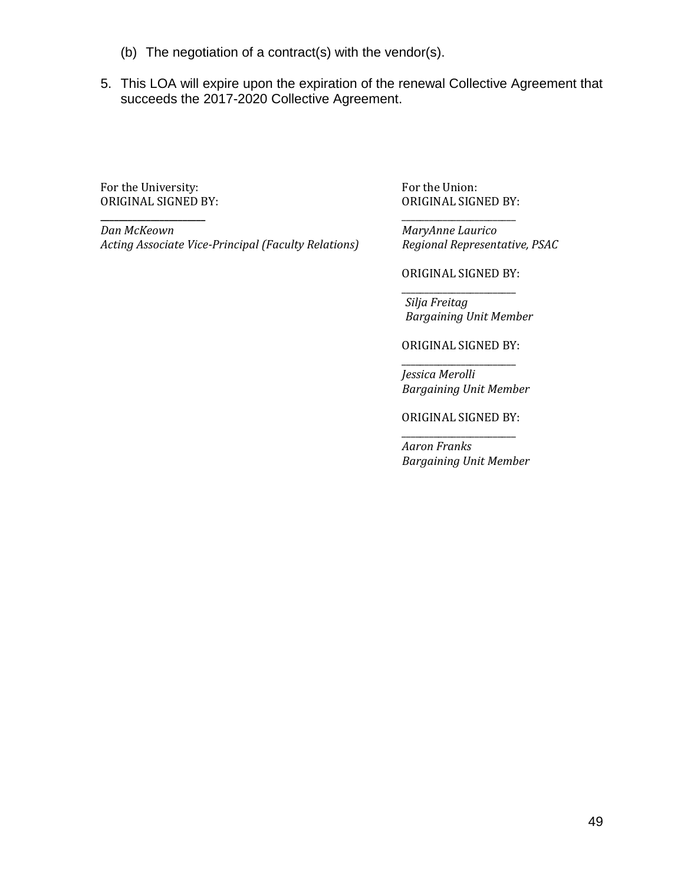(b) The negotiation of a contract(s) with the vendor(s).

5. This LOA will expire upon the expiration of the renewal Collective Agreement that succeeds the 2017-2020 Collective Agreement.

For the University:
ORIGINAL SIGNED BY:
\_\_\_\_\_\_\_\_\_\_\_\_\_\_\_\_\_\_\_\_
*Dan McKeown*
*Acting Associate Vice-Principal (Faculty Relations)*

For the Union:
ORIGINAL SIGNED BY:
\_\_\_\_\_\_\_\_\_\_\_\_\_\_\_\_\_\_\_\_
*MaryAnne Laurico*
*Regional Representative, PSAC*

ORIGINAL SIGNED BY:
\_\_\_\_\_\_\_\_\_\_\_\_\_\_\_\_\_\_\_\_
*Silja Freitag*
*Bargaining Unit Member*

ORIGINAL SIGNED BY:
\_\_\_\_\_\_\_\_\_\_\_\_\_\_\_\_\_\_\_\_
*Jessica Merolli*
*Bargaining Unit Member*

ORIGINAL SIGNED BY:
\_\_\_\_\_\_\_\_\_\_\_\_\_\_\_\_\_\_\_\_
*Aaron Franks*
*Bargaining Unit Member*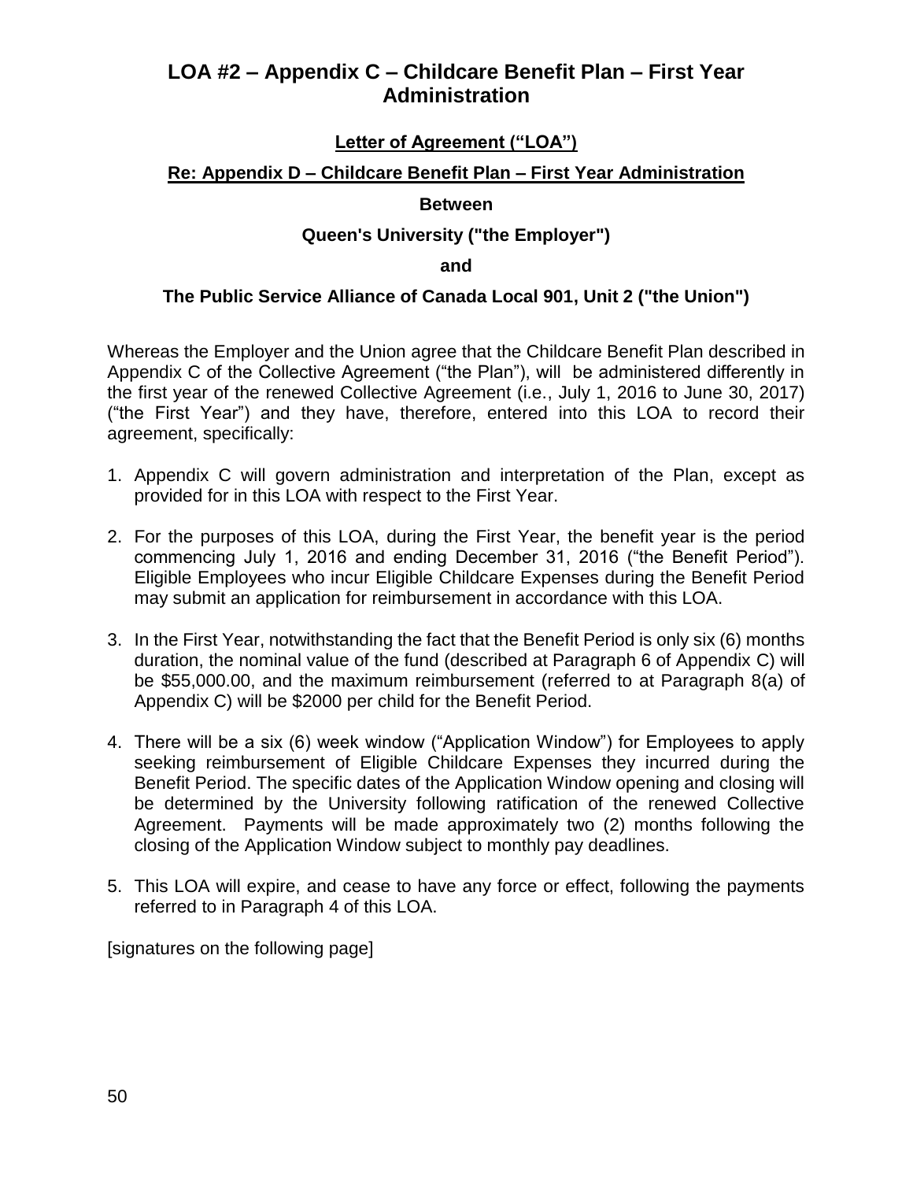# LOA #2 – Appendix C – Childcare Benefit Plan – First Year Administration

**Letter of Agreement ("LOA")**

**Re: Appendix D – Childcare Benefit Plan – First Year Administration**

**Between**

**Queen's University ("the Employer")**

**and**

**The Public Service Alliance of Canada Local 901, Unit 2 ("the Union")**

Whereas the Employer and the Union agree that the Childcare Benefit Plan described in Appendix C of the Collective Agreement ("the Plan"), will be administered differently in the first year of the renewed Collective Agreement (i.e., July 1, 2016 to June 30, 2017) ("the First Year") and they have, therefore, entered into this LOA to record their agreement, specifically:

1. Appendix C will govern administration and interpretation of the Plan, except as provided for in this LOA with respect to the First Year.

2. For the purposes of this LOA, during the First Year, the benefit year is the period commencing July 1, 2016 and ending December 31, 2016 ("the Benefit Period"). Eligible Employees who incur Eligible Childcare Expenses during the Benefit Period may submit an application for reimbursement in accordance with this LOA.

3. In the First Year, notwithstanding the fact that the Benefit Period is only six (6) months duration, the nominal value of the fund (described at Paragraph 6 of Appendix C) will be $55,000.00, and the maximum reimbursement (referred to at Paragraph 8(a) of Appendix C) will be $2000 per child for the Benefit Period.

4. There will be a six (6) week window ("Application Window") for Employees to apply seeking reimbursement of Eligible Childcare Expenses they incurred during the Benefit Period. The specific dates of the Application Window opening and closing will be determined by the University following ratification of the renewed Collective Agreement. Payments will be made approximately two (2) months following the closing of the Application Window subject to monthly pay deadlines.

5. This LOA will expire, and cease to have any force or effect, following the payments referred to in Paragraph 4 of this LOA.

[signatures on the following page]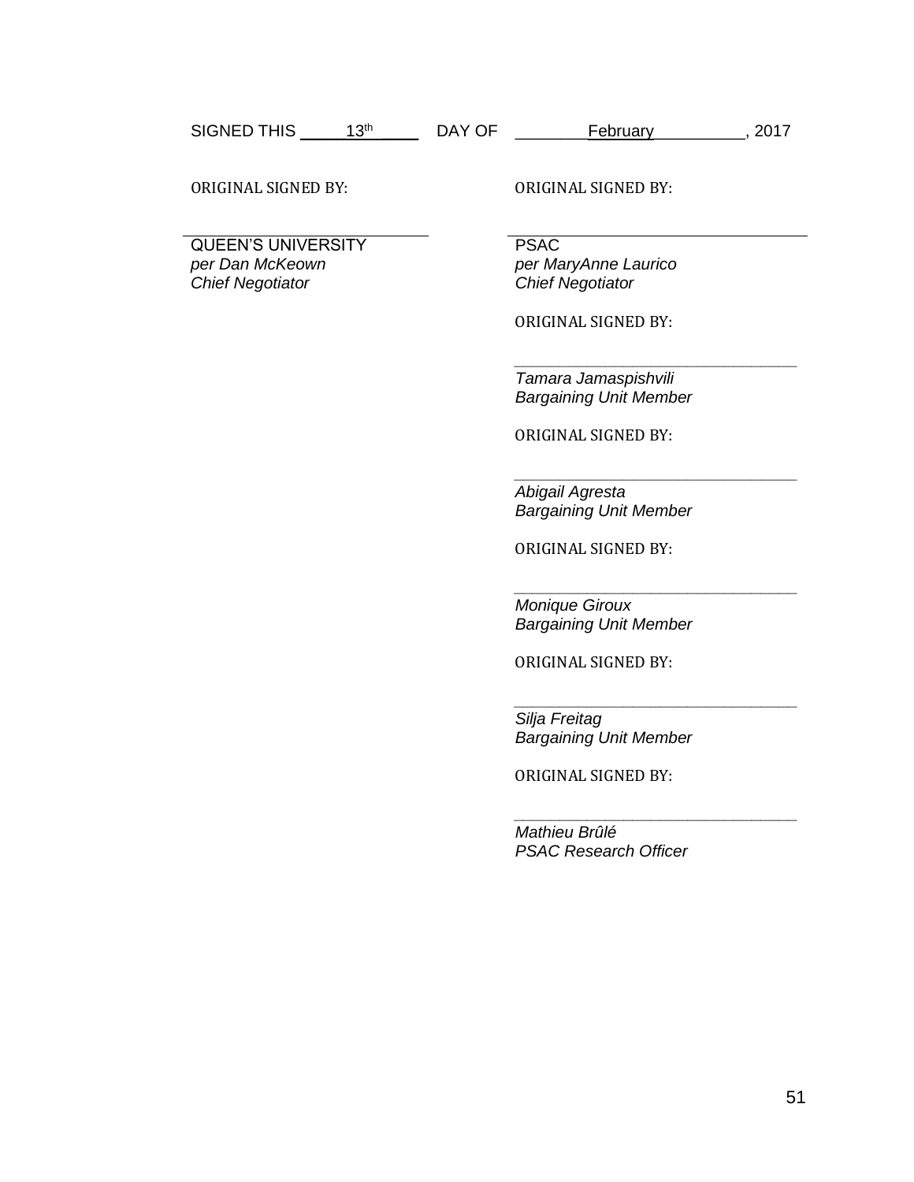SIGNED THIS 13th DAY OF February, 2017

ORIGINAL SIGNED BY:

QUEEN'S UNIVERSITY
*per Dan McKeown*
*Chief Negotiator*

ORIGINAL SIGNED BY:

PSAC
*per MaryAnne Laurico*
*Chief Negotiator*

ORIGINAL SIGNED BY:

*Tamara Jamaspishvili*
*Bargaining Unit Member*

ORIGINAL SIGNED BY:

*Abigail Agresta*
*Bargaining Unit Member*

ORIGINAL SIGNED BY:

*Monique Giroux*
*Bargaining Unit Member*

ORIGINAL SIGNED BY:

*Silja Freitag*
*Bargaining Unit Member*

ORIGINAL SIGNED BY:

*Mathieu Brûlé*
*PSAC Research Officer*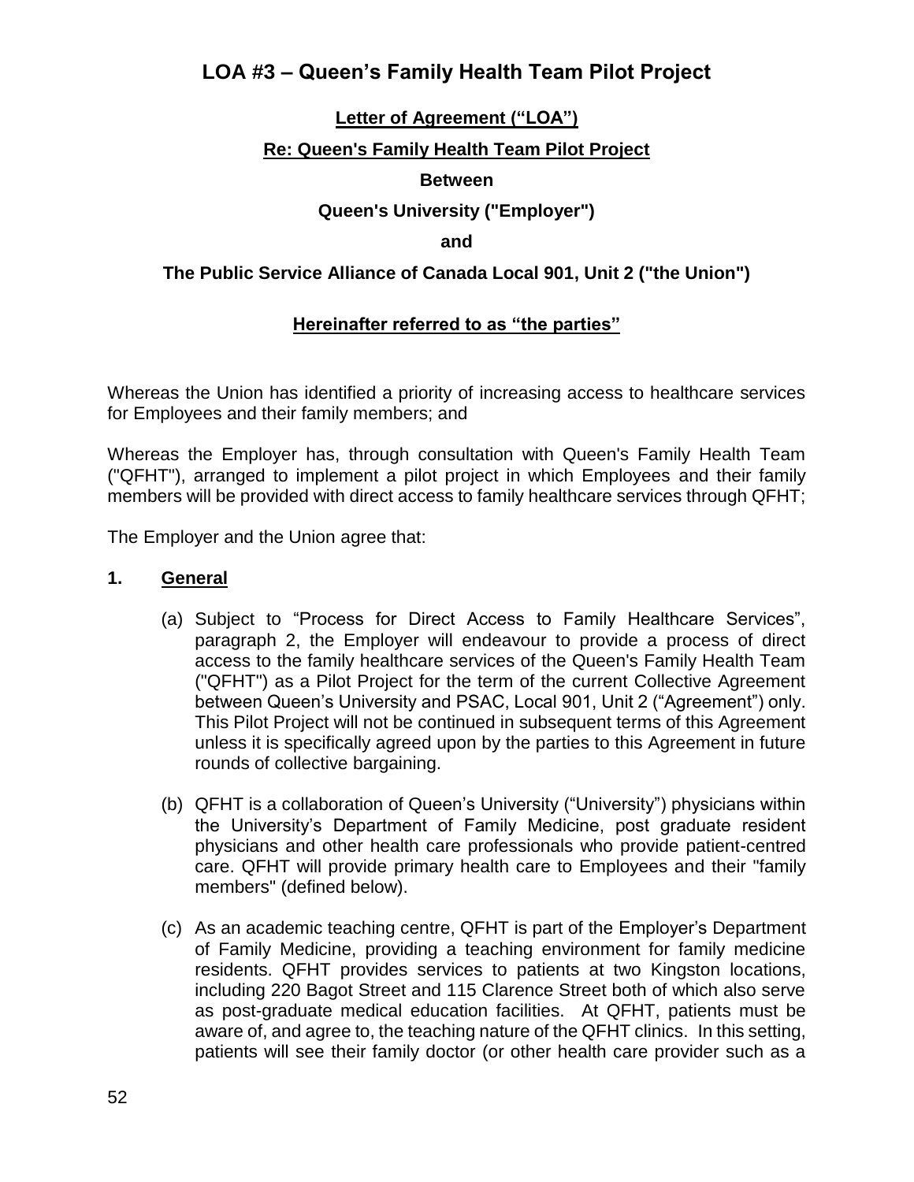# LOA #3 – Queen's Family Health Team Pilot Project

**Letter of Agreement ("LOA")**

**Re: Queen's Family Health Team Pilot Project**

**Between**

**Queen's University ("Employer")**

**and**

**The Public Service Alliance of Canada Local 901, Unit 2 ("the Union")**

**Hereinafter referred to as "the parties"**

Whereas the Union has identified a priority of increasing access to healthcare services for Employees and their family members; and

Whereas the Employer has, through consultation with Queen's Family Health Team ("QFHT"), arranged to implement a pilot project in which Employees and their family members will be provided with direct access to family healthcare services through QFHT;

The Employer and the Union agree that:

**1. General**

(a) Subject to "Process for Direct Access to Family Healthcare Services", paragraph 2, the Employer will endeavour to provide a process of direct access to the family healthcare services of the Queen's Family Health Team ("QFHT") as a Pilot Project for the term of the current Collective Agreement between Queen's University and PSAC, Local 901, Unit 2 ("Agreement") only. This Pilot Project will not be continued in subsequent terms of this Agreement unless it is specifically agreed upon by the parties to this Agreement in future rounds of collective bargaining.

(b) QFHT is a collaboration of Queen's University ("University") physicians within the University's Department of Family Medicine, post graduate resident physicians and other health care professionals who provide patient-centred care. QFHT will provide primary health care to Employees and their "family members" (defined below).

(c) As an academic teaching centre, QFHT is part of the Employer's Department of Family Medicine, providing a teaching environment for family medicine residents. QFHT provides services to patients at two Kingston locations, including 220 Bagot Street and 115 Clarence Street both of which also serve as post-graduate medical education facilities. At QFHT, patients must be aware of, and agree to, the teaching nature of the QFHT clinics. In this setting, patients will see their family doctor (or other health care provider such as a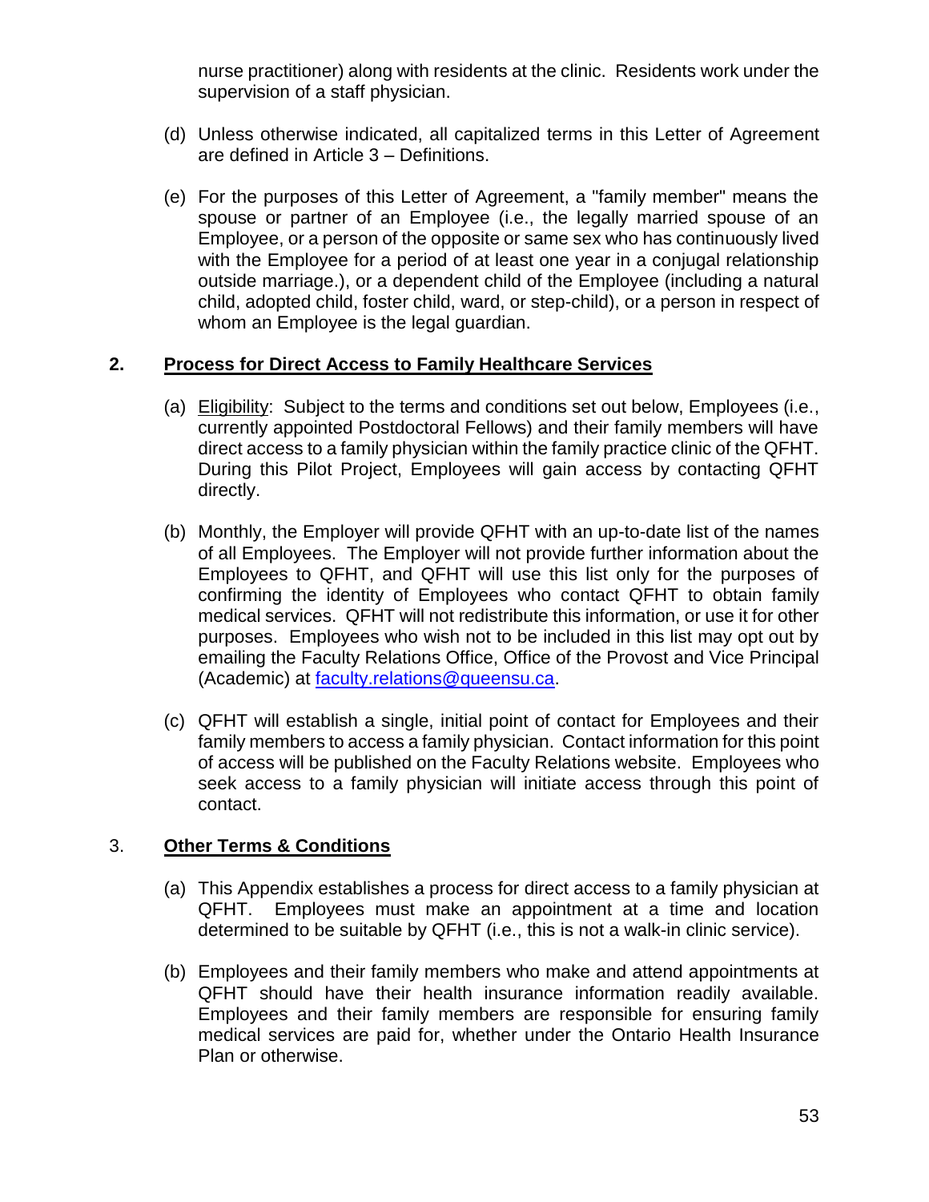nurse practitioner) along with residents at the clinic. Residents work under the supervision of a staff physician.

(d) Unless otherwise indicated, all capitalized terms in this Letter of Agreement are defined in Article 3 – Definitions.

(e) For the purposes of this Letter of Agreement, a "family member" means the spouse or partner of an Employee (i.e., the legally married spouse of an Employee, or a person of the opposite or same sex who has continuously lived with the Employee for a period of at least one year in a conjugal relationship outside marriage.), or a dependent child of the Employee (including a natural child, adopted child, foster child, ward, or step-child), or a person in respect of whom an Employee is the legal guardian.

## 2. Process for Direct Access to Family Healthcare Services

(a) Eligibility: Subject to the terms and conditions set out below, Employees (i.e., currently appointed Postdoctoral Fellows) and their family members will have direct access to a family physician within the family practice clinic of the QFHT. During this Pilot Project, Employees will gain access by contacting QFHT directly.

(b) Monthly, the Employer will provide QFHT with an up-to-date list of the names of all Employees. The Employer will not provide further information about the Employees to QFHT, and QFHT will use this list only for the purposes of confirming the identity of Employees who contact QFHT to obtain family medical services. QFHT will not redistribute this information, or use it for other purposes. Employees who wish not to be included in this list may opt out by emailing the Faculty Relations Office, Office of the Provost and Vice Principal (Academic) at faculty.relations@queensu.ca.

(c) QFHT will establish a single, initial point of contact for Employees and their family members to access a family physician. Contact information for this point of access will be published on the Faculty Relations website. Employees who seek access to a family physician will initiate access through this point of contact.

## 3. Other Terms & Conditions

(a) This Appendix establishes a process for direct access to a family physician at QFHT. Employees must make an appointment at a time and location determined to be suitable by QFHT (i.e., this is not a walk-in clinic service).

(b) Employees and their family members who make and attend appointments at QFHT should have their health insurance information readily available. Employees and their family members are responsible for ensuring family medical services are paid for, whether under the Ontario Health Insurance Plan or otherwise.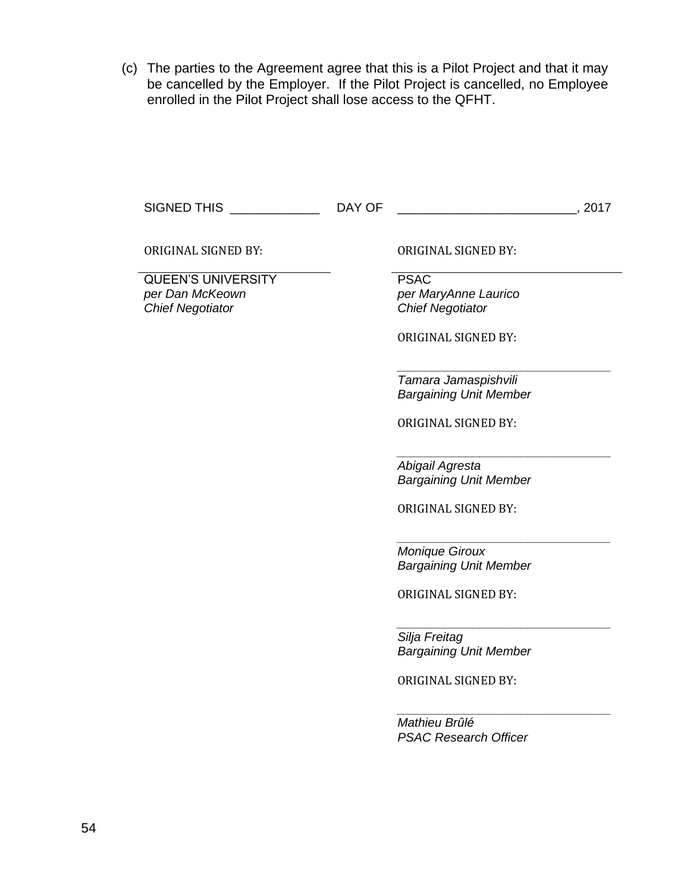(c) The parties to the Agreement agree that this is a Pilot Project and that it may be cancelled by the Employer. If the Pilot Project is cancelled, no Employee enrolled in the Pilot Project shall lose access to the QFHT.

SIGNED THIS _____________ DAY OF _________________________, 2017

ORIGINAL SIGNED BY:

QUEEN'S UNIVERSITY
*per Dan McKeown*
*Chief Negotiator*

ORIGINAL SIGNED BY:

PSAC
*per MaryAnne Laurico*
*Chief Negotiator*

ORIGINAL SIGNED BY:

*Tamara Jamaspishvili*
*Bargaining Unit Member*

ORIGINAL SIGNED BY:

*Abigail Agresta*
*Bargaining Unit Member*

ORIGINAL SIGNED BY:

*Monique Giroux*
*Bargaining Unit Member*

ORIGINAL SIGNED BY:

*Silja Freitag*
*Bargaining Unit Member*

ORIGINAL SIGNED BY:

*Mathieu Brûlé*
*PSAC Research Officer*